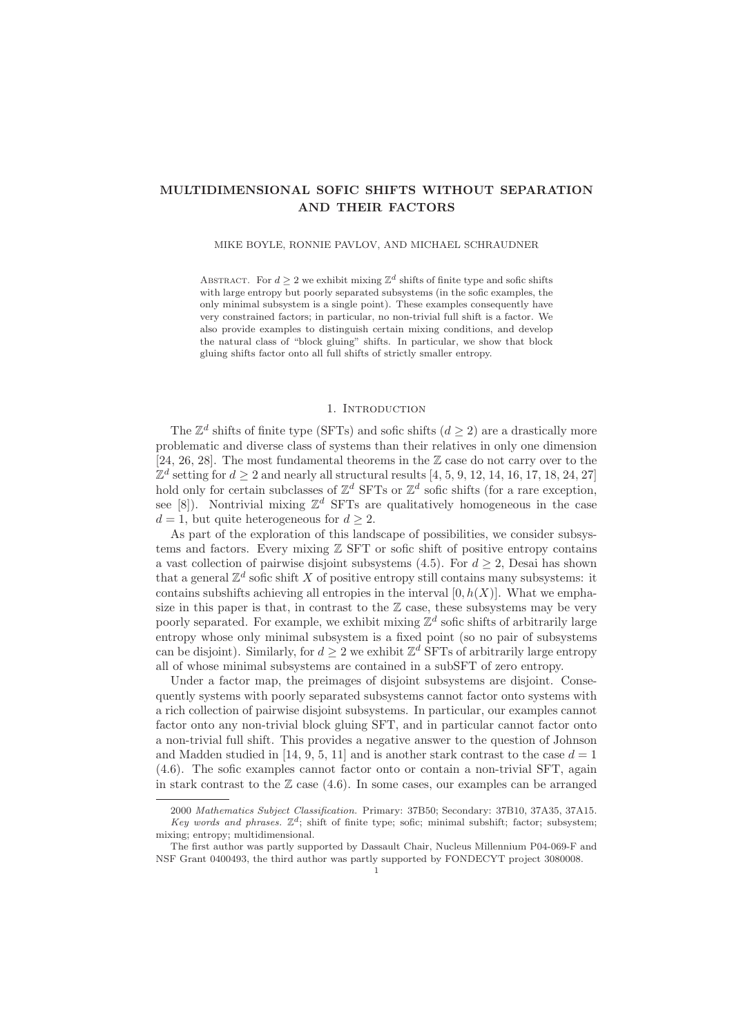# MULTIDIMENSIONAL SOFIC SHIFTS WITHOUT SEPARATION AND THEIR FACTORS

MIKE BOYLE, RONNIE PAVLOV, AND MICHAEL SCHRAUDNER

Abstract. For $d \geq 2$ we exhibit mixing $\mathbb{Z}^d$ shifts of finite type and sofic shifts with large entropy but poorly separated subsystems (in the sofic examples, the only minimal subsystem is a single point). These examples consequently have very constrained factors; in particular, no non-trivial full shift is a factor. We also provide examples to distinguish certain mixing conditions, and develop the natural class of "block gluing" shifts. In particular, we show that block gluing shifts factor onto all full shifts of strictly smaller entropy.

## 1. Introduction

The $\mathbb{Z}^d$ shifts of finite type (SFTs) and sofic shifts ($d \geq 2$) are a drastically more problematic and diverse class of systems than their relatives in only one dimension [24, 26, 28]. The most fundamental theorems in the $\mathbb{Z}$ case do not carry over to the $\mathbb{Z}^d$ setting for $d \geq 2$ and nearly all structural results [4, 5, 9, 12, 14, 16, 17, 18, 24, 27] hold only for certain subclasses of $\mathbb{Z}^d$ SFTs or $\mathbb{Z}^d$ sofic shifts (for a rare exception, see [8]). Nontrivial mixing $\mathbb{Z}^d$ SFTs are qualitatively homogeneous in the case $d = 1$, but quite heterogeneous for $d \geq 2$.

As part of the exploration of this landscape of possibilities, we consider subsystems and factors. Every mixing $\mathbb{Z}$ SFT or sofic shift of positive entropy contains a vast collection of pairwise disjoint subsystems (4.5). For $d \geq 2$, Desai has shown that a general $\mathbb{Z}^d$ sofic shift $X$ of positive entropy still contains many subsystems: it contains subshifts achieving all entropies in the interval $[0, h(X)]$. What we emphasize in this paper is that, in contrast to the $\mathbb{Z}$ case, these subsystems may be very poorly separated. For example, we exhibit mixing $\mathbb{Z}^d$ sofic shifts of arbitrarily large entropy whose only minimal subsystem is a fixed point (so no pair of subsystems can be disjoint). Similarly, for $d \geq 2$ we exhibit $\mathbb{Z}^d$ SFTs of arbitrarily large entropy all of whose minimal subsystems are contained in a subSFT of zero entropy.

Under a factor map, the preimages of disjoint subsystems are disjoint. Consequently systems with poorly separated subsystems cannot factor onto systems with a rich collection of pairwise disjoint subsystems. In particular, our examples cannot factor onto any non-trivial block gluing SFT, and in particular cannot factor onto a non-trivial full shift. This provides a negative answer to the question of Johnson and Madden studied in [14, 9, 5, 11] and is another stark contrast to the case $d = 1$ (4.6). The sofic examples cannot factor onto or contain a non-trivial SFT, again in stark contrast to the $\mathbb{Z}$ case (4.6). In some cases, our examples can be arranged

2000 *Mathematics Subject Classification.* Primary: 37B50; Secondary: 37B10, 37A35, 37A15.

*Key words and phrases.* $\mathbb{Z}^d$; shift of finite type; sofic; minimal subshift; factor; subsystem; mixing; entropy; multidimensional.

The first author was partly supported by Dassault Chair, Nucleus Millennium P04-069-F and NSF Grant 0400493, the third author was partly supported by FONDECYT project 3080008.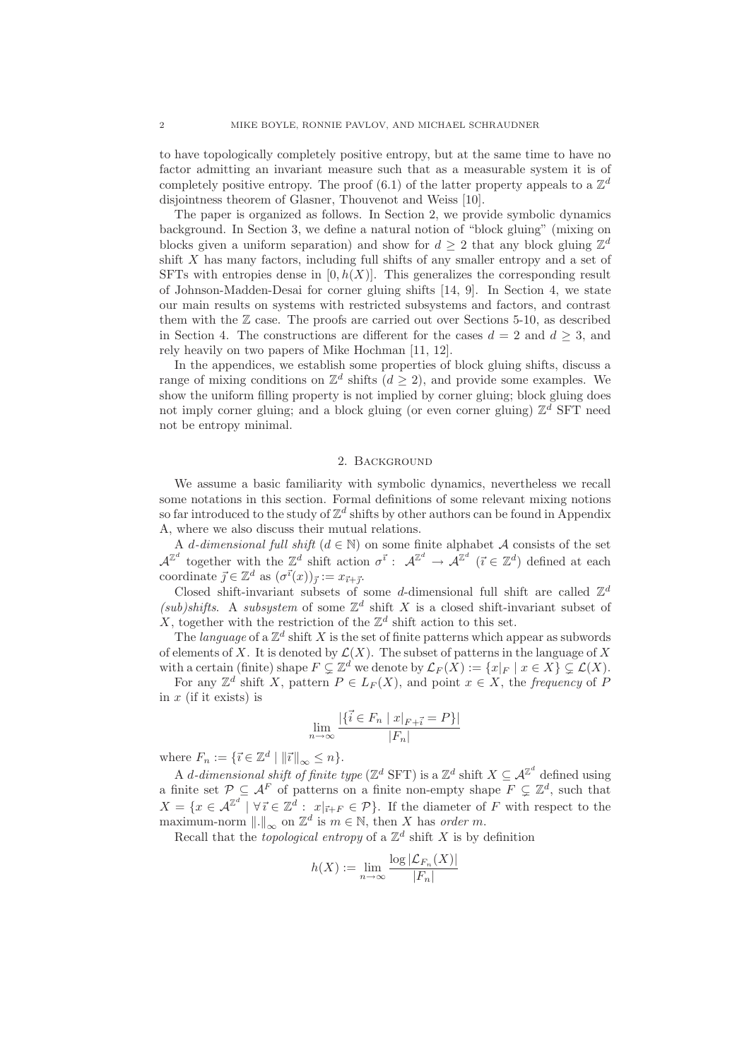to have topologically completely positive entropy, but at the same time to have no factor admitting an invariant measure such that as a measurable system it is of completely positive entropy. The proof (6.1) of the latter property appeals to a $\mathbb{Z}^d$ disjointness theorem of Glasner, Thouvenot and Weiss [10].

The paper is organized as follows. In Section 2, we provide symbolic dynamics background. In Section 3, we define a natural notion of "block gluing" (mixing on blocks given a uniform separation) and show for $d \geq 2$ that any block gluing $\mathbb{Z}^d$ shift $X$ has many factors, including full shifts of any smaller entropy and a set of SFTs with entropies dense in $[0, h(X)]$. This generalizes the corresponding result of Johnson-Madden-Desai for corner gluing shifts [14, 9]. In Section 4, we state our main results on systems with restricted subsystems and factors, and contrast them with the $\mathbb{Z}$ case. The proofs are carried out over Sections 5-10, as described in Section 4. The constructions are different for the cases $d = 2$ and $d \geq 3$, and rely heavily on two papers of Mike Hochman [11, 12].

In the appendices, we establish some properties of block gluing shifts, discuss a range of mixing conditions on $\mathbb{Z}^d$ shifts ($d \geq 2$), and provide some examples. We show the uniform filling property is not implied by corner gluing; block gluing does not imply corner gluing; and a block gluing (or even corner gluing) $\mathbb{Z}^d$ SFT need not be entropy minimal.

## 2. Background

We assume a basic familiarity with symbolic dynamics, nevertheless we recall some notations in this section. Formal definitions of some relevant mixing notions so far introduced to the study of $\mathbb{Z}^d$ shifts by other authors can be found in Appendix A, where we also discuss their mutual relations.

A *d-dimensional full shift* ($d \in \mathbb{N}$) on some finite alphabet $\mathcal{A}$ consists of the set $\mathcal{A}^{\mathbb{Z}^d}$ together with the $\mathbb{Z}^d$ shift action $\sigma^{\vec{\imath}} : \mathcal{A}^{\mathbb{Z}^d} \to \mathcal{A}^{\mathbb{Z}^d}$ ($\vec{\imath} \in \mathbb{Z}^d$) defined at each coordinate $\vec{\jmath} \in \mathbb{Z}^d$ as $(\sigma^{\vec{\imath}}(x))_{\vec{\jmath}} := x_{\vec{\imath}+\vec{\jmath}}$.

Closed shift-invariant subsets of some $d$-dimensional full shift are called $\mathbb{Z}^d$ *(sub)shifts*. A *subsystem* of some $\mathbb{Z}^d$ shift $X$ is a closed shift-invariant subset of $X$, together with the restriction of the $\mathbb{Z}^d$ shift action to this set.

The *language* of a $\mathbb{Z}^d$ shift $X$ is the set of finite patterns which appear as subwords of elements of $X$. It is denoted by $\mathcal{L}(X)$. The subset of patterns in the language of $X$ with a certain (finite) shape $F \subsetneq \mathbb{Z}^d$ we denote by $\mathcal{L}_F(X) := \{x|_F \mid x \in X\} \subsetneq \mathcal{L}(X)$.

For any $\mathbb{Z}^d$ shift $X$, pattern $P \in L_F(X)$, and point $x \in X$, the *frequency* of $P$ in $x$ (if it exists) is

$$\lim_{n\to\infty} \frac{|\{\vec{\imath} \in F_n \mid x|_{F+\vec{\imath}} = P\}|}{|F_n|}$$

where $F_n := \{\vec{\imath} \in \mathbb{Z}^d \mid \|\vec{\imath}\|_\infty \leq n\}$.

A *d-dimensional shift of finite type* ($\mathbb{Z}^d$ SFT) is a $\mathbb{Z}^d$ shift $X \subseteq \mathcal{A}^{\mathbb{Z}^d}$ defined using a finite set $\mathcal{P} \subseteq \mathcal{A}^F$ of patterns on a finite non-empty shape $F \subsetneq \mathbb{Z}^d$, such that $X = \{x \in \mathcal{A}^{\mathbb{Z}^d} \mid \forall \vec{\imath} \in \mathbb{Z}^d : x|_{\vec{\imath}+F} \in \mathcal{P}\}$. If the diameter of $F$ with respect to the maximum-norm $\|.\|_\infty$ on $\mathbb{Z}^d$ is $m \in \mathbb{N}$, then $X$ has *order* $m$.

Recall that the *topological entropy* of a $\mathbb{Z}^d$ shift $X$ is by definition

$$h(X) := \lim_{n\to\infty} \frac{\log |\mathcal{L}_{F_n}(X)|}{|F_n|}$$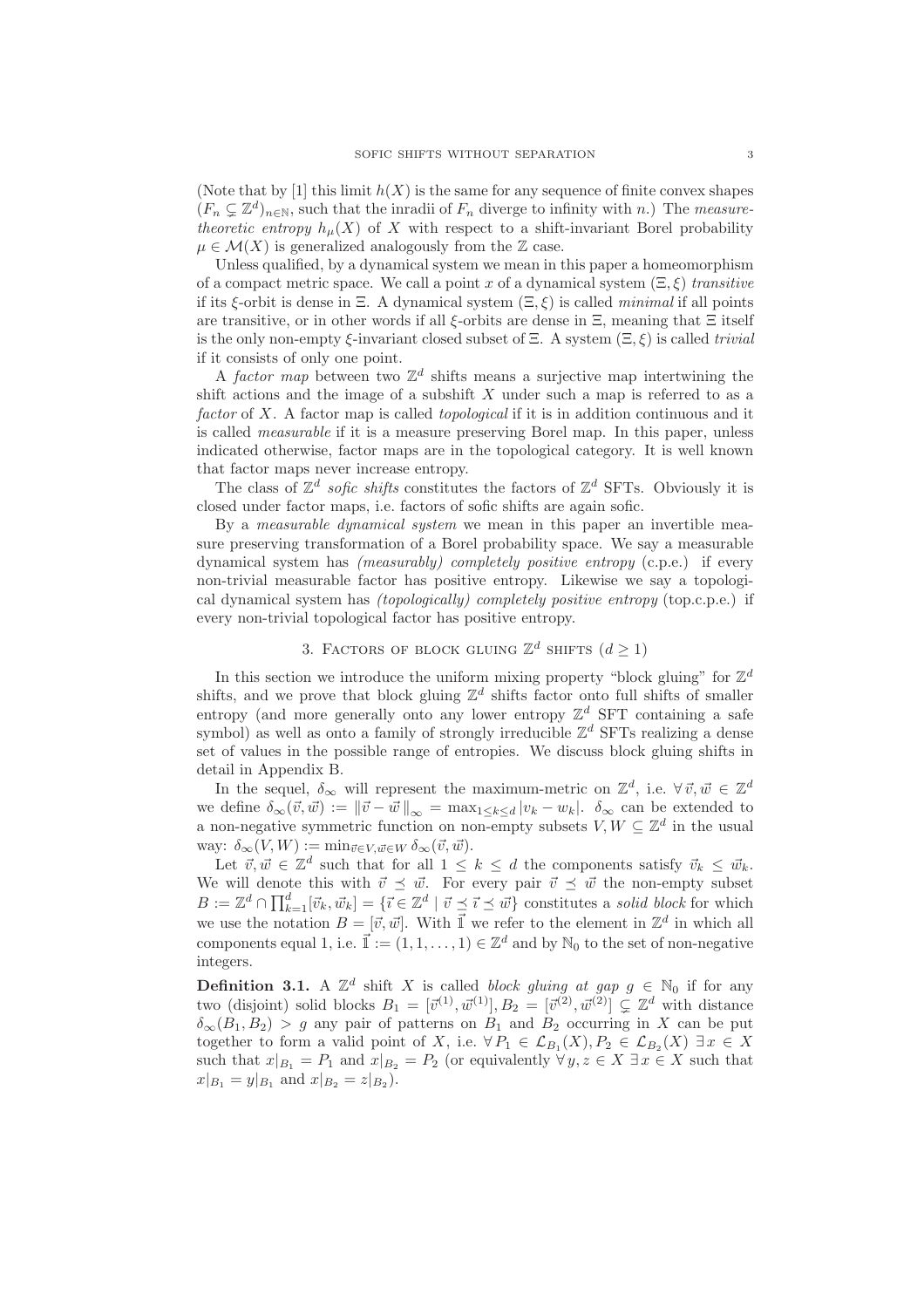(Note that by [1] this limit $h(X)$ is the same for any sequence of finite convex shapes $(F_n \subsetneq \mathbb{Z}^d)_{n\in\mathbb{N}}$, such that the inradii of $F_n$ diverge to infinity with $n$.) The *measure-theoretic entropy* $h_\mu(X)$ of $X$ with respect to a shift-invariant Borel probability $\mu \in \mathcal{M}(X)$ is generalized analogously from the $\mathbb{Z}$ case.

Unless qualified, by a dynamical system we mean in this paper a homeomorphism of a compact metric space. We call a point $x$ of a dynamical system $(\Xi, \xi)$ *transitive* if its $\xi$-orbit is dense in $\Xi$. A dynamical system $(\Xi, \xi)$ is called *minimal* if all points are transitive, or in other words if all $\xi$-orbits are dense in $\Xi$, meaning that $\Xi$ itself is the only non-empty $\xi$-invariant closed subset of $\Xi$. A system $(\Xi, \xi)$ is called *trivial* if it consists of only one point.

A *factor map* between two $\mathbb{Z}^d$ shifts means a surjective map intertwining the shift actions and the image of a subshift $X$ under such a map is referred to as a *factor* of $X$. A factor map is called *topological* if it is in addition continuous and it is called *measurable* if it is a measure preserving Borel map. In this paper, unless indicated otherwise, factor maps are in the topological category. It is well known that factor maps never increase entropy.

The class of $\mathbb{Z}^d$ *sofic shifts* constitutes the factors of $\mathbb{Z}^d$ SFTs. Obviously it is closed under factor maps, i.e. factors of sofic shifts are again sofic.

By a *measurable dynamical system* we mean in this paper an invertible measure preserving transformation of a Borel probability space. We say a measurable dynamical system has *(measurably) completely positive entropy* (c.p.e.) if every non-trivial measurable factor has positive entropy. Likewise we say a topological dynamical system has *(topologically) completely positive entropy* (top.c.p.e.) if every non-trivial topological factor has positive entropy.

## 3. Factors of block gluing $\mathbb{Z}^d$ shifts ($d \geq 1$)

In this section we introduce the uniform mixing property "block gluing" for $\mathbb{Z}^d$ shifts, and we prove that block gluing $\mathbb{Z}^d$ shifts factor onto full shifts of smaller entropy (and more generally onto any lower entropy $\mathbb{Z}^d$ SFT containing a safe symbol) as well as onto a family of strongly irreducible $\mathbb{Z}^d$ SFTs realizing a dense set of values in the possible range of entropies. We discuss block gluing shifts in detail in Appendix B.

In the sequel, $\delta_\infty$ will represent the maximum-metric on $\mathbb{Z}^d$, i.e. $\forall \vec{v}, \vec{w} \in \mathbb{Z}^d$ we define $\delta_\infty(\vec{v}, \vec{w}) := \|\vec{v} - \vec{w}\|_\infty = \max_{1\leq k\leq d} |v_k - w_k|$. $\delta_\infty$ can be extended to a non-negative symmetric function on non-empty subsets $V, W \subseteq \mathbb{Z}^d$ in the usual way: $\delta_\infty(V, W) := \min_{\vec{v}\in V, \vec{w}\in W} \delta_\infty(\vec{v}, \vec{w})$.

Let $\vec{v}, \vec{w} \in \mathbb{Z}^d$ such that for all $1 \leq k \leq d$ the components satisfy $\vec{v}_k \leq \vec{w}_k$. We will denote this with $\vec{v} \preceq \vec{w}$. For every pair $\vec{v} \preceq \vec{w}$ the non-empty subset $B := \mathbb{Z}^d \cap \prod_{k=1}^d [\vec{v}_k, \vec{w}_k] = \{\vec{\imath} \in \mathbb{Z}^d \mid \vec{v} \preceq \vec{\imath} \preceq \vec{w}\}$ constitutes a *solid block* for which we use the notation $B = [\vec{v}, \vec{w}]$. With $\vec{\mathbb{1}}$ we refer to the element in $\mathbb{Z}^d$ in which all components equal 1, i.e. $\vec{\mathbb{1}} := (1, 1, \ldots, 1) \in \mathbb{Z}^d$ and by $\mathbb{N}_0$ to the set of non-negative integers.

**Definition 3.1.** A $\mathbb{Z}^d$ shift $X$ is called *block gluing at gap* $g \in \mathbb{N}_0$ if for any two (disjoint) solid blocks $B_1 = [\vec{v}^{(1)}, \vec{w}^{(1)}], B_2 = [\vec{v}^{(2)}, \vec{w}^{(2)}] \subsetneq \mathbb{Z}^d$ with distance $\delta_\infty(B_1, B_2) > g$ any pair of patterns on $B_1$ and $B_2$ occurring in $X$ can be put together to form a valid point of $X$, i.e. $\forall P_1 \in \mathcal{L}_{B_1}(X), P_2 \in \mathcal{L}_{B_2}(X)\ \exists x \in X$ such that $x|_{B_1} = P_1$ and $x|_{B_2} = P_2$ (or equivalently $\forall y, z \in X\ \exists x \in X$ such that $x|_{B_1} = y|_{B_1}$ and $x|_{B_2} = z|_{B_2}$).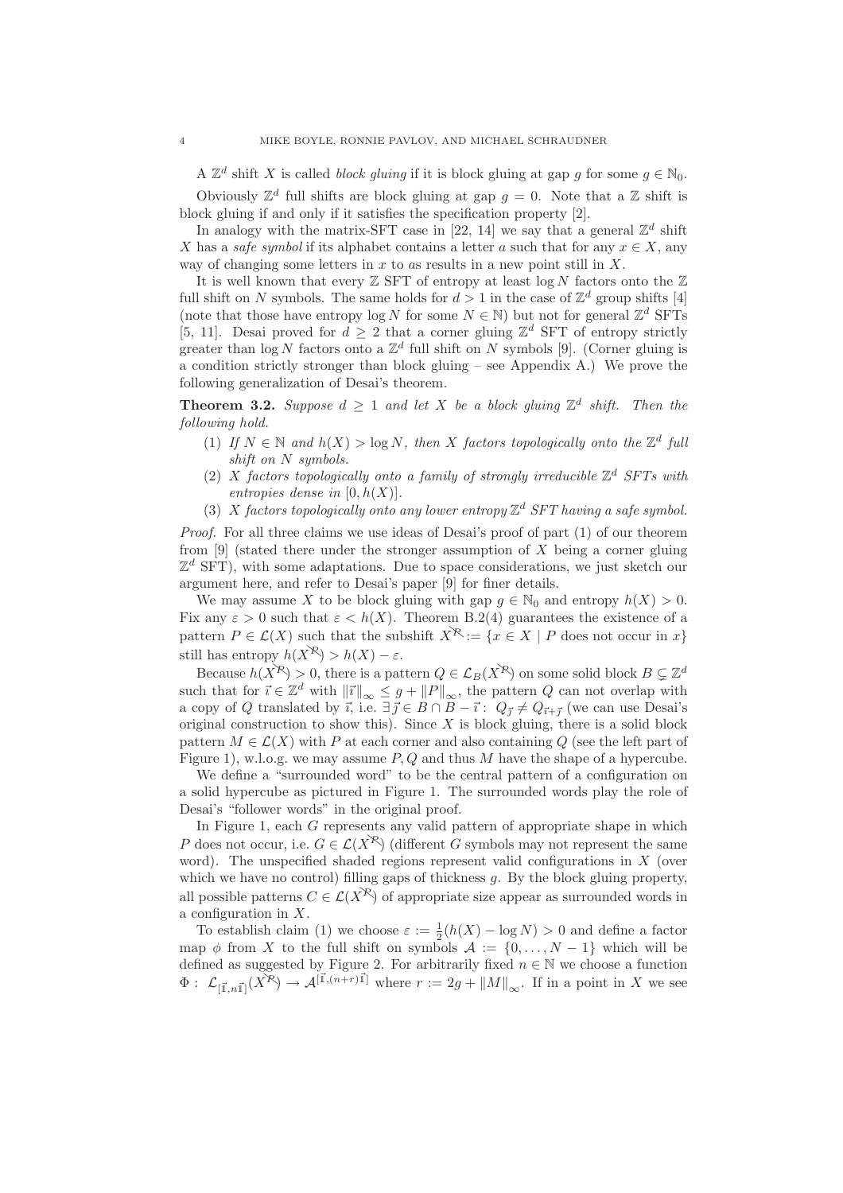A $\mathbb{Z}^d$ shift $X$ is called *block gluing* if it is block gluing at gap $g$ for some $g \in \mathbb{N}_0$.

Obviously $\mathbb{Z}^d$ full shifts are block gluing at gap $g = 0$. Note that a $\mathbb{Z}$ shift is block gluing if and only if it satisfies the specification property [2].

In analogy with the matrix-SFT case in [22, 14] we say that a general $\mathbb{Z}^d$ shift $X$ has a *safe symbol* if its alphabet contains a letter $a$ such that for any $x \in X$, any way of changing some letters in $x$ to $a$s results in a new point still in $X$.

It is well known that every $\mathbb{Z}$ SFT of entropy at least $\log N$ factors onto the $\mathbb{Z}$ full shift on $N$ symbols. The same holds for $d > 1$ in the case of $\mathbb{Z}^d$ group shifts [4] (note that those have entropy $\log N$ for some $N \in \mathbb{N}$) but not for general $\mathbb{Z}^d$ SFTs [5, 11]. Desai proved for $d \geq 2$ that a corner gluing $\mathbb{Z}^d$ SFT of entropy strictly greater than $\log N$ factors onto a $\mathbb{Z}^d$ full shift on $N$ symbols [9]. (Corner gluing is a condition strictly stronger than block gluing – see Appendix A.) We prove the following generalization of Desai's theorem.

**Theorem 3.2.** *Suppose $d \geq 1$ and let $X$ be a block gluing $\mathbb{Z}^d$ shift. Then the following hold.*

1. *If $N \in \mathbb{N}$ and $h(X) > \log N$, then $X$ factors topologically onto the $\mathbb{Z}^d$ full shift on $N$ symbols.*
2. *$X$ factors topologically onto a family of strongly irreducible $\mathbb{Z}^d$ SFTs with entropies dense in $[0, h(X)]$.*
3. *$X$ factors topologically onto any lower entropy $\mathbb{Z}^d$ SFT having a safe symbol.*

*Proof.* For all three claims we use ideas of Desai's proof of part (1) of our theorem from [9] (stated there under the stronger assumption of $X$ being a corner gluing $\mathbb{Z}^d$ SFT), with some adaptations. Due to space considerations, we just sketch our argument here, and refer to Desai's paper [9] for finer details.

We may assume $X$ to be block gluing with gap $g \in \mathbb{N}_0$ and entropy $h(X) > 0$. Fix any $\varepsilon > 0$ such that $\varepsilon < h(X)$. Theorem B.2(4) guarantees the existence of a pattern $P \in \mathcal{L}(X)$ such that the subshift $X^{\not P} := \{x \in X \mid P \text{ does not occur in } x\}$ still has entropy $h(X^{\not P}) > h(X) - \varepsilon$.

Because $h(X^{\not P}) > 0$, there is a pattern $Q \in \mathcal{L}_B(X^{\not P})$ on some solid block $B \subsetneq \mathbb{Z}^d$ such that for $\vec{\imath} \in \mathbb{Z}^d$ with $\|\vec{\imath}\|_\infty \leq g + \|P\|_\infty$, the pattern $Q$ can not overlap with a copy of $Q$ translated by $\vec{\imath}$, i.e. $\exists\, \vec{\jmath} \in B \cap B - \vec{\imath} : \ Q_{\vec{\jmath}} \neq Q_{\vec{\imath}+\vec{\jmath}}$ (we can use Desai's original construction to show this). Since $X$ is block gluing, there is a solid block pattern $M \in \mathcal{L}(X)$ with $P$ at each corner and also containing $Q$ (see the left part of Figure 1), w.l.o.g. we may assume $P, Q$ and thus $M$ have the shape of a hypercube.

We define a "surrounded word" to be the central pattern of a configuration on a solid hypercube as pictured in Figure 1. The surrounded words play the role of Desai's "follower words" in the original proof.

In Figure 1, each $G$ represents any valid pattern of appropriate shape in which $P$ does not occur, i.e. $G \in \mathcal{L}(X^{\not P})$ (different $G$ symbols may not represent the same word). The unspecified shaded regions represent valid configurations in $X$ (over which we have no control) filling gaps of thickness $g$. By the block gluing property, all possible patterns $C \in \mathcal{L}(X^{\not P})$ of appropriate size appear as surrounded words in a configuration in $X$.

To establish claim (1) we choose $\varepsilon := \frac{1}{2}(h(X) - \log N) > 0$ and define a factor map $\phi$ from $X$ to the full shift on symbols $\mathcal{A} := \{0, \ldots, N-1\}$ which will be defined as suggested by Figure 2. For arbitrarily fixed $n \in \mathbb{N}$ we choose a function $\Phi : \ \mathcal{L}_{[\vec{1}, n\vec{1}]}(X^{\not P}) \to \mathcal{A}^{[\vec{1}, (n+r)\vec{1}]}$ where $r := 2g + \|M\|_\infty$. If in a point in $X$ we see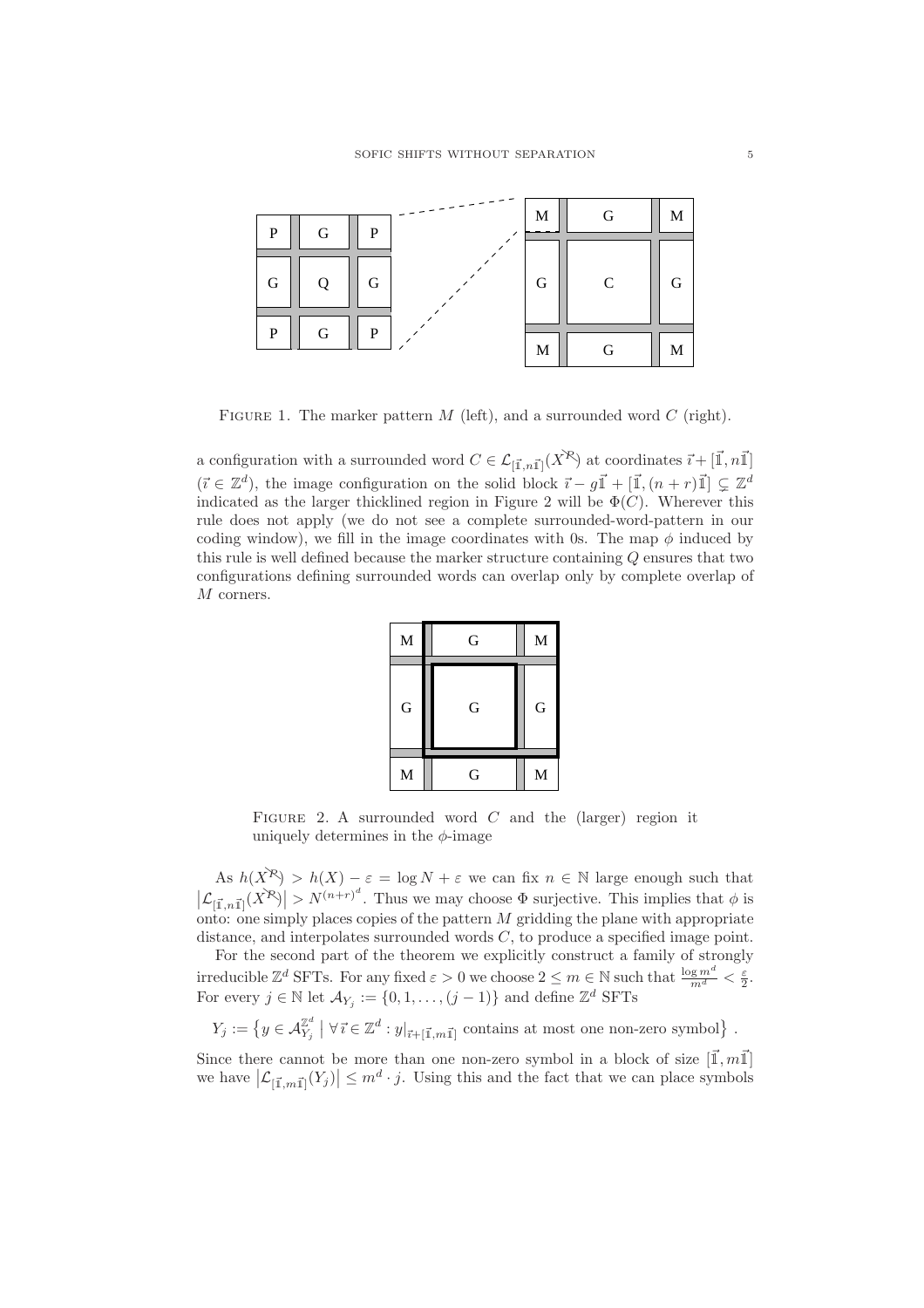FIGURE 1. The marker pattern $M$ (left), and a surrounded word $C$ (right).

a configuration with a surrounded word $C \in \mathcal{L}_{[\vec{\mathbb{1}},n\vec{\mathbb{1}}]}(\grave{X}^{\mathcal{R}})$ at coordinates $\vec{\imath}+[\vec{\mathbb{1}},n\vec{\mathbb{1}}]$ ($\vec{\imath} \in \mathbb{Z}^d$), the image configuration on the solid block $\vec{\imath} - g\vec{\mathbb{1}} + [\vec{\mathbb{1}},(n+r)\vec{\mathbb{1}}] \subsetneq \mathbb{Z}^d$ indicated as the larger thicklined region in Figure 2 will be $\Phi(C)$. Wherever this rule does not apply (we do not see a complete surrounded-word-pattern in our coding window), we fill in the image coordinates with 0s. The map $\phi$ induced by this rule is well defined because the marker structure containing $Q$ ensures that two configurations defining surrounded words can overlap only by complete overlap of $M$ corners.

FIGURE 2. A surrounded word $C$ and the (larger) region it uniquely determines in the $\phi$-image

As $h(\grave{X}^{\mathcal{R}}) > h(X) - \varepsilon = \log N + \varepsilon$ we can fix $n \in \mathbb{N}$ large enough such that $\left|\mathcal{L}_{[\vec{\mathbb{1}},n\vec{\mathbb{1}}]}(\grave{X}^{\mathcal{R}})\right| > N^{(n+r)^d}$. Thus we may choose $\Phi$ surjective. This implies that $\phi$ is onto: one simply places copies of the pattern $M$ gridding the plane with appropriate distance, and interpolates surrounded words $C$, to produce a specified image point.

For the second part of the theorem we explicitly construct a family of strongly irreducible $\mathbb{Z}^d$ SFTs. For any fixed $\varepsilon > 0$ we choose $2 \leq m \in \mathbb{N}$ such that $\frac{\log m^d}{m^d} < \frac{\varepsilon}{2}$. For every $j \in \mathbb{N}$ let $\mathcal{A}_{Y_j} := \{0, 1, \ldots, (j-1)\}$ and define $\mathbb{Z}^d$ SFTs

$$Y_j := \left\{ y \in \mathcal{A}_{Y_j}^{\mathbb{Z}^d} \;\middle|\; \forall \vec{\imath} \in \mathbb{Z}^d : y|_{\vec{\imath}+[\vec{\mathbb{1}},m\vec{\mathbb{1}}]} \text{ contains at most one non-zero symbol} \right\}.$$

Since there cannot be more than one non-zero symbol in a block of size $[\vec{\mathbb{1}},m\vec{\mathbb{1}}]$ we have $\left|\mathcal{L}_{[\vec{\mathbb{1}},m\vec{\mathbb{1}}]}(Y_j)\right| \leq m^d \cdot j$. Using this and the fact that we can place symbols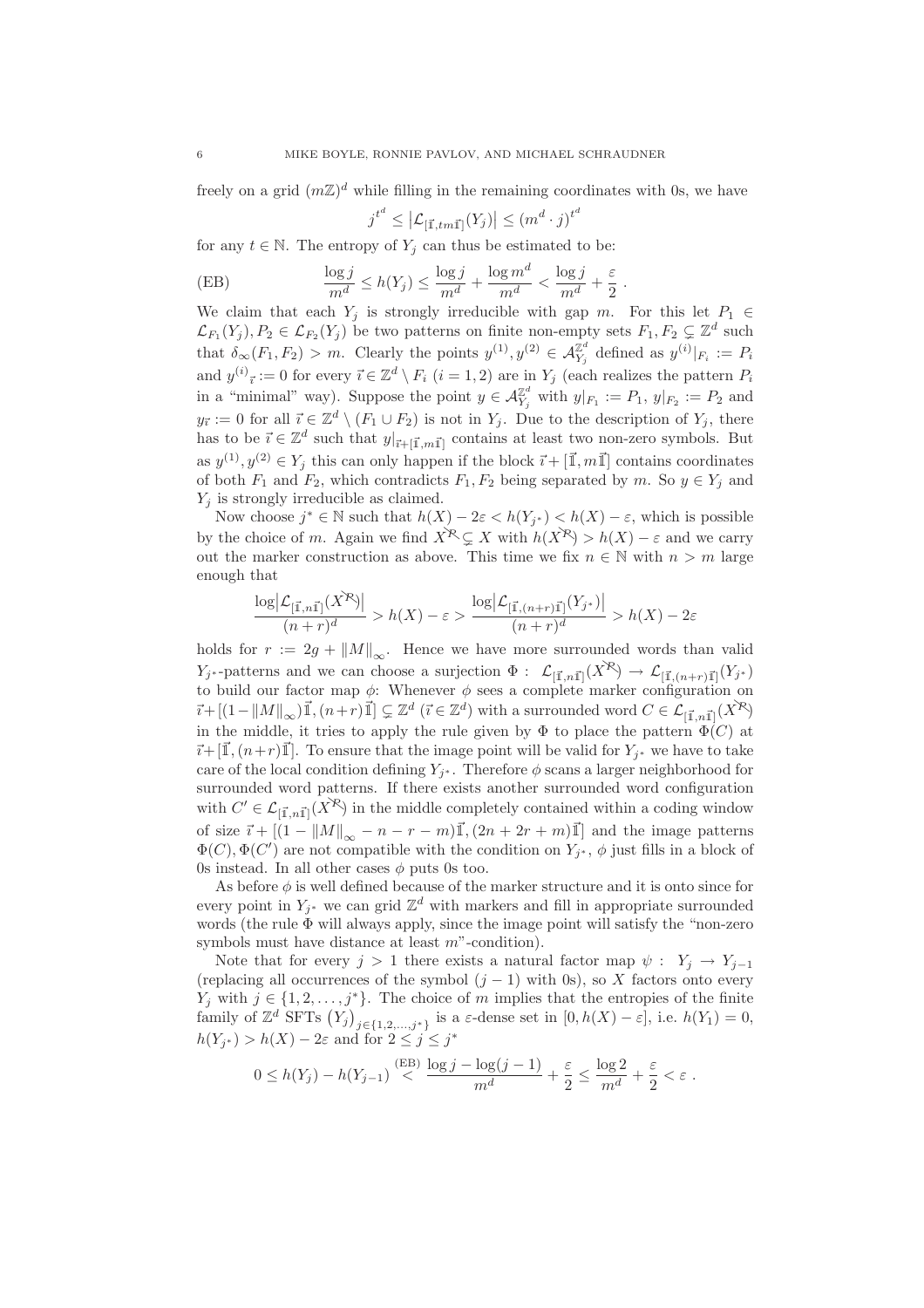freely on a grid $(m\mathbb{Z})^d$ while filling in the remaining coordinates with 0s, we have

$$j^{t^d} \leq \left|\mathcal{L}_{[\vec{1},tm\vec{1}]}(Y_j)\right| \leq (m^d \cdot j)^{t^d}$$

for any $t \in \mathbb{N}$. The entropy of $Y_j$ can thus be estimated to be:

$$\text{(EB)} \qquad \frac{\log j}{m^d} \leq h(Y_j) \leq \frac{\log j}{m^d} + \frac{\log m^d}{m^d} < \frac{\log j}{m^d} + \frac{\varepsilon}{2} .$$

We claim that each $Y_j$ is strongly irreducible with gap $m$. For this let $P_1 \in \mathcal{L}_{F_1}(Y_j), P_2 \in \mathcal{L}_{F_2}(Y_j)$ be two patterns on finite non-empty sets $F_1, F_2 \subsetneq \mathbb{Z}^d$ such that $\delta_\infty(F_1, F_2) > m$. Clearly the points $y^{(1)}, y^{(2)} \in \mathcal{A}_{Y_j}^{\mathbb{Z}^d}$ defined as $y^{(i)}|_{F_i} := P_i$ and $y^{(i)}{}_{\vec{\imath}} := 0$ for every $\vec{\imath} \in \mathbb{Z}^d \setminus F_i$ $(i = 1, 2)$ are in $Y_j$ (each realizes the pattern $P_i$ in a "minimal" way). Suppose the point $y \in \mathcal{A}_{Y_j}^{\mathbb{Z}^d}$ with $y|_{F_1} := P_1$, $y|_{F_2} := P_2$ and $y_{\vec{\imath}} := 0$ for all $\vec{\imath} \in \mathbb{Z}^d \setminus (F_1 \cup F_2)$ is not in $Y_j$. Due to the description of $Y_j$, there has to be $\vec{\imath} \in \mathbb{Z}^d$ such that $y|_{\vec{\imath}+[\vec{1},m\vec{1}]}$ contains at least two non-zero symbols. But as $y^{(1)}, y^{(2)} \in Y_j$ this can only happen if the block $\vec{\imath} + [\vec{1}, m\vec{1}]$ contains coordinates of both $F_1$ and $F_2$, which contradicts $F_1, F_2$ being separated by $m$. So $y \in Y_j$ and $Y_j$ is strongly irreducible as claimed.

Now choose $j^* \in \mathbb{N}$ such that $h(X) - 2\varepsilon < h(Y_{j^*}) < h(X) - \varepsilon$, which is possible by the choice of $m$. Again we find $X^{\mathcal{R}} \subsetneq X$ with $h(X^{\mathcal{R}}) > h(X) - \varepsilon$ and we carry out the marker construction as above. This time we fix $n \in \mathbb{N}$ with $n > m$ large enough that

$$\frac{\log\left|\mathcal{L}_{[\vec{1},n\vec{1}]}(X^{\mathcal{R}})\right|}{(n+r)^d} > h(X) - \varepsilon > \frac{\log\left|\mathcal{L}_{[\vec{1},(n+r)\vec{1}]}(Y_{j^*})\right|}{(n+r)^d} > h(X) - 2\varepsilon$$

holds for $r := 2g + \|M\|_\infty$. Hence we have more surrounded words than valid $Y_{j^*}$-patterns and we can choose a surjection $\Phi : \mathcal{L}_{[\vec{1},n\vec{1}]}(X^{\mathcal{R}}) \to \mathcal{L}_{[\vec{1},(n+r)\vec{1}]}(Y_{j^*})$ to build our factor map $\phi$: Whenever $\phi$ sees a complete marker configuration on $\vec{\imath} + [(1 - \|M\|_\infty)\vec{1}, (n+r)\vec{1}] \subsetneq \mathbb{Z}^d$ $(\vec{\imath} \in \mathbb{Z}^d)$ with a surrounded word $C \in \mathcal{L}_{[\vec{1},n\vec{1}]}(X^{\mathcal{R}})$ in the middle, it tries to apply the rule given by $\Phi$ to place the pattern $\Phi(C)$ at $\vec{\imath} + [\vec{1}, (n+r)\vec{1}]$. To ensure that the image point will be valid for $Y_{j^*}$ we have to take care of the local condition defining $Y_{j^*}$. Therefore $\phi$ scans a larger neighborhood for surrounded word patterns. If there exists another surrounded word configuration with $C' \in \mathcal{L}_{[\vec{1},n\vec{1}]}(X^{\mathcal{R}})$ in the middle completely contained within a coding window of size $\vec{\imath} + [(1 - \|M\|_\infty - n - r - m)\vec{1}, (2n + 2r + m)\vec{1}]$ and the image patterns $\Phi(C), \Phi(C')$ are not compatible with the condition on $Y_{j^*}$, $\phi$ just fills in a block of 0s instead. In all other cases $\phi$ puts 0s too.

As before $\phi$ is well defined because of the marker structure and it is onto since for every point in $Y_{j^*}$ we can grid $\mathbb{Z}^d$ with markers and fill in appropriate surrounded words (the rule $\Phi$ will always apply, since the image point will satisfy the "non-zero symbols must have distance at least $m$"-condition).

Note that for every $j > 1$ there exists a natural factor map $\psi : Y_j \to Y_{j-1}$ (replacing all occurrences of the symbol $(j-1)$ with 0s), so $X$ factors onto every $Y_j$ with $j \in \{1, 2, \ldots, j^*\}$. The choice of $m$ implies that the entropies of the finite family of $\mathbb{Z}^d$ SFTs $(Y_j)_{j \in \{1,2,\ldots,j^*\}}$ is a $\varepsilon$-dense set in $[0, h(X) - \varepsilon]$, i.e. $h(Y_1) = 0$, $h(Y_{j^*}) > h(X) - 2\varepsilon$ and for $2 \leq j \leq j^*$

$$0 \leq h(Y_j) - h(Y_{j-1}) \overset{\text{(EB)}}{<} \frac{\log j - \log(j-1)}{m^d} + \frac{\varepsilon}{2} \leq \frac{\log 2}{m^d} + \frac{\varepsilon}{2} < \varepsilon .$$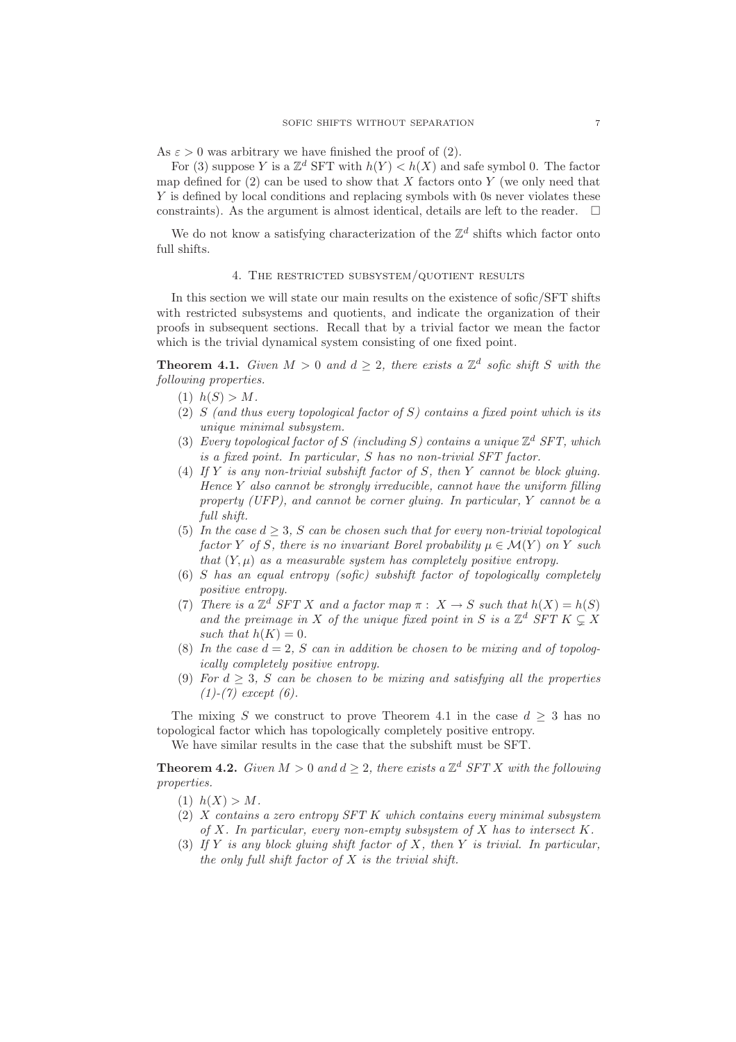As $\varepsilon > 0$ was arbitrary we have finished the proof of (2).

For (3) suppose $Y$ is a $\mathbb{Z}^d$ SFT with $h(Y) < h(X)$ and safe symbol 0. The factor map defined for (2) can be used to show that $X$ factors onto $Y$ (we only need that $Y$ is defined by local conditions and replacing symbols with 0s never violates these constraints). As the argument is almost identical, details are left to the reader. $\square$

We do not know a satisfying characterization of the $\mathbb{Z}^d$ shifts which factor onto full shifts.

## 4. The restricted subsystem/quotient results

In this section we will state our main results on the existence of sofic/SFT shifts with restricted subsystems and quotients, and indicate the organization of their proofs in subsequent sections. Recall that by a trivial factor we mean the factor which is the trivial dynamical system consisting of one fixed point.

**Theorem 4.1.** *Given $M > 0$ and $d \geq 2$, there exists a $\mathbb{Z}^d$ sofic shift $S$ with the following properties.*

1. *$h(S) > M$.*
2. *$S$ (and thus every topological factor of $S$) contains a fixed point which is its unique minimal subsystem.*
3. *Every topological factor of $S$ (including $S$) contains a unique $\mathbb{Z}^d$ SFT, which is a fixed point. In particular, $S$ has no non-trivial SFT factor.*
4. *If $Y$ is any non-trivial subshift factor of $S$, then $Y$ cannot be block gluing. Hence $Y$ also cannot be strongly irreducible, cannot have the uniform filling property (UFP), and cannot be corner gluing. In particular, $Y$ cannot be a full shift.*
5. *In the case $d \geq 3$, $S$ can be chosen such that for every non-trivial topological factor $Y$ of $S$, there is no invariant Borel probability $\mu \in \mathcal{M}(Y)$ on $Y$ such that $(Y, \mu)$ as a measurable system has completely positive entropy.*
6. *$S$ has an equal entropy (sofic) subshift factor of topologically completely positive entropy.*
7. *There is a $\mathbb{Z}^d$ SFT $X$ and a factor map $\pi : X \to S$ such that $h(X) = h(S)$ and the preimage in $X$ of the unique fixed point in $S$ is a $\mathbb{Z}^d$ SFT $K \subsetneq X$ such that $h(K) = 0$.*
8. *In the case $d = 2$, $S$ can in addition be chosen to be mixing and of topologically completely positive entropy.*
9. *For $d \geq 3$, $S$ can be chosen to be mixing and satisfying all the properties (1)-(7) except (6).*

The mixing $S$ we construct to prove Theorem 4.1 in the case $d \geq 3$ has no topological factor which has topologically completely positive entropy.

We have similar results in the case that the subshift must be SFT.

**Theorem 4.2.** *Given $M > 0$ and $d \geq 2$, there exists a $\mathbb{Z}^d$ SFT $X$ with the following properties.*

1. *$h(X) > M$.*
2. *$X$ contains a zero entropy SFT $K$ which contains every minimal subsystem of $X$. In particular, every non-empty subsystem of $X$ has to intersect $K$.*
3. *If $Y$ is any block gluing shift factor of $X$, then $Y$ is trivial. In particular, the only full shift factor of $X$ is the trivial shift.*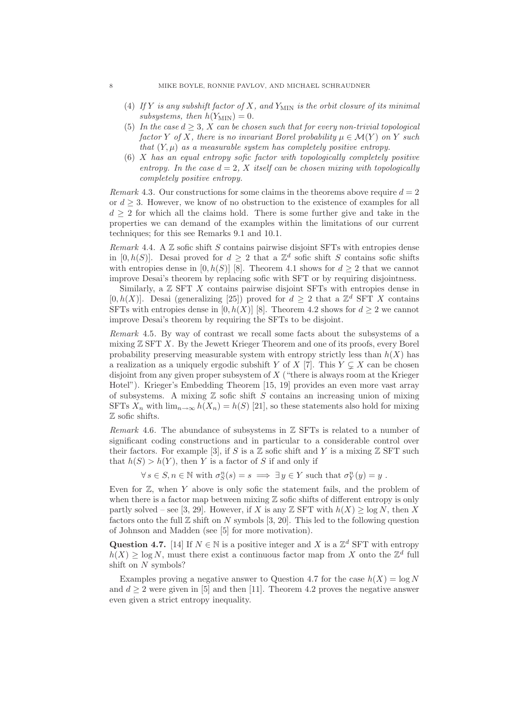(4) *If $Y$ is any subshift factor of $X$, and $Y_{\rm MIN}$ is the orbit closure of its minimal subsystems, then $h(Y_{\rm MIN}) = 0$.*

(5) *In the case $d \geq 3$, $X$ can be chosen such that for every non-trivial topological factor $Y$ of $X$, there is no invariant Borel probability $\mu \in \mathcal{M}(Y)$ on $Y$ such that $(Y, \mu)$ as a measurable system has completely positive entropy.*

(6) *$X$ has an equal entropy sofic factor with topologically completely positive entropy. In the case $d = 2$, $X$ itself can be chosen mixing with topologically completely positive entropy.*

*Remark* 4.3. Our constructions for some claims in the theorems above require $d = 2$ or $d \geq 3$. However, we know of no obstruction to the existence of examples for all $d \geq 2$ for which all the claims hold. There is some further give and take in the properties we can demand of the examples within the limitations of our current techniques; for this see Remarks 9.1 and 10.1.

*Remark* 4.4. A $\mathbb{Z}$ sofic shift $S$ contains pairwise disjoint SFTs with entropies dense in $[0, h(S)]$. Desai proved for $d \geq 2$ that a $\mathbb{Z}^d$ sofic shift $S$ contains sofic shifts with entropies dense in $[0, h(S)]$ [8]. Theorem 4.1 shows for $d \geq 2$ that we cannot improve Desai's theorem by replacing sofic with SFT or by requiring disjointness.

Similarly, a $\mathbb{Z}$ SFT $X$ contains pairwise disjoint SFTs with entropies dense in $[0, h(X)]$. Desai (generalizing [25]) proved for $d \geq 2$ that a $\mathbb{Z}^d$ SFT $X$ contains SFTs with entropies dense in $[0, h(X)]$ [8]. Theorem 4.2 shows for $d \geq 2$ we cannot improve Desai's theorem by requiring the SFTs to be disjoint.

*Remark* 4.5. By way of contrast we recall some facts about the subsystems of a mixing $\mathbb{Z}$ SFT $X$. By the Jewett Krieger Theorem and one of its proofs, every Borel probability preserving measurable system with entropy strictly less than $h(X)$ has a realization as a uniquely ergodic subshift $Y$ of $X$ [7]. This $Y \subsetneq X$ can be chosen disjoint from any given proper subsystem of $X$ ("there is always room at the Krieger Hotel"). Krieger's Embedding Theorem [15, 19] provides an even more vast array of subsystems. A mixing $\mathbb{Z}$ sofic shift $S$ contains an increasing union of mixing SFTs $X_n$ with $\lim_{n\to\infty} h(X_n) = h(S)$ [21], so these statements also hold for mixing $\mathbb{Z}$ sofic shifts.

*Remark* 4.6. The abundance of subsystems in $\mathbb{Z}$ SFTs is related to a number of significant coding constructions and in particular to a considerable control over their factors. For example [3], if $S$ is a $\mathbb{Z}$ sofic shift and $Y$ is a mixing $\mathbb{Z}$ SFT such that $h(S) > h(Y)$, then $Y$ is a factor of $S$ if and only if

$$\forall\, s \in S, n \in \mathbb{N} \text{ with } \sigma_S^n(s) = s \implies \exists\, y \in Y \text{ such that } \sigma_Y^n(y) = y\ .$$

Even for $\mathbb{Z}$, when $Y$ above is only sofic the statement fails, and the problem of when there is a factor map between mixing $\mathbb{Z}$ sofic shifts of different entropy is only partly solved – see [3, 29]. However, if $X$ is any $\mathbb{Z}$ SFT with $h(X) \geq \log N$, then $X$ factors onto the full $\mathbb{Z}$ shift on $N$ symbols [3, 20]. This led to the following question of Johnson and Madden (see [5] for more motivation).

**Question 4.7.** [14] If $N \in \mathbb{N}$ is a positive integer and $X$ is a $\mathbb{Z}^d$ SFT with entropy $h(X) \geq \log N$, must there exist a continuous factor map from $X$ onto the $\mathbb{Z}^d$ full shift on $N$ symbols?

Examples proving a negative answer to Question 4.7 for the case $h(X) = \log N$ and $d \geq 2$ were given in [5] and then [11]. Theorem 4.2 proves the negative answer even given a strict entropy inequality.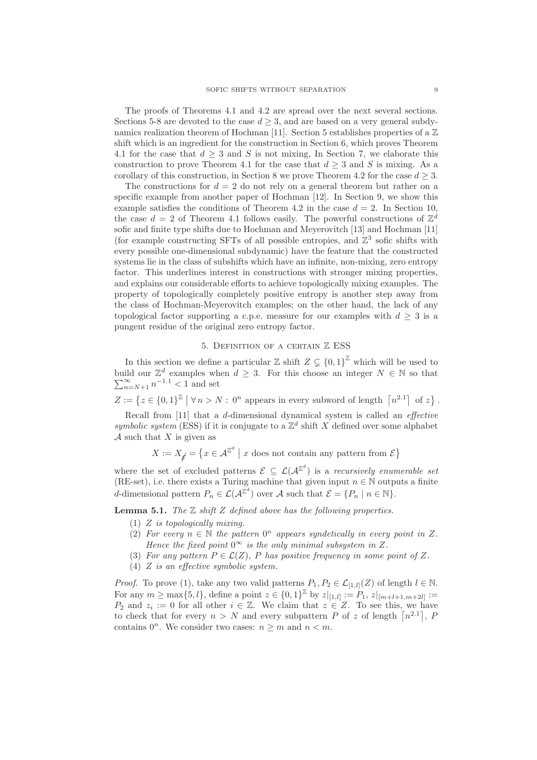The proofs of Theorems 4.1 and 4.2 are spread over the next several sections. Sections 5-8 are devoted to the case $d \geq 3$, and are based on a very general subdynamics realization theorem of Hochman [11]. Section 5 establishes properties of a $\mathbb{Z}$ shift which is an ingredient for the construction in Section 6, which proves Theorem 4.1 for the case that $d \geq 3$ and $S$ is not mixing, In Section 7, we elaborate this construction to prove Theorem 4.1 for the case that $d \geq 3$ and $S$ is mixing. As a corollary of this construction, in Section 8 we prove Theorem 4.2 for the case $d \geq 3$.

The constructions for $d = 2$ do not rely on a general theorem but rather on a specific example from another paper of Hochman [12]. In Section 9, we show this example satisfies the conditions of Theorem 4.2 in the case $d = 2$. In Section 10, the case $d = 2$ of Theorem 4.1 follows easily. The powerful constructions of $\mathbb{Z}^d$ sofic and finite type shifts due to Hochman and Meyerovitch [13] and Hochman [11] (for example constructing SFTs of all possible entropies, and $\mathbb{Z}^3$ sofic shifts with every possible one-dimensional subdynamic) have the feature that the constructed systems lie in the class of subshifts which have an infinite, non-mixing, zero entropy factor. This underlines interest in constructions with stronger mixing properties, and explains our considerable efforts to achieve topologically mixing examples. The property of topologically completely positive entropy is another step away from the class of Hochman-Meyerovitch examples; on the other hand, the lack of any topological factor supporting a c.p.e. measure for our examples with $d \geq 3$ is a pungent residue of the original zero entropy factor.

## 5. Definition of a certain $\mathbb{Z}$ ESS

In this section we define a particular $\mathbb{Z}$ shift $Z \subsetneq \{0,1\}^{\mathbb{Z}}$ which will be used to build our $\mathbb{Z}^d$ examples when $d \geq 3$. For this choose an integer $N \in \mathbb{N}$ so that $\sum_{n=N+1}^{\infty} n^{-1.1} < 1$ and set

$$Z := \left\{ z \in \{0,1\}^{\mathbb{Z}} \mid \forall n > N: \ 0^n \text{ appears in every subword of length } \left\lceil n^{2.1} \right\rceil \text{ of } z \right\}.$$

Recall from [11] that a $d$-dimensional dynamical system is called an *effective symbolic system* (ESS) if it is conjugate to a $\mathbb{Z}^d$ shift $X$ defined over some alphabet $\mathcal{A}$ such that $X$ is given as

$$X := X_{\not\in} = \left\{ x \in \mathcal{A}^{\mathbb{Z}^d} \mid x \text{ does not contain any pattern from } \mathcal{E} \right\}$$

where the set of excluded patterns $\mathcal{E} \subseteq \mathcal{L}(\mathcal{A}^{\mathbb{Z}^d})$ is a *recursively enumerable set* (RE-set), i.e. there exists a Turing machine that given input $n \in \mathbb{N}$ outputs a finite $d$-dimensional pattern $P_n \in \mathcal{L}(\mathcal{A}^{\mathbb{Z}^d})$ over $\mathcal{A}$ such that $\mathcal{E} = \{P_n \mid n \in \mathbb{N}\}$.

**Lemma 5.1.** *The $\mathbb{Z}$ shift $Z$ defined above has the following properties.*

1. *$Z$ is topologically mixing.*
2. *For every $n \in \mathbb{N}$ the pattern $0^n$ appears syndetically in every point in $Z$. Hence the fixed point $0^\infty$ is the only minimal subsystem in $Z$.*
3. *For any pattern $P \in \mathcal{L}(Z)$, $P$ has positive frequency in some point of $Z$.*
4. *$Z$ is an effective symbolic system.*

*Proof.* To prove (1), take any two valid patterns $P_1, P_2 \in \mathcal{L}_{[1,l]}(Z)$ of length $l \in \mathbb{N}$. For any $m \geq \max\{5, l\}$, define a point $z \in \{0,1\}^{\mathbb{Z}}$ by $z|_{[1,l]} := P_1$, $z|_{[m+l+1,m+2l]} := P_2$ and $z_i := 0$ for all other $i \in \mathbb{Z}$. We claim that $z \in Z$. To see this, we have to check that for every $n > N$ and every subpattern $P$ of $z$ of length $\left\lceil n^{2.1} \right\rceil$, $P$ contains $0^n$. We consider two cases: $n \geq m$ and $n < m$.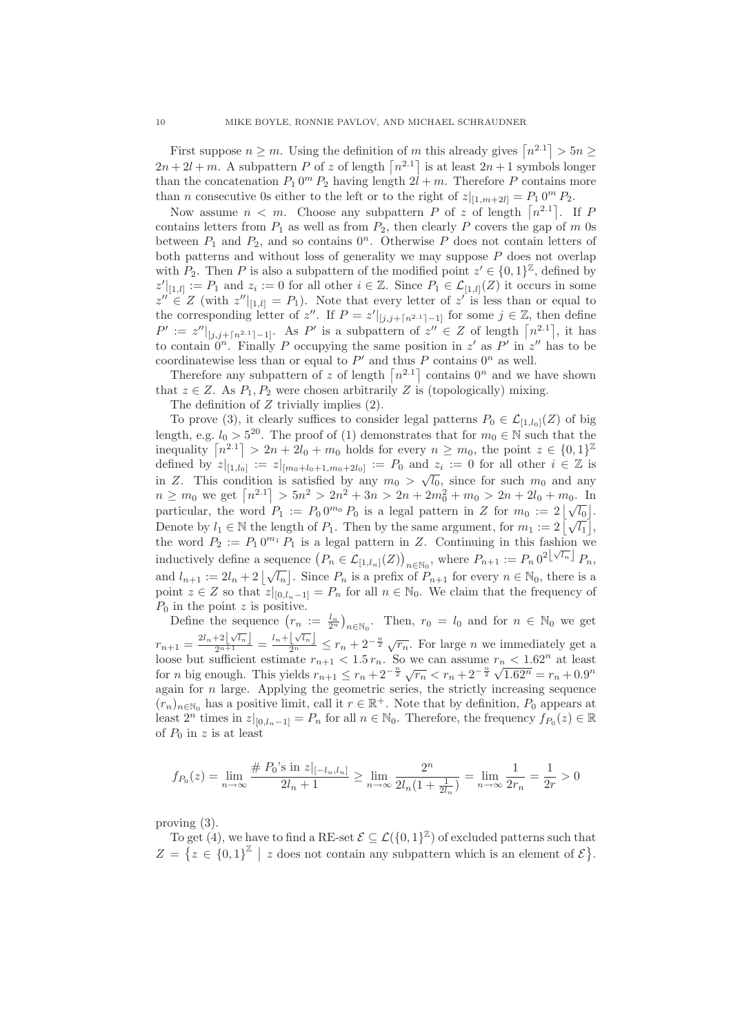First suppose $n \geq m$. Using the definition of $m$ this already gives $\lceil n^{2.1} \rceil > 5n \geq 2n + 2l + m$. A subpattern $P$ of $z$ of length $\lceil n^{2.1} \rceil$ is at least $2n+1$ symbols longer than the concatenation $P_1\, 0^m\, P_2$ having length $2l + m$. Therefore $P$ contains more than $n$ consecutive 0s either to the left or to the right of $z|_{[1,m+2l]} = P_1\, 0^m\, P_2$.

Now assume $n < m$. Choose any subpattern $P$ of $z$ of length $\lceil n^{2.1} \rceil$. If $P$ contains letters from $P_1$ as well as from $P_2$, then clearly $P$ covers the gap of $m$ 0s between $P_1$ and $P_2$, and so contains $0^n$. Otherwise $P$ does not contain letters of both patterns and without loss of generality we may suppose $P$ does not overlap with $P_2$. Then $P$ is also a subpattern of the modified point $z' \in \{0,1\}^{\mathbb{Z}}$, defined by $z'|_{[1,l]} := P_1$ and $z_i := 0$ for all other $i \in \mathbb{Z}$. Since $P_1 \in \mathcal{L}_{[1,l]}(Z)$ it occurs in some $z'' \in Z$ (with $z''|_{[1,l]} = P_1$). Note that every letter of $z'$ is less than or equal to the corresponding letter of $z''$. If $P = z'|_{[j,j+\lceil n^{2.1} \rceil -1]}$ for some $j \in \mathbb{Z}$, then define $P' := z''|_{[j,j+\lceil n^{2.1} \rceil -1]}$. As $P'$ is a subpattern of $z'' \in Z$ of length $\lceil n^{2.1} \rceil$, it has to contain $0^n$. Finally $P$ occupying the same position in $z'$ as $P'$ in $z''$ has to be coordinatewise less than or equal to $P'$ and thus $P$ contains $0^n$ as well.

Therefore any subpattern of $z$ of length $\lceil n^{2.1} \rceil$ contains $0^n$ and we have shown that $z \in Z$. As $P_1, P_2$ were chosen arbitrarily $Z$ is (topologically) mixing.

The definition of $Z$ trivially implies (2).

To prove (3), it clearly suffices to consider legal patterns $P_0 \in \mathcal{L}_{[1,l_0]}(Z)$ of big length, e.g. $l_0 > 5^{20}$. The proof of (1) demonstrates that for $m_0 \in \mathbb{N}$ such that the inequality $\lceil n^{2.1} \rceil > 2n + 2l_0 + m_0$ holds for every $n \geq m_0$, the point $z \in \{0,1\}^{\mathbb{Z}}$ defined by $z|_{[1,l_0]} := z|_{[m_0+l_0+1, m_0+2l_0]} := P_0$ and $z_i := 0$ for all other $i \in \mathbb{Z}$ is in $Z$. This condition is satisfied by any $m_0 > \sqrt{l_0}$, since for such $m_0$ and any $n \geq m_0$ we get $\lceil n^{2.1} \rceil > 5n^2 > 2n^2 + 3n > 2n + 2m_0^2 + m_0 > 2n + 2l_0 + m_0$. In particular, the word $P_1 := P_0\, 0^{m_0}\, P_0$ is a legal pattern in $Z$ for $m_0 := 2\lfloor \sqrt{l_0} \rfloor$. Denote by $l_1 \in \mathbb{N}$ the length of $P_1$. Then by the same argument, for $m_1 := 2\lfloor \sqrt{l_1} \rfloor$, the word $P_2 := P_1\, 0^{m_1}\, P_1$ is a legal pattern in $Z$. Continuing in this fashion we inductively define a sequence $\left(P_n \in \mathcal{L}_{[1,l_n]}(Z)\right)_{n \in \mathbb{N}_0}$, where $P_{n+1} := P_n\, 0^{2\lfloor \sqrt{l_n} \rfloor}\, P_n$, and $l_{n+1} := 2l_n + 2\lfloor \sqrt{l_n} \rfloor$. Since $P_n$ is a prefix of $P_{n+1}$ for every $n \in \mathbb{N}_0$, there is a point $z \in Z$ so that $z|_{[0,l_n-1]} = P_n$ for all $n \in \mathbb{N}_0$. We claim that the frequency of $P_0$ in the point $z$ is positive.

Define the sequence $\left(r_n := \frac{l_n}{2^n}\right)_{n \in \mathbb{N}_0}$. Then, $r_0 = l_0$ and for $n \in \mathbb{N}_0$ we get $r_{n+1} = \frac{2l_n + 2\lfloor \sqrt{l_n} \rfloor}{2^{n+1}} = \frac{l_n + \lfloor \sqrt{l_n} \rfloor}{2^n} \leq r_n + 2^{-\frac{n}{2}} \sqrt{r_n}$. For large $n$ we immediately get a loose but sufficient estimate $r_{n+1} < 1.5\, r_n$. So we can assume $r_n < 1.62^n$ at least for $n$ big enough. This yields $r_{n+1} \leq r_n + 2^{-\frac{n}{2}} \sqrt{r_n} < r_n + 2^{-\frac{n}{2}} \sqrt{1.62^n} = r_n + 0.9^n$ again for $n$ large. Applying the geometric series, the strictly increasing sequence $(r_n)_{n \in \mathbb{N}_0}$ has a positive limit, call it $r \in \mathbb{R}^+$. Note that by definition, $P_0$ appears at least $2^n$ times in $z|_{[0,l_n-1]} = P_n$ for all $n \in \mathbb{N}_0$. Therefore, the frequency $f_{P_0}(z) \in \mathbb{R}$ of $P_0$ in $z$ is at least

$$f_{P_0}(z) = \lim_{n \to \infty} \frac{\#\, P_0\text{'s in } z|_{[-l_n, l_n]}}{2l_n + 1} \geq \lim_{n \to \infty} \frac{2^n}{2l_n(1 + \frac{1}{2l_n})} = \lim_{n \to \infty} \frac{1}{2r_n} = \frac{1}{2r} > 0$$

proving (3).

To get (4), we have to find a RE-set $\mathcal{E} \subseteq \mathcal{L}(\{0,1\}^{\mathbb{Z}})$ of excluded patterns such that $Z = \left\{ z \in \{0,1\}^{\mathbb{Z}} \;\middle|\; z \text{ does not contain any subpattern which is an element of } \mathcal{E} \right\}$.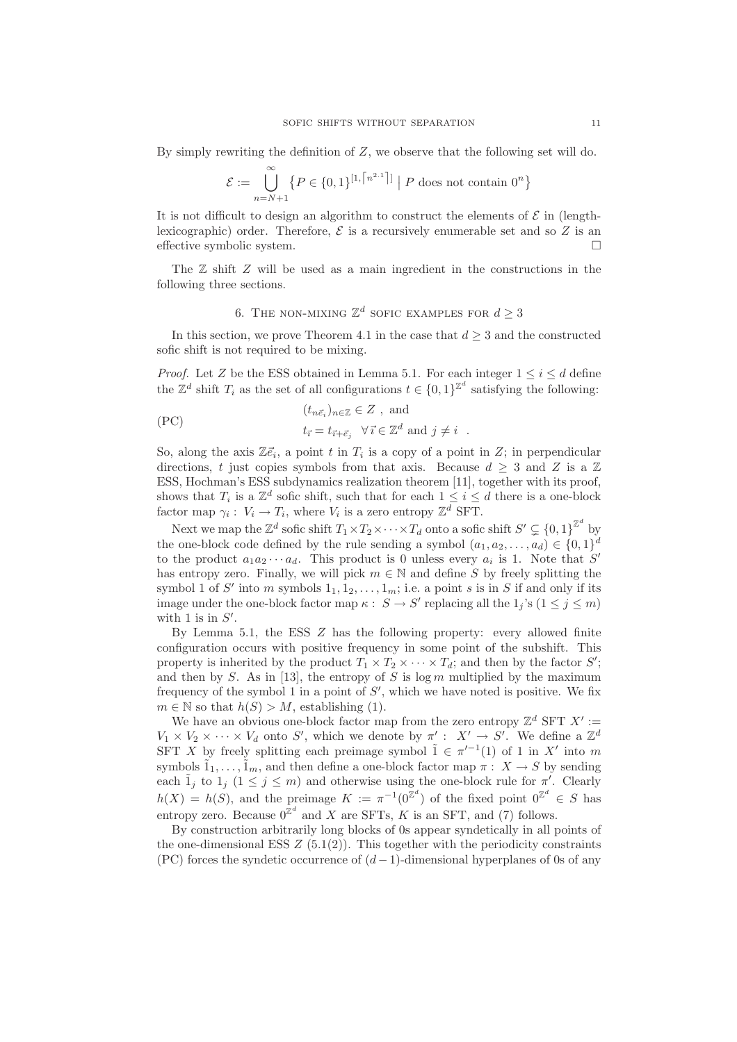By simply rewriting the definition of $Z$, we observe that the following set will do.

$$\mathcal{E} := \bigcup_{n=N+1}^{\infty} \left\{ P \in \{0,1\}^{[1, \lceil n^{2.1} \rceil]} \mid P \text{ does not contain } 0^n \right\}$$

It is not difficult to design an algorithm to construct the elements of $\mathcal{E}$ in (length-lexicographic) order. Therefore, $\mathcal{E}$ is a recursively enumerable set and so $Z$ is an effective symbolic system. □

The $\mathbb{Z}$ shift $Z$ will be used as a main ingredient in the constructions in the following three sections.

## 6. The non-mixing $\mathbb{Z}^d$ sofic examples for $d \geq 3$

In this section, we prove Theorem 4.1 in the case that $d \geq 3$ and the constructed sofic shift is not required to be mixing.

*Proof.* Let $Z$ be the ESS obtained in Lemma 5.1. For each integer $1 \leq i \leq d$ define the $\mathbb{Z}^d$ shift $T_i$ as the set of all configurations $t \in \{0,1\}^{\mathbb{Z}^d}$ satisfying the following:

$$\text{(PC)} \qquad \begin{aligned} &(t_{n\vec{e}_i})_{n \in \mathbb{Z}} \in Z \ , \text{ and} \\ &t_{\vec{\imath}} = t_{\vec{\imath}+\vec{e}_j} \quad \forall \, \vec{\imath} \in \mathbb{Z}^d \text{ and } j \neq i \ . \end{aligned}$$

So, along the axis $\mathbb{Z}\vec{e}_i$, a point $t$ in $T_i$ is a copy of a point in $Z$; in perpendicular directions, $t$ just copies symbols from that axis. Because $d \geq 3$ and $Z$ is a $\mathbb{Z}$ ESS, Hochman's ESS subdynamics realization theorem [11], together with its proof, shows that $T_i$ is a $\mathbb{Z}^d$ sofic shift, such that for each $1 \leq i \leq d$ there is a one-block factor map $\gamma_i : V_i \to T_i$, where $V_i$ is a zero entropy $\mathbb{Z}^d$ SFT.

Next we map the $\mathbb{Z}^d$ sofic shift $T_1 \times T_2 \times \cdots \times T_d$ onto a sofic shift $S' \subsetneq \{0,1\}^{\mathbb{Z}^d}$ by the one-block code defined by the rule sending a symbol $(a_1, a_2, \ldots, a_d) \in \{0,1\}^d$ to the product $a_1 a_2 \cdots a_d$. This product is 0 unless every $a_i$ is 1. Note that $S'$ has entropy zero. Finally, we will pick $m \in \mathbb{N}$ and define $S$ by freely splitting the symbol 1 of $S'$ into $m$ symbols $1_1, 1_2, \ldots, 1_m$; i.e. a point $s$ is in $S$ if and only if its image under the one-block factor map $\kappa : S \to S'$ replacing all the $1_j$'s ($1 \leq j \leq m$) with 1 is in $S'$.

By Lemma 5.1, the ESS $Z$ has the following property: every allowed finite configuration occurs with positive frequency in some point of the subshift. This property is inherited by the product $T_1 \times T_2 \times \cdots \times T_d$; and then by the factor $S'$; and then by $S$. As in [13], the entropy of $S$ is $\log m$ multiplied by the maximum frequency of the symbol 1 in a point of $S'$, which we have noted is positive. We fix $m \in \mathbb{N}$ so that $h(S) > M$, establishing (1).

We have an obvious one-block factor map from the zero entropy $\mathbb{Z}^d$ SFT $X' := V_1 \times V_2 \times \cdots \times V_d$ onto $S'$, which we denote by $\pi' : X' \to S'$. We define a $\mathbb{Z}^d$ SFT $X$ by freely splitting each preimage symbol $\tilde{1} \in \pi'^{-1}(1)$ of 1 in $X'$ into $m$ symbols $\tilde{1}_1, \ldots, \tilde{1}_m$, and then define a one-block factor map $\pi : X \to S$ by sending each $\tilde{1}_j$ to $1_j$ ($1 \leq j \leq m$) and otherwise using the one-block rule for $\pi'$. Clearly $h(X) = h(S)$, and the preimage $K := \pi^{-1}(0^{\mathbb{Z}^d})$ of the fixed point $0^{\mathbb{Z}^d} \in S$ has entropy zero. Because $0^{\mathbb{Z}^d}$ and $X$ are SFTs, $K$ is an SFT, and (7) follows.

By construction arbitrarily long blocks of 0s appear syndetically in all points of the one-dimensional ESS $Z$ (5.1(2)). This together with the periodicity constraints (PC) forces the syndetic occurrence of $(d-1)$-dimensional hyperplanes of 0s of any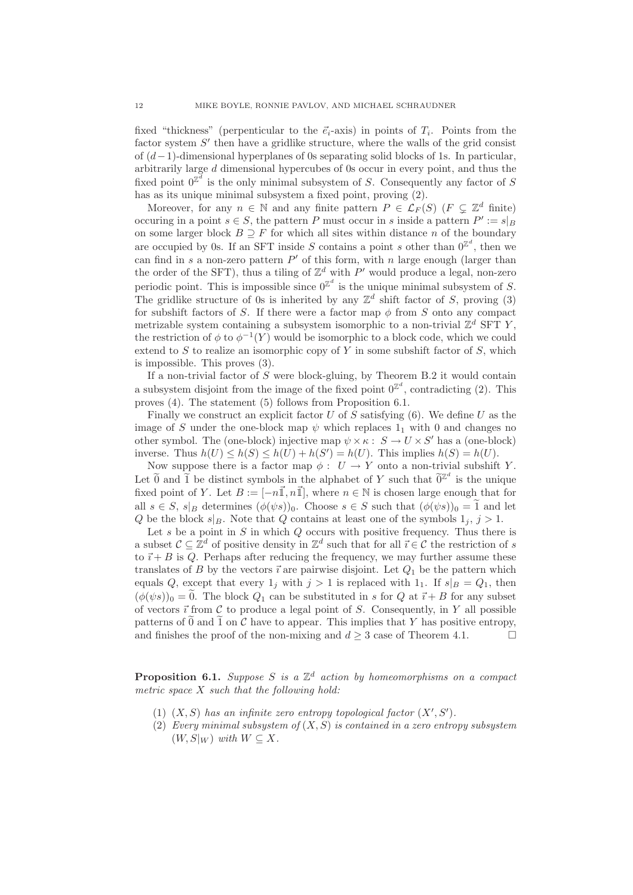fixed "thickness" (perpenticular to the $\vec{e}_i$-axis) in points of $T_i$. Points from the factor system $S'$ then have a gridlike structure, where the walls of the grid consist of $(d-1)$-dimensional hyperplanes of 0s separating solid blocks of 1s. In particular, arbitrarily large $d$ dimensional hypercubes of 0s occur in every point, and thus the fixed point $0^{\mathbb{Z}^d}$ is the only minimal subsystem of $S$. Consequently any factor of $S$ has as its unique minimal subsystem a fixed point, proving (2).

Moreover, for any $n \in \mathbb{N}$ and any finite pattern $P \in \mathcal{L}_F(S)$ ($F \subsetneq \mathbb{Z}^d$ finite) occuring in a point $s \in S$, the pattern $P$ must occur in $s$ inside a pattern $P' := s|_B$ on some larger block $B \supseteq F$ for which all sites within distance $n$ of the boundary are occupied by 0s. If an SFT inside $S$ contains a point $s$ other than $0^{\mathbb{Z}^d}$, then we can find in $s$ a non-zero pattern $P'$ of this form, with $n$ large enough (larger than the order of the SFT), thus a tiling of $\mathbb{Z}^d$ with $P'$ would produce a legal, non-zero periodic point. This is impossible since $0^{\mathbb{Z}^d}$ is the unique minimal subsystem of $S$. The gridlike structure of 0s is inherited by any $\mathbb{Z}^d$ shift factor of $S$, proving (3) for subshift factors of $S$. If there were a factor map $\phi$ from $S$ onto any compact metrizable system containing a subsystem isomorphic to a non-trivial $\mathbb{Z}^d$ SFT $Y$, the restriction of $\phi$ to $\phi^{-1}(Y)$ would be isomorphic to a block code, which we could extend to $S$ to realize an isomorphic copy of $Y$ in some subshift factor of $S$, which is impossible. This proves (3).

If a non-trivial factor of $S$ were block-gluing, by Theorem B.2 it would contain a subsystem disjoint from the image of the fixed point $0^{\mathbb{Z}^d}$, contradicting (2). This proves (4). The statement (5) follows from Proposition 6.1.

Finally we construct an explicit factor $U$ of $S$ satisfying (6). We define $U$ as the image of $S$ under the one-block map $\psi$ which replaces $1_1$ with 0 and changes no other symbol. The (one-block) injective map $\psi \times \kappa : S \to U \times S'$ has a (one-block) inverse. Thus $h(U) \leq h(S) \leq h(U) + h(S') = h(U)$. This implies $h(S) = h(U)$.

Now suppose there is a factor map $\phi : U \to Y$ onto a non-trivial subshift $Y$. Let $\widetilde{0}$ and $\widetilde{1}$ be distinct symbols in the alphabet of $Y$ such that $\widetilde{0}^{\mathbb{Z}^d}$ is the unique fixed point of $Y$. Let $B := [-n\vec{\mathbb{1}}, n\vec{\mathbb{1}}]$, where $n \in \mathbb{N}$ is chosen large enough that for all $s \in S$, $s|_B$ determines $(\phi(\psi s))_0$. Choose $s \in S$ such that $(\phi(\psi s))_0 = \widetilde{1}$ and let $Q$ be the block $s|_B$. Note that $Q$ contains at least one of the symbols $1_j$, $j > 1$.

Let $s$ be a point in $S$ in which $Q$ occurs with positive frequency. Thus there is a subset $\mathcal{C} \subseteq \mathbb{Z}^d$ of positive density in $\mathbb{Z}^d$ such that for all $\vec{\imath} \in \mathcal{C}$ the restriction of $s$ to $\vec{\imath} + B$ is $Q$. Perhaps after reducing the frequency, we may further assume these translates of $B$ by the vectors $\vec{\imath}$ are pairwise disjoint. Let $Q_1$ be the pattern which equals $Q$, except that every $1_j$ with $j > 1$ is replaced with $1_1$. If $s|_B = Q_1$, then $(\phi(\psi s))_0 = \widetilde{0}$. The block $Q_1$ can be substituted in $s$ for $Q$ at $\vec{\imath} + B$ for any subset of vectors $\vec{\imath}$ from $\mathcal{C}$ to produce a legal point of $S$. Consequently, in $Y$ all possible patterns of $\widetilde{0}$ and $\widetilde{1}$ on $\mathcal{C}$ have to appear. This implies that $Y$ has positive entropy, and finishes the proof of the non-mixing and $d \geq 3$ case of Theorem 4.1. $\square$

**Proposition 6.1.** *Suppose $S$ is a $\mathbb{Z}^d$ action by homeomorphisms on a compact metric space $X$ such that the following hold:*

1. *$(X, S)$ has an infinite zero entropy topological factor $(X', S')$.*
2. *Every minimal subsystem of $(X, S)$ is contained in a zero entropy subsystem $(W, S|_W)$ with $W \subseteq X$.*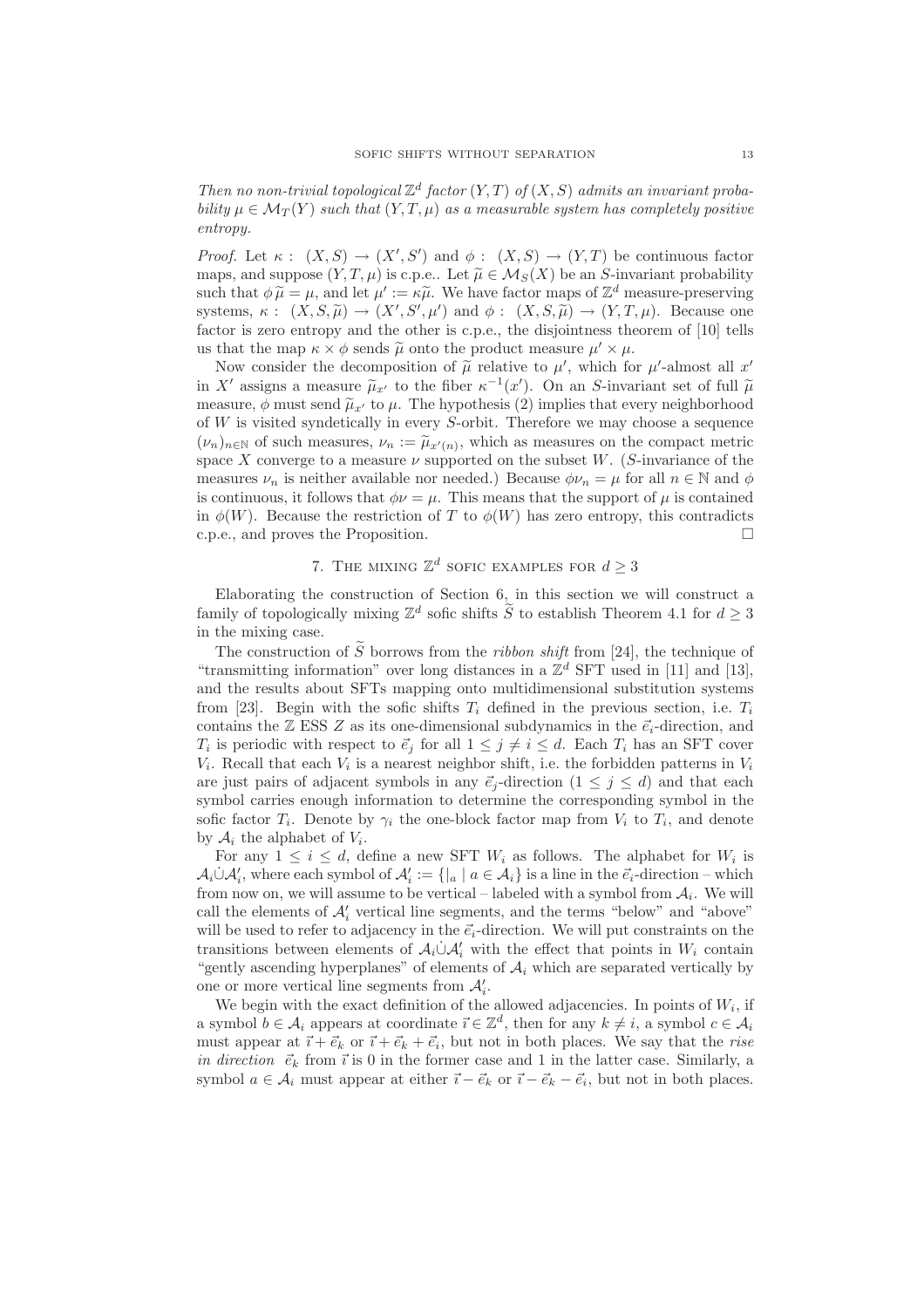*Then no non-trivial topological $\mathbb{Z}^d$ factor $(Y,T)$ of $(X,S)$ admits an invariant probability $\mu \in \mathcal{M}_T(Y)$ such that $(Y,T,\mu)$ as a measurable system has completely positive entropy.*

*Proof.* Let $\kappa : (X,S) \to (X',S')$ and $\phi : (X,S) \to (Y,T)$ be continuous factor maps, and suppose $(Y,T,\mu)$ is c.p.e.. Let $\widetilde{\mu} \in \mathcal{M}_S(X)$ be an $S$-invariant probability such that $\phi\widetilde{\mu} = \mu$, and let $\mu' := \kappa\widetilde{\mu}$. We have factor maps of $\mathbb{Z}^d$ measure-preserving systems, $\kappa : (X,S,\widetilde{\mu}) \to (X',S',\mu')$ and $\phi : (X,S,\widetilde{\mu}) \to (Y,T,\mu)$. Because one factor is zero entropy and the other is c.p.e., the disjointness theorem of [10] tells us that the map $\kappa \times \phi$ sends $\widetilde{\mu}$ onto the product measure $\mu' \times \mu$.

Now consider the decomposition of $\widetilde{\mu}$ relative to $\mu'$, which for $\mu'$-almost all $x'$ in $X'$ assigns a measure $\widetilde{\mu}_{x'}$ to the fiber $\kappa^{-1}(x')$. On an $S$-invariant set of full $\widetilde{\mu}$ measure, $\phi$ must send $\widetilde{\mu}_{x'}$ to $\mu$. The hypothesis (2) implies that every neighborhood of $W$ is visited syndetically in every $S$-orbit. Therefore we may choose a sequence $(\nu_n)_{n\in\mathbb{N}}$ of such measures, $\nu_n := \widetilde{\mu}_{x'(n)}$, which as measures on the compact metric space $X$ converge to a measure $\nu$ supported on the subset $W$. ($S$-invariance of the measures $\nu_n$ is neither available nor needed.) Because $\phi\nu_n = \mu$ for all $n \in \mathbb{N}$ and $\phi$ is continuous, it follows that $\phi\nu = \mu$. This means that the support of $\mu$ is contained in $\phi(W)$. Because the restriction of $T$ to $\phi(W)$ has zero entropy, this contradicts c.p.e., and proves the Proposition. $\square$

## 7. The mixing $\mathbb{Z}^d$ sofic examples for $d \geq 3$

Elaborating the construction of Section 6, in this section we will construct a family of topologically mixing $\mathbb{Z}^d$ sofic shifts $\widetilde{S}$ to establish Theorem 4.1 for $d \geq 3$ in the mixing case.

The construction of $\widetilde{S}$ borrows from the *ribbon shift* from [24], the technique of "transmitting information" over long distances in a $\mathbb{Z}^d$ SFT used in [11] and [13], and the results about SFTs mapping onto multidimensional substitution systems from [23]. Begin with the sofic shifts $T_i$ defined in the previous section, i.e. $T_i$ contains the $\mathbb{Z}$ ESS $Z$ as its one-dimensional subdynamics in the $\vec{e}_i$-direction, and $T_i$ is periodic with respect to $\vec{e}_j$ for all $1 \leq j \neq i \leq d$. Each $T_i$ has an SFT cover $V_i$. Recall that each $V_i$ is a nearest neighbor shift, i.e. the forbidden patterns in $V_i$ are just pairs of adjacent symbols in any $\vec{e}_j$-direction ($1 \leq j \leq d$) and that each symbol carries enough information to determine the corresponding symbol in the sofic factor $T_i$. Denote by $\gamma_i$ the one-block factor map from $V_i$ to $T_i$, and denote by $\mathcal{A}_i$ the alphabet of $V_i$.

For any $1 \leq i \leq d$, define a new SFT $W_i$ as follows. The alphabet for $W_i$ is $\mathcal{A}_i \dot\cup \mathcal{A}_i'$, where each symbol of $\mathcal{A}_i' := \{|_a \mid a \in \mathcal{A}_i\}$ is a line in the $\vec{e}_i$-direction – which from now on, we will assume to be vertical – labeled with a symbol from $\mathcal{A}_i$. We will call the elements of $\mathcal{A}_i'$ vertical line segments, and the terms "below" and "above" will be used to refer to adjacency in the $\vec{e}_i$-direction. We will put constraints on the transitions between elements of $\mathcal{A}_i \dot\cup \mathcal{A}_i'$ with the effect that points in $W_i$ contain "gently ascending hyperplanes" of elements of $\mathcal{A}_i$ which are separated vertically by one or more vertical line segments from $\mathcal{A}_i'$.

We begin with the exact definition of the allowed adjacencies. In points of $W_i$, if a symbol $b \in \mathcal{A}_i$ appears at coordinate $\vec{\imath} \in \mathbb{Z}^d$, then for any $k \neq i$, a symbol $c \in \mathcal{A}_i$ must appear at $\vec{\imath} + \vec{e}_k$ or $\vec{\imath} + \vec{e}_k + \vec{e}_i$, but not in both places. We say that the *rise in direction* $\vec{e}_k$ from $\vec{\imath}$ is 0 in the former case and 1 in the latter case. Similarly, a symbol $a \in \mathcal{A}_i$ must appear at either $\vec{\imath} - \vec{e}_k$ or $\vec{\imath} - \vec{e}_k - \vec{e}_i$, but not in both places.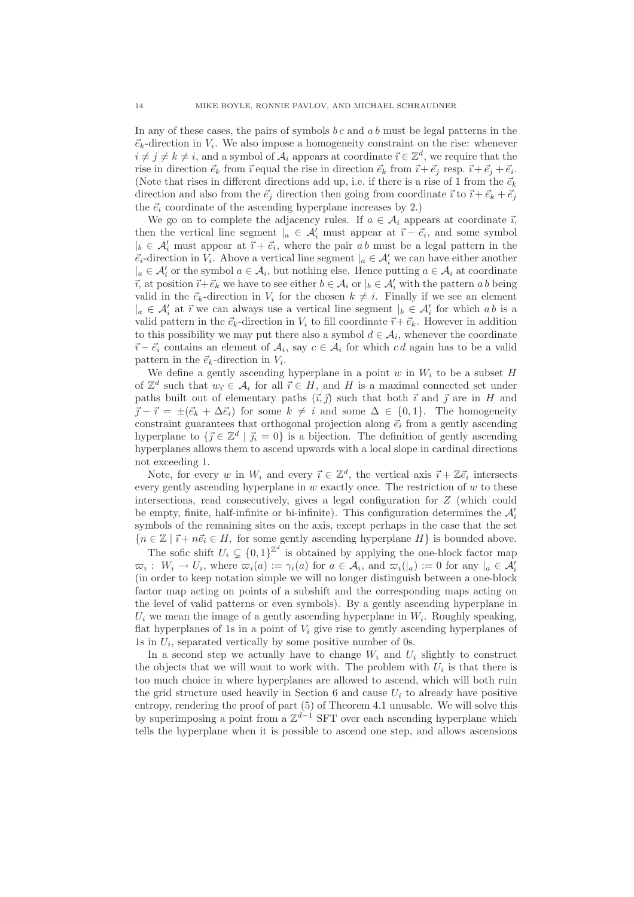In any of these cases, the pairs of symbols $b\,c$ and $a\,b$ must be legal patterns in the $\vec{e}_k$-direction in $V_i$. We also impose a homogeneity constraint on the rise: whenever $i \neq j \neq k \neq i$, and a symbol of $\mathcal{A}_i$ appears at coordinate $\vec{\imath} \in \mathbb{Z}^d$, we require that the rise in direction $\vec{e}_k$ from $\vec{\imath}$ equal the rise in direction $\vec{e}_k$ from $\vec{\imath}+\vec{e}_j$ resp. $\vec{\imath}+\vec{e}_j+\vec{e}_i$. (Note that rises in different directions add up, i.e. if there is a rise of 1 from the $\vec{e}_k$ direction and also from the $\vec{e}_j$ direction then going from coordinate $\vec{\imath}$ to $\vec{\imath}+\vec{e}_k+\vec{e}_j$ the $\vec{e}_i$ coordinate of the ascending hyperplane increases by 2.)

We go on to complete the adjacency rules. If $a \in \mathcal{A}_i$ appears at coordinate $\vec{\imath}$, then the vertical line segment $|_a \in \mathcal{A}'_i$ must appear at $\vec{\imath}-\vec{e}_i$, and some symbol $|_b \in \mathcal{A}'_i$ must appear at $\vec{\imath}+\vec{e}_i$, where the pair $a\,b$ must be a legal pattern in the $\vec{e}_i$-direction in $V_i$. Above a vertical line segment $|_a \in \mathcal{A}'_i$ we can have either another $|_a \in \mathcal{A}'_i$ or the symbol $a \in \mathcal{A}_i$, but nothing else. Hence putting $a \in \mathcal{A}_i$ at coordinate $\vec{\imath}$, at position $\vec{\imath}+\vec{e}_k$ we have to see either $b \in \mathcal{A}_i$ or $|_b \in \mathcal{A}'_i$ with the pattern $a\,b$ being valid in the $\vec{e}_k$-direction in $V_i$ for the chosen $k \neq i$. Finally if we see an element $|_a \in \mathcal{A}'_i$ at $\vec{\imath}$ we can always use a vertical line segment $|_b \in \mathcal{A}'_i$ for which $a\,b$ is a valid pattern in the $\vec{e}_k$-direction in $V_i$ to fill coordinate $\vec{\imath}+\vec{e}_k$. However in addition to this possibility we may put there also a symbol $d \in \mathcal{A}_i$, whenever the coordinate $\vec{\imath}-\vec{e}_i$ contains an element of $\mathcal{A}_i$, say $c \in \mathcal{A}_i$ for which $c\,d$ again has to be a valid pattern in the $\vec{e}_k$-direction in $V_i$.

We define a gently ascending hyperplane in a point $w$ in $W_i$ to be a subset $H$ of $\mathbb{Z}^d$ such that $w_{\vec{\imath}} \in \mathcal{A}_i$ for all $\vec{\imath} \in H$, and $H$ is a maximal connected set under paths built out of elementary paths $(\vec{\imath},\vec{\jmath})$ such that both $\vec{\imath}$ and $\vec{\jmath}$ are in $H$ and $\vec{\jmath}-\vec{\imath} = \pm(\vec{e}_k + \Delta\vec{e}_i)$ for some $k \neq i$ and some $\Delta \in \{0,1\}$. The homogeneity constraint guarantees that orthogonal projection along $\vec{e}_i$ from a gently ascending hyperplane to $\{\vec{\jmath} \in \mathbb{Z}^d \mid \vec{\jmath}_i = 0\}$ is a bijection. The definition of gently ascending hyperplanes allows them to ascend upwards with a local slope in cardinal directions not exceeding 1.

Note, for every $w$ in $W_i$ and every $\vec{\imath} \in \mathbb{Z}^d$, the vertical axis $\vec{\imath}+\mathbb{Z}\vec{e}_i$ intersects every gently ascending hyperplane in $w$ exactly once. The restriction of $w$ to these intersections, read consecutively, gives a legal configuration for $Z$ (which could be empty, finite, half-infinite or bi-infinite). This configuration determines the $\mathcal{A}'_i$ symbols of the remaining sites on the axis, except perhaps in the case that the set $\{n \in \mathbb{Z} \mid \vec{\imath}+n\vec{e}_i \in H,$ for some gently ascending hyperplane $H\}$ is bounded above.

The sofic shift $U_i \subsetneq \{0,1\}^{\mathbb{Z}^d}$ is obtained by applying the one-block factor map $\varpi_i:\ W_i \to U_i$, where $\varpi_i(a) := \gamma_i(a)$ for $a \in \mathcal{A}_i$, and $\varpi_i(|_a) := 0$ for any $|_a \in \mathcal{A}'_i$ (in order to keep notation simple we will no longer distinguish between a one-block factor map acting on points of a subshift and the corresponding maps acting on the level of valid patterns or even symbols). By a gently ascending hyperplane in $U_i$ we mean the image of a gently ascending hyperplane in $W_i$. Roughly speaking, flat hyperplanes of 1s in a point of $V_i$ give rise to gently ascending hyperplanes of 1s in $U_i$, separated vertically by some positive number of 0s.

In a second step we actually have to change $W_i$ and $U_i$ slightly to construct the objects that we will want to work with. The problem with $U_i$ is that there is too much choice in where hyperplanes are allowed to ascend, which will both ruin the grid structure used heavily in Section 6 and cause $U_i$ to already have positive entropy, rendering the proof of part (5) of Theorem 4.1 unusable. We will solve this by superimposing a point from a $\mathbb{Z}^{d-1}$ SFT over each ascending hyperplane which tells the hyperplane when it is possible to ascend one step, and allows ascensions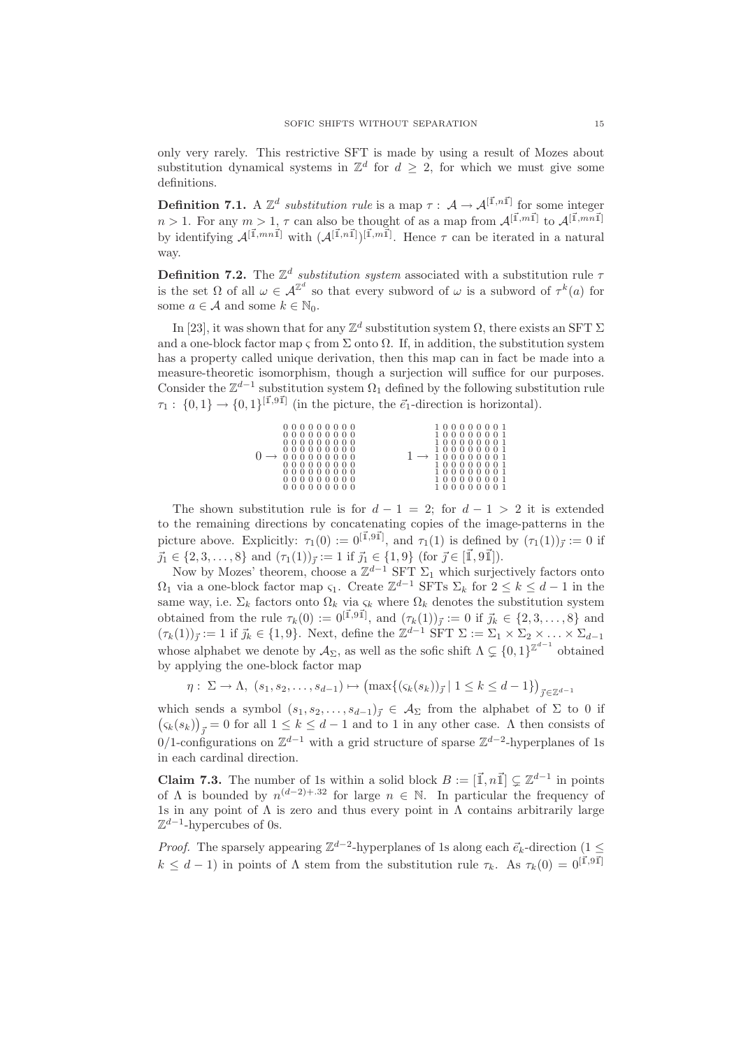only very rarely. This restrictive SFT is made by using a result of Mozes about substitution dynamical systems in $\mathbb{Z}^d$ for $d \geq 2$, for which we must give some definitions.

**Definition 7.1.** A $\mathbb{Z}^d$ *substitution rule* is a map $\tau : \mathcal{A} \to \mathcal{A}^{[\vec{\mathbb{1}}, n\vec{\mathbb{1}}]}$ for some integer $n > 1$. For any $m > 1$, $\tau$ can also be thought of as a map from $\mathcal{A}^{[\vec{\mathbb{1}}, m\vec{\mathbb{1}}]}$ to $\mathcal{A}^{[\vec{\mathbb{1}}, mn\vec{\mathbb{1}}]}$ by identifying $\mathcal{A}^{[\vec{\mathbb{1}}, mn\vec{\mathbb{1}}]}$ with $(\mathcal{A}^{[\vec{\mathbb{1}}, n\vec{\mathbb{1}}]})^{[\vec{\mathbb{1}}, m\vec{\mathbb{1}}]}$. Hence $\tau$ can be iterated in a natural way.

**Definition 7.2.** The $\mathbb{Z}^d$ *substitution system* associated with a substitution rule $\tau$ is the set $\Omega$ of all $\omega \in \mathcal{A}^{\mathbb{Z}^d}$ so that every subword of $\omega$ is a subword of $\tau^k(a)$ for some $a \in \mathcal{A}$ and some $k \in \mathbb{N}_0$.

In [23], it was shown that for any $\mathbb{Z}^d$ substitution system $\Omega$, there exists an SFT $\Sigma$ and a one-block factor map $\varsigma$ from $\Sigma$ onto $\Omega$. If, in addition, the substitution system has a property called unique derivation, then this map can in fact be made into a measure-theoretic isomorphism, though a surjection will suffice for our purposes. Consider the $\mathbb{Z}^{d-1}$ substitution system $\Omega_1$ defined by the following substitution rule $\tau_1 : \{0, 1\} \to \{0, 1\}^{[\vec{\mathbb{1}}, 9\vec{\mathbb{1}}]}$ (in the picture, the $\vec{e}_1$-direction is horizontal).

$$
0 \to \begin{matrix}
0&0&0&0&0&0&0&0&0\\
0&0&0&0&0&0&0&0&0\\
0&0&0&0&0&0&0&0&0\\
0&0&0&0&0&0&0&0&0\\
0&0&0&0&0&0&0&0&0\\
0&0&0&0&0&0&0&0&0\\
0&0&0&0&0&0&0&0&0\\
0&0&0&0&0&0&0&0&0\\
0&0&0&0&0&0&0&0&0
\end{matrix}
\qquad\qquad
1 \to \begin{matrix}
1&0&0&0&0&0&0&0&1\\
1&0&0&0&0&0&0&0&1\\
1&0&0&0&0&0&0&0&1\\
1&0&0&0&0&0&0&0&1\\
1&0&0&0&0&0&0&0&1\\
1&0&0&0&0&0&0&0&1\\
1&0&0&0&0&0&0&0&1\\
1&0&0&0&0&0&0&0&1\\
1&0&0&0&0&0&0&0&1
\end{matrix}
$$

The shown substitution rule is for $d - 1 = 2$; for $d - 1 > 2$ it is extended to the remaining directions by concatenating copies of the image-patterns in the picture above. Explicitly: $\tau_1(0) := 0^{[\vec{\mathbb{1}}, 9\vec{\mathbb{1}}]}$, and $\tau_1(1)$ is defined by $(\tau_1(1))_{\vec{\jmath}} := 0$ if $\vec{\jmath}_1 \in \{2, 3, \ldots, 8\}$ and $(\tau_1(1))_{\vec{\jmath}} := 1$ if $\vec{\jmath}_1 \in \{1, 9\}$ (for $\vec{\jmath} \in [\vec{\mathbb{1}}, 9\vec{\mathbb{1}}]$).

Now by Mozes' theorem, choose a $\mathbb{Z}^{d-1}$ SFT $\Sigma_1$ which surjectively factors onto $\Omega_1$ via a one-block factor map $\varsigma_1$. Create $\mathbb{Z}^{d-1}$ SFTs $\Sigma_k$ for $2 \leq k \leq d-1$ in the same way, i.e. $\Sigma_k$ factors onto $\Omega_k$ via $\varsigma_k$ where $\Omega_k$ denotes the substitution system obtained from the rule $\tau_k(0) := 0^{[\vec{\mathbb{1}}, 9\vec{\mathbb{1}}]}$, and $(\tau_k(1))_{\vec{\jmath}} := 0$ if $\vec{\jmath}_k \in \{2, 3, \ldots, 8\}$ and $(\tau_k(1))_{\vec{\jmath}} := 1$ if $\vec{\jmath}_k \in \{1, 9\}$. Next, define the $\mathbb{Z}^{d-1}$ SFT $\Sigma := \Sigma_1 \times \Sigma_2 \times \ldots \times \Sigma_{d-1}$ whose alphabet we denote by $\mathcal{A}_\Sigma$, as well as the sofic shift $\Lambda \subsetneq \{0, 1\}^{\mathbb{Z}^{d-1}}$ obtained by applying the one-block factor map

$$\eta : \Sigma \to \Lambda, \ (s_1, s_2, \ldots, s_{d-1}) \mapsto \left(\max\{(\varsigma_k(s_k))_{\vec{\jmath}} \mid 1 \leq k \leq d-1\}\right)_{\vec{\jmath} \in \mathbb{Z}^{d-1}}$$

which sends a symbol $(s_1, s_2, \ldots, s_{d-1})_{\vec{\jmath}} \in \mathcal{A}_\Sigma$ from the alphabet of $\Sigma$ to 0 if $\left(\varsigma_k(s_k)\right)_{\vec{\jmath}} = 0$ for all $1 \leq k \leq d-1$ and to 1 in any other case. $\Lambda$ then consists of 0/1-configurations on $\mathbb{Z}^{d-1}$ with a grid structure of sparse $\mathbb{Z}^{d-2}$-hyperplanes of 1s in each cardinal direction.

**Claim 7.3.** The number of 1s within a solid block $B := [\vec{\mathbb{1}}, n\vec{\mathbb{1}}] \subsetneq \mathbb{Z}^{d-1}$ in points of $\Lambda$ is bounded by $n^{(d-2)+.32}$ for large $n \in \mathbb{N}$. In particular the frequency of 1s in any point of $\Lambda$ is zero and thus every point in $\Lambda$ contains arbitrarily large $\mathbb{Z}^{d-1}$-hypercubes of 0s.

*Proof.* The sparsely appearing $\mathbb{Z}^{d-2}$-hyperplanes of 1s along each $\vec{e}_k$-direction ($1 \leq k \leq d-1$) in points of $\Lambda$ stem from the substitution rule $\tau_k$. As $\tau_k(0) = 0^{[\vec{\mathbb{1}}, 9\vec{\mathbb{1}}]}$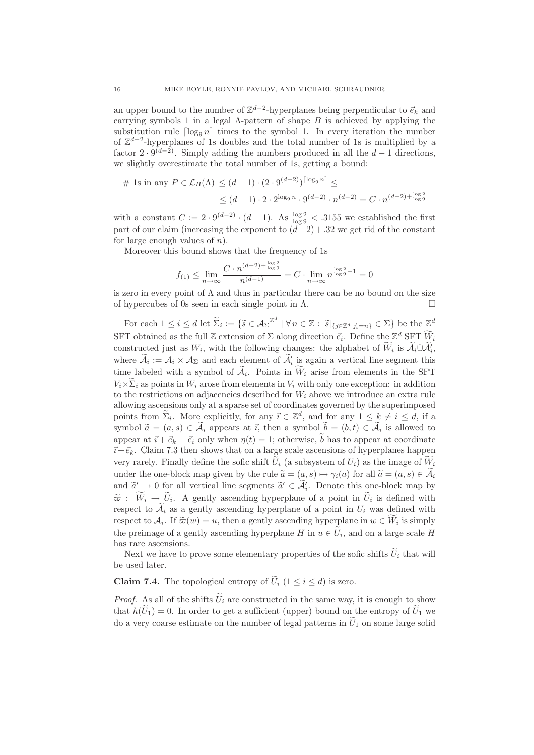an upper bound to the number of $\mathbb{Z}^{d-2}$-hyperplanes being perpendicular to $\vec{e}_k$ and carrying symbols 1 in a legal $\Lambda$-pattern of shape $B$ is achieved by applying the substitution rule $\lceil \log_9 n \rceil$ times to the symbol 1. In every iteration the number of $\mathbb{Z}^{d-2}$-hyperplanes of 1s doubles and the total number of 1s is multiplied by a factor $2 \cdot 9^{(d-2)}$. Simply adding the numbers produced in all the $d-1$ directions, we slightly overestimate the total number of 1s, getting a bound:

$$\begin{aligned}
\#\text{ 1s in any } P \in \mathcal{L}_B(\Lambda) &\leq (d-1) \cdot (2 \cdot 9^{(d-2)})^{\lceil \log_9 n \rceil} \leq \\
&\leq (d-1) \cdot 2 \cdot 2^{\log_9 n} \cdot 9^{(d-2)} \cdot n^{(d-2)} = C \cdot n^{(d-2)+\frac{\log 2}{\log 9}}
\end{aligned}$$

with a constant $C := 2 \cdot 9^{(d-2)} \cdot (d-1)$. As $\frac{\log 2}{\log 9} < .3155$ we established the first part of our claim (increasing the exponent to $(d-2)+.32$ we get rid of the constant for large enough values of $n$).

Moreover this bound shows that the frequency of 1s

$$f_{(1)} \leq \lim_{n\to\infty} \frac{C \cdot n^{(d-2)+\frac{\log 2}{\log 9}}}{n^{(d-1)}} = C \cdot \lim_{n\to\infty} n^{\frac{\log 2}{\log 9}-1} = 0$$

is zero in every point of $\Lambda$ and thus in particular there can be no bound on the size of hypercubes of 0s seen in each single point in $\Lambda$. □

For each $1 \leq i \leq d$ let $\widetilde{\Sigma}_i := \{\widetilde{s} \in \mathcal{A}_\Sigma^{\mathbb{Z}^d} \mid \forall n \in \mathbb{Z} : \widetilde{s}|_{\{\vec{j}\in\mathbb{Z}^d \mid \vec{j}_i = n\}} \in \Sigma\}$ be the $\mathbb{Z}^d$ SFT obtained as the full $\mathbb{Z}$ extension of $\Sigma$ along direction $\vec{e}_i$. Define the $\mathbb{Z}^d$ SFT $\widetilde{W}_i$ constructed just as $W_i$, with the following changes: the alphabet of $\widetilde{W}_i$ is $\widetilde{\mathcal{A}}_i \dot\cup \widetilde{\mathcal{A}}'_i$, where $\widetilde{\mathcal{A}}_i := \mathcal{A}_i \times \mathcal{A}_\Sigma$ and each element of $\widetilde{\mathcal{A}}'_i$ is again a vertical line segment this time labeled with a symbol of $\widetilde{\mathcal{A}}_i$. Points in $\widetilde{W}_i$ arise from elements in the SFT $V_i \times \widetilde{\Sigma}_i$ as points in $W_i$ arose from elements in $V_i$ with only one exception: in addition to the restrictions on adjacencies described for $W_i$ above we introduce an extra rule allowing ascensions only at a sparse set of coordinates governed by the superimposed points from $\widetilde{\Sigma}_i$. More explicitly, for any $\vec{\imath} \in \mathbb{Z}^d$, and for any $1 \leq k \neq i \leq d$, if a symbol $\widetilde{a} = (a, s) \in \widetilde{\mathcal{A}}_i$ appears at $\vec{\imath}$, then a symbol $\widetilde{b} = (b, t) \in \widetilde{\mathcal{A}}_i$ is allowed to appear at $\vec{\imath} + \vec{e}_k + \vec{e}_i$ only when $\eta(t) = 1$; otherwise, $\widetilde{b}$ has to appear at coordinate $\vec{\imath} + \vec{e}_k$. Claim 7.3 then shows that on a large scale ascensions of hyperplanes happen very rarely. Finally define the sofic shift $\widetilde{U}_i$ (a subsystem of $U_i$) as the image of $\widetilde{W}_i$ under the one-block map given by the rule $\widetilde{a} = (a, s) \mapsto \gamma_i(a)$ for all $\widetilde{a} = (a, s) \in \widetilde{\mathcal{A}}_i$ and $\widetilde{a}' \mapsto 0$ for all vertical line segments $\widetilde{a}' \in \widetilde{\mathcal{A}}'_i$. Denote this one-block map by $\widetilde{\varpi} : \widetilde{W}_i \to \widetilde{U}_i$. A gently ascending hyperplane of a point in $\widetilde{U}_i$ is defined with respect to $\widetilde{\mathcal{A}}_i$ as a gently ascending hyperplane of a point in $U_i$ was defined with respect to $\mathcal{A}_i$. If $\widetilde{\varpi}(w) = u$, then a gently ascending hyperplane in $w \in \widetilde{W}_i$ is simply the preimage of a gently ascending hyperplane $H$ in $u \in \widetilde{U}_i$, and on a large scale $H$ has rare ascensions.

Next we have to prove some elementary properties of the sofic shifts $\widetilde{U}_i$ that will be used later.

**Claim 7.4.** The topological entropy of $\widetilde{U}_i$ $(1 \leq i \leq d)$ is zero.

*Proof.* As all of the shifts $\widetilde{U}_i$ are constructed in the same way, it is enough to show that $h(\widetilde{U}_1) = 0$. In order to get a sufficient (upper) bound on the entropy of $\widetilde{U}_1$ we do a very coarse estimate on the number of legal patterns in $\widetilde{U}_1$ on some large solid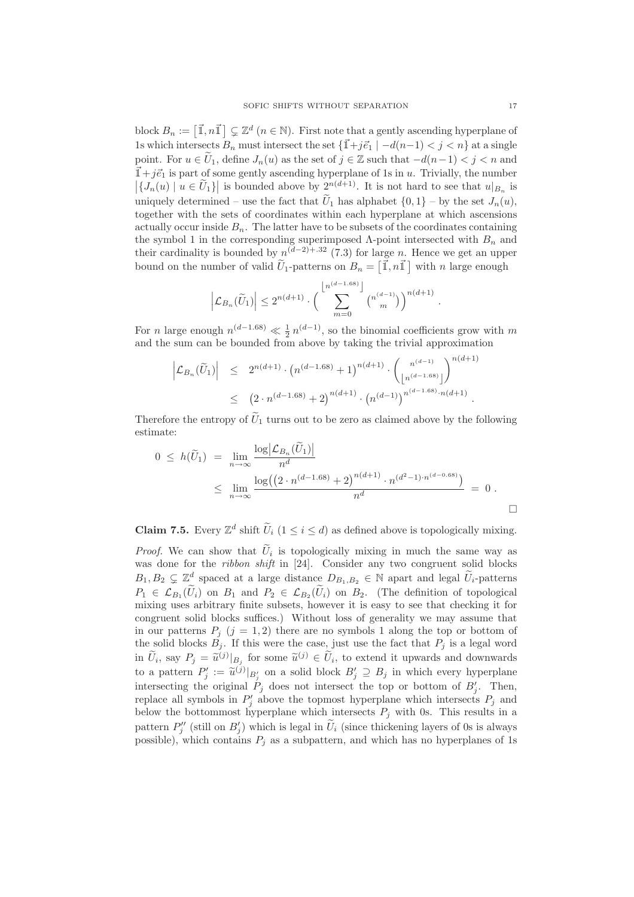block $B_n := \left[\vec{\mathbb{1}}, n\vec{\mathbb{1}}\right] \subsetneq \mathbb{Z}^d$ ($n \in \mathbb{N}$). First note that a gently ascending hyperplane of 1s which intersects $B_n$ must intersect the set $\{\vec{\mathbb{1}}+j\vec{e}_1 \mid -d(n-1) < j < n\}$ at a single point. For $u \in \widetilde{U}_1$, define $J_n(u)$ as the set of $j \in \mathbb{Z}$ such that $-d(n-1) < j < n$ and $\vec{\mathbb{1}}+j\vec{e}_1$ is part of some gently ascending hyperplane of 1s in $u$. Trivially, the number $\left|\{J_n(u) \mid u \in \widetilde{U}_1\}\right|$ is bounded above by $2^{n(d+1)}$. It is not hard to see that $u|_{B_n}$ is uniquely determined – use the fact that $\widetilde{U}_1$ has alphabet $\{0,1\}$ – by the set $J_n(u)$, together with the sets of coordinates within each hyperplane at which ascensions actually occur inside $B_n$. The latter have to be subsets of the coordinates containing the symbol 1 in the corresponding superimposed $\Lambda$-point intersected with $B_n$ and their cardinality is bounded by $n^{(d-2)+.32}$ (7.3) for large $n$. Hence we get an upper bound on the number of valid $\widetilde{U}_1$-patterns on $B_n = \left[\vec{\mathbb{1}}, n\vec{\mathbb{1}}\right]$ with $n$ large enough

$$\left|\mathcal{L}_{B_n}(\widetilde{U}_1)\right| \leq 2^{n(d+1)} \cdot \Big( \sum_{m=0}^{\lfloor n^{(d-1.68)} \rfloor} \tbinom{n^{(d-1)}}{m} \Big)^{n(d+1)} .$$

For $n$ large enough $n^{(d-1.68)} \ll \frac{1}{2}\, n^{(d-1)}$, so the binomial coefficients grow with $m$ and the sum can be bounded from above by taking the trivial approximation

$$\begin{aligned}
\left|\mathcal{L}_{B_n}(\widetilde{U}_1)\right| &\leq 2^{n(d+1)} \cdot \left(n^{(d-1.68)}+1\right)^{n(d+1)} \cdot \binom{n^{(d-1)}}{\lfloor n^{(d-1.68)} \rfloor}^{n(d+1)} \\
&\leq \left(2 \cdot n^{(d-1.68)}+2\right)^{n(d+1)} \cdot \left(n^{(d-1)}\right)^{n^{(d-1.68)} \cdot n(d+1)} .
\end{aligned}$$

Therefore the entropy of $\widetilde{U}_1$ turns out to be zero as claimed above by the following estimate:

$$\begin{aligned}
0 \leq h(\widetilde{U}_1) &= \lim_{n\to\infty} \frac{\log\left|\mathcal{L}_{B_n}(\widetilde{U}_1)\right|}{n^d} \\
&\leq \lim_{n\to\infty} \frac{\log\left(\left(2 \cdot n^{(d-1.68)}+2\right)^{n(d+1)} \cdot n^{(d^2-1)\cdot n^{(d-0.68)}}\right)}{n^d} = 0 .
\end{aligned}$$

□

**Claim 7.5.** Every $\mathbb{Z}^d$ shift $\widetilde{U}_i$ ($1 \leq i \leq d$) as defined above is topologically mixing.

*Proof.* We can show that $\widetilde{U}_i$ is topologically mixing in much the same way as was done for the *ribbon shift* in [24]. Consider any two congruent solid blocks $B_1, B_2 \subsetneq \mathbb{Z}^d$ spaced at a large distance $D_{B_1,B_2} \in \mathbb{N}$ apart and legal $\widetilde{U}_i$-patterns $P_1 \in \mathcal{L}_{B_1}(\widetilde{U}_i)$ on $B_1$ and $P_2 \in \mathcal{L}_{B_2}(\widetilde{U}_i)$ on $B_2$. (The definition of topological mixing uses arbitrary finite subsets, however it is easy to see that checking it for congruent solid blocks suffices.) Without loss of generality we may assume that in our patterns $P_j$ ($j = 1, 2$) there are no symbols 1 along the top or bottom of the solid blocks $B_j$. If this were the case, just use the fact that $P_j$ is a legal word in $\widetilde{U}_i$, say $P_j = \widetilde{u}^{(j)}|_{B_j}$ for some $\widetilde{u}^{(j)} \in \widetilde{U}_i$, to extend it upwards and downwards to a pattern $P'_j := \widetilde{u}^{(j)}|_{B'_j}$ on a solid block $B'_j \supseteq B_j$ in which every hyperplane intersecting the original $P_j$ does not intersect the top or bottom of $B'_j$. Then, replace all symbols in $P'_j$ above the topmost hyperplane which intersects $P_j$ and below the bottommost hyperplane which intersects $P_j$ with 0s. This results in a pattern $P''_j$ (still on $B'_j$) which is legal in $\widetilde{U}_i$ (since thickening layers of 0s is always possible), which contains $P_j$ as a subpattern, and which has no hyperplanes of 1s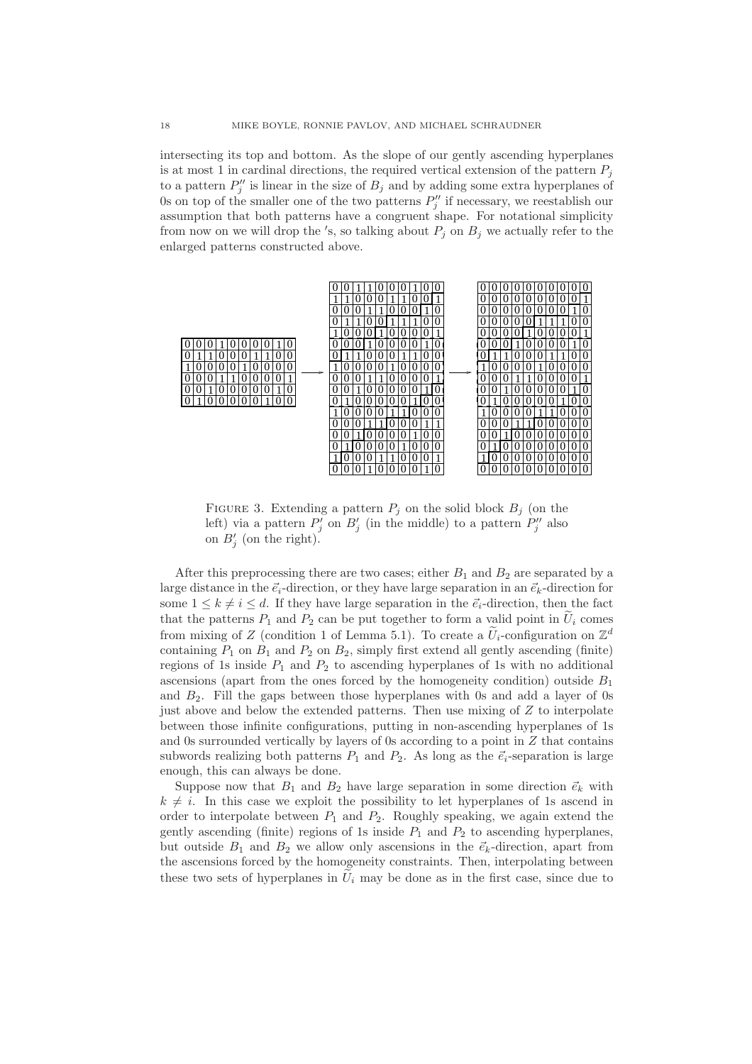intersecting its top and bottom. As the slope of our gently ascending hyperplanes is at most 1 in cardinal directions, the required vertical extension of the pattern $P_j$ to a pattern $P_j''$ is linear in the size of $B_j$ and by adding some extra hyperplanes of 0s on top of the smaller one of the two patterns $P_j''$ if necessary, we reestablish our assumption that both patterns have a congruent shape. For notational simplicity from now on we will drop the $'$s, so talking about $P_j$ on $B_j$ we actually refer to the enlarged patterns constructed above.

FIGURE 3. Extending a pattern $P_j$ on the solid block $B_j$ (on the left) via a pattern $P_j'$ on $B_j'$ (in the middle) to a pattern $P_j''$ also on $B_j'$ (on the right).

After this preprocessing there are two cases; either $B_1$ and $B_2$ are separated by a large distance in the $\vec{e}_i$-direction, or they have large separation in an $\vec{e}_k$-direction for some $1 \leq k \neq i \leq d$. If they have large separation in the $\vec{e}_i$-direction, then the fact that the patterns $P_1$ and $P_2$ can be put together to form a valid point in $\widetilde{U}_i$ comes from mixing of $Z$ (condition 1 of Lemma 5.1). To create a $\widetilde{U}_i$-configuration on $\mathbb{Z}^d$ containing $P_1$ on $B_1$ and $P_2$ on $B_2$, simply first extend all gently ascending (finite) regions of 1s inside $P_1$ and $P_2$ to ascending hyperplanes of 1s with no additional ascensions (apart from the ones forced by the homogeneity condition) outside $B_1$ and $B_2$. Fill the gaps between those hyperplanes with 0s and add a layer of 0s just above and below the extended patterns. Then use mixing of $Z$ to interpolate between those infinite configurations, putting in non-ascending hyperplanes of 1s and 0s surrounded vertically by layers of 0s according to a point in $Z$ that contains subwords realizing both patterns $P_1$ and $P_2$. As long as the $\vec{e}_i$-separation is large enough, this can always be done.

Suppose now that $B_1$ and $B_2$ have large separation in some direction $\vec{e}_k$ with $k \neq i$. In this case we exploit the possibility to let hyperplanes of 1s ascend in order to interpolate between $P_1$ and $P_2$. Roughly speaking, we again extend the gently ascending (finite) regions of 1s inside $P_1$ and $P_2$ to ascending hyperplanes, but outside $B_1$ and $B_2$ we allow only ascensions in the $\vec{e}_k$-direction, apart from the ascensions forced by the homogeneity constraints. Then, interpolating between these two sets of hyperplanes in $\widetilde{U}_i$ may be done as in the first case, since due to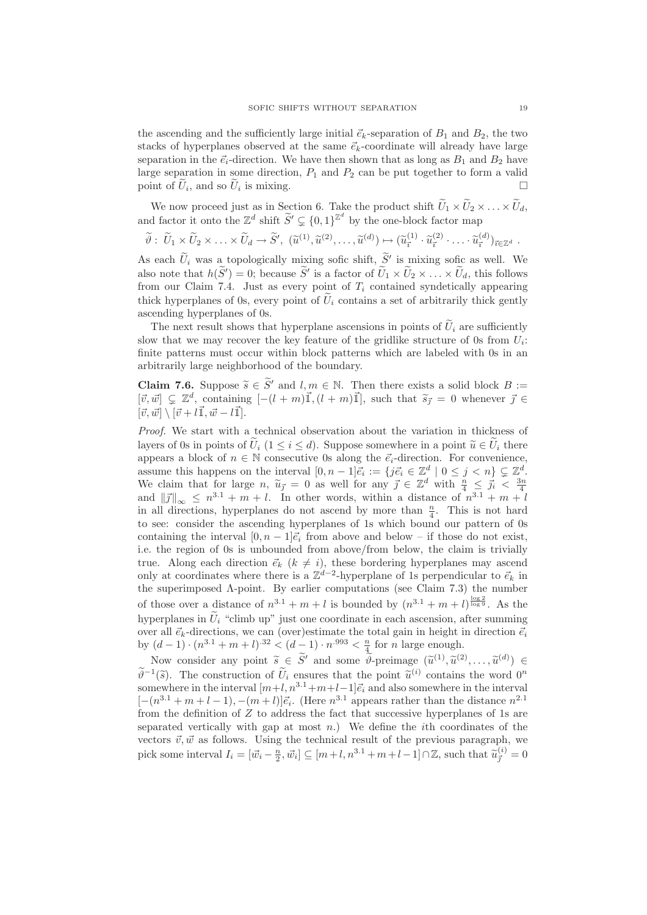the ascending and the sufficiently large initial $\vec{e}_k$-separation of $B_1$ and $B_2$, the two stacks of hyperplanes observed at the same $\vec{e}_k$-coordinate will already have large separation in the $\vec{e}_i$-direction. We have then shown that as long as $B_1$ and $B_2$ have large separation in some direction, $P_1$ and $P_2$ can be put together to form a valid point of $\widetilde{U}_i$, and so $\widetilde{U}_i$ is mixing. □

We now proceed just as in Section 6. Take the product shift $\widetilde{U}_1 \times \widetilde{U}_2 \times \ldots \times \widetilde{U}_d$, and factor it onto the $\mathbb{Z}^d$ shift $\widetilde{S}' \subsetneq \{0,1\}^{\mathbb{Z}^d}$ by the one-block factor map

$$\widetilde{\vartheta} : \widetilde{U}_1 \times \widetilde{U}_2 \times \ldots \times \widetilde{U}_d \to \widetilde{S}',\ (\widetilde{u}^{(1)}, \widetilde{u}^{(2)}, \ldots, \widetilde{u}^{(d)}) \mapsto (\widetilde{u}^{(1)}_{\vec{\imath}} \cdot \widetilde{u}^{(2)}_{\vec{\imath}} \cdot \ldots \cdot \widetilde{u}^{(d)}_{\vec{\imath}})_{\vec{\imath} \in \mathbb{Z}^d} .$$

As each $\widetilde{U}_i$ was a topologically mixing sofic shift, $\widetilde{S}'$ is mixing sofic as well. We also note that $h(\widetilde{S}') = 0$; because $\widetilde{S}'$ is a factor of $\widetilde{U}_1 \times \widetilde{U}_2 \times \ldots \times \widetilde{U}_d$, this follows from our Claim 7.4. Just as every point of $T_i$ contained syndetically appearing thick hyperplanes of 0s, every point of $\widetilde{U}_i$ contains a set of arbitrarily thick gently ascending hyperplanes of 0s.

The next result shows that hyperplane ascensions in points of $\widetilde{U}_i$ are sufficiently slow that we may recover the key feature of the gridlike structure of 0s from $U_i$: finite patterns must occur within block patterns which are labeled with 0s in an arbitrarily large neighborhood of the boundary.

**Claim 7.6.** *Suppose $\widetilde{s} \in \widetilde{S}'$ and $l, m \in \mathbb{N}$. Then there exists a solid block $B := [\vec{v}, \vec{w}] \subsetneq \mathbb{Z}^d$, containing $[-(l+m)\vec{\mathbb{1}}, (l+m)\vec{\mathbb{1}}]$, such that $\widetilde{s}_{\vec{\jmath}} = 0$ whenever $\vec{\jmath} \in [\vec{v}, \vec{w}] \setminus [\vec{v} + l\vec{\mathbb{1}}, \vec{w} - l\vec{\mathbb{1}}]$.*

*Proof.* We start with a technical observation about the variation in thickness of layers of 0s in points of $\widetilde{U}_i$ $(1 \le i \le d)$. Suppose somewhere in a point $\widetilde{u} \in \widetilde{U}_i$ there appears a block of $n \in \mathbb{N}$ consecutive 0s along the $\vec{e}_i$-direction. For convenience, assume this happens on the interval $[0, n-1]\vec{e}_i := \{j\vec{e}_i \in \mathbb{Z}^d \mid 0 \le j < n\} \subsetneq \mathbb{Z}^d$. We claim that for large $n$, $\widetilde{u}_{\vec{\jmath}} = 0$ as well for any $\vec{\jmath} \in \mathbb{Z}^d$ with $\frac{n}{4} \le \vec{\jmath}_i < \frac{3n}{4}$ and $\|\vec{\jmath}\|_\infty \le n^{3.1} + m + l$. In other words, within a distance of $n^{3.1} + m + l$ in all directions, hyperplanes do not ascend by more than $\frac{n}{4}$. This is not hard to see: consider the ascending hyperplanes of 1s which bound our pattern of 0s containing the interval $[0, n-1]\vec{e}_i$ from above and below – if those do not exist, i.e. the region of 0s is unbounded from above/from below, the claim is trivially true. Along each direction $\vec{e}_k$ $(k \ne i)$, these bordering hyperplanes may ascend only at coordinates where there is a $\mathbb{Z}^{d-2}$-hyperplane of 1s perpendicular to $\vec{e}_k$ in the superimposed $\Lambda$-point. By earlier computations (see Claim 7.3) the number of those over a distance of $n^{3.1} + m + l$ is bounded by $(n^{3.1} + m + l)^{\frac{\log 2}{\log 9}}$. As the hyperplanes in $\widetilde{U}_i$ "climb up" just one coordinate in each ascension, after summing over all $\vec{e}_k$-directions, we can (over)estimate the total gain in height in direction $\vec{e}_i$ by $(d-1) \cdot (n^{3.1} + m + l)^{.32} < (d-1) \cdot n^{.993} < \frac{n}{4}$ for $n$ large enough.

Now consider any point $\widetilde{s} \in \widetilde{S}'$ and some $\widetilde{\vartheta}$-preimage $(\widetilde{u}^{(1)}, \widetilde{u}^{(2)}, \ldots, \widetilde{u}^{(d)}) \in \widetilde{\vartheta}^{-1}(\widetilde{s})$. The construction of $\widetilde{U}_i$ ensures that the point $\widetilde{u}^{(i)}$ contains the word $0^n$ somewhere in the interval $[m+l, n^{3.1}+m+l-1]\vec{e}_i$ and also somewhere in the interval $[-(n^{3.1}+m+l-1), -(m+l)]\vec{e}_i$. (Here $n^{3.1}$ appears rather than the distance $n^{2.1}$ from the definition of $Z$ to address the fact that successive hyperplanes of 1s are separated vertically with gap at most $n$.) We define the $i$th coordinates of the vectors $\vec{v}, \vec{w}$ as follows. Using the technical result of the previous paragraph, we pick some interval $I_i = [\vec{w}_i - \frac{n}{2}, \vec{w}_i] \subseteq [m+l, n^{3.1}+m+l-1] \cap \mathbb{Z}$, such that $\widetilde{u}^{(i)}_{\vec{\jmath}} = 0$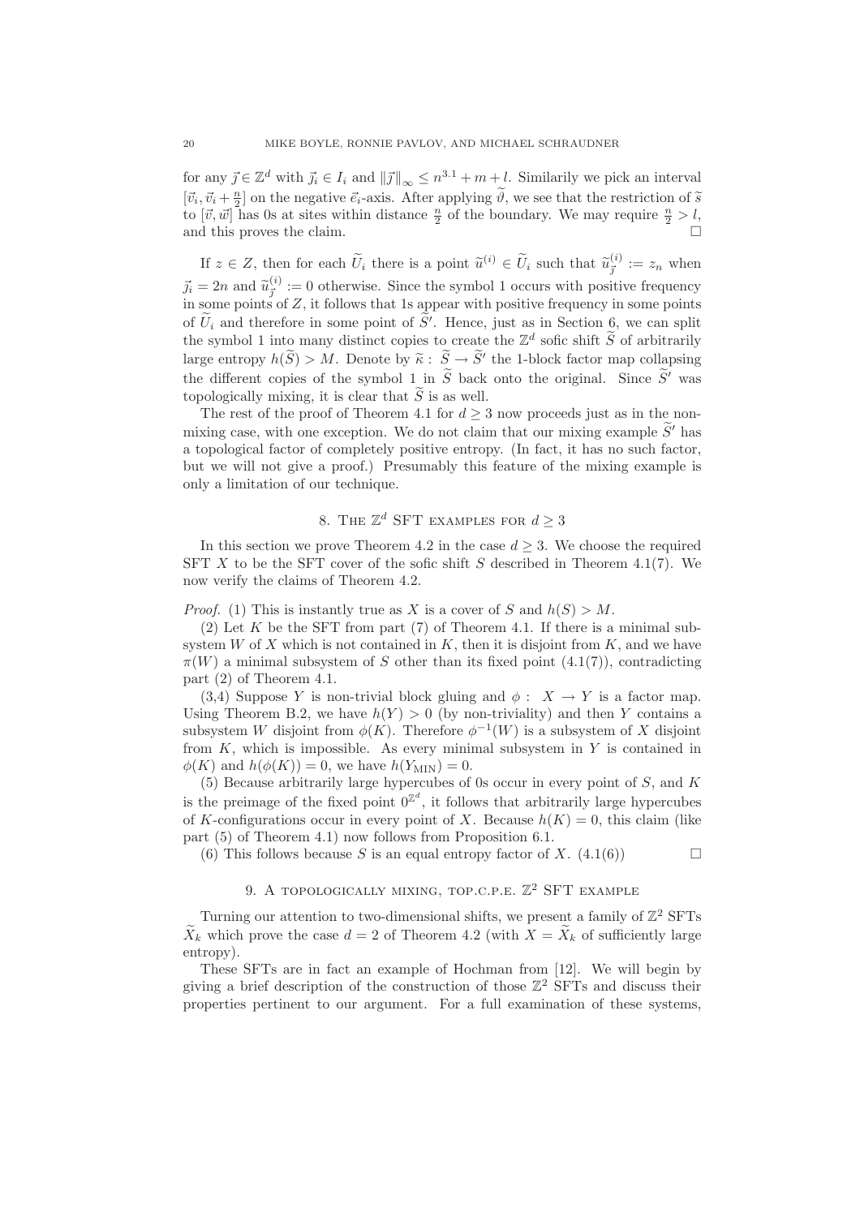for any $\vec{j} \in \mathbb{Z}^d$ with $\vec{j}_i \in I_i$ and $\|\vec{j}\|_\infty \leq n^{3.1} + m + l$. Similarly we pick an interval $[\vec{v}_i, \vec{v}_i + \frac{n}{2}]$ on the negative $\vec{e}_i$-axis. After applying $\widetilde{\vartheta}$, we see that the restriction of $\widetilde{s}$ to $[\vec{v}, \vec{w}]$ has 0s at sites within distance $\frac{n}{2}$ of the boundary. We may require $\frac{n}{2} > l$, and this proves the claim. □

If $z \in Z$, then for each $\widetilde{U}_i$ there is a point $\widetilde{u}^{(i)} \in \widetilde{U}_i$ such that $\widetilde{u}^{(i)}_{\vec{j}} := z_n$ when $\vec{j}_i = 2n$ and $\widetilde{u}^{(i)}_{\vec{j}} := 0$ otherwise. Since the symbol 1 occurs with positive frequency in some points of $Z$, it follows that 1s appear with positive frequency in some points of $\widetilde{U}_i$ and therefore in some point of $\widetilde{S}'$. Hence, just as in Section 6, we can split the symbol 1 into many distinct copies to create the $\mathbb{Z}^d$ sofic shift $\widetilde{S}$ of arbitrarily large entropy $h(\widetilde{S}) > M$. Denote by $\widetilde{\kappa} : \widetilde{S} \to \widetilde{S}'$ the 1-block factor map collapsing the different copies of the symbol 1 in $\widetilde{S}$ back onto the original. Since $\widetilde{S}'$ was topologically mixing, it is clear that $\widetilde{S}$ is as well.

The rest of the proof of Theorem 4.1 for $d \geq 3$ now proceeds just as in the non-mixing case, with one exception. We do not claim that our mixing example $\widetilde{S}'$ has a topological factor of completely positive entropy. (In fact, it has no such factor, but we will not give a proof.) Presumably this feature of the mixing example is only a limitation of our technique.

## 8. The $\mathbb{Z}^d$ SFT examples for $d \geq 3$

In this section we prove Theorem 4.2 in the case $d \geq 3$. We choose the required SFT $X$ to be the SFT cover of the sofic shift $S$ described in Theorem 4.1(7). We now verify the claims of Theorem 4.2.

*Proof.* (1) This is instantly true as $X$ is a cover of $S$ and $h(S) > M$.

(2) Let $K$ be the SFT from part (7) of Theorem 4.1. If there is a minimal subsystem $W$ of $X$ which is not contained in $K$, then it is disjoint from $K$, and we have $\pi(W)$ a minimal subsystem of $S$ other than its fixed point (4.1(7)), contradicting part (2) of Theorem 4.1.

(3,4) Suppose $Y$ is non-trivial block gluing and $\phi : X \to Y$ is a factor map. Using Theorem B.2, we have $h(Y) > 0$ (by non-triviality) and then $Y$ contains a subsystem $W$ disjoint from $\phi(K)$. Therefore $\phi^{-1}(W)$ is a subsystem of $X$ disjoint from $K$, which is impossible. As every minimal subsystem in $Y$ is contained in $\phi(K)$ and $h(\phi(K)) = 0$, we have $h(Y_{\mathrm{MIN}}) = 0$.

(5) Because arbitrarily large hypercubes of 0s occur in every point of $S$, and $K$ is the preimage of the fixed point $0^{\mathbb{Z}^d}$, it follows that arbitrarily large hypercubes of $K$-configurations occur in every point of $X$. Because $h(K) = 0$, this claim (like part (5) of Theorem 4.1) now follows from Proposition 6.1.

(6) This follows because $S$ is an equal entropy factor of $X$. (4.1(6)) □

## 9. A topologically mixing, top.c.p.e. $\mathbb{Z}^2$ SFT example

Turning our attention to two-dimensional shifts, we present a family of $\mathbb{Z}^2$ SFTs $\widetilde{X}_k$ which prove the case $d = 2$ of Theorem 4.2 (with $X = \widetilde{X}_k$ of sufficiently large entropy).

These SFTs are in fact an example of Hochman from [12]. We will begin by giving a brief description of the construction of those $\mathbb{Z}^2$ SFTs and discuss their properties pertinent to our argument. For a full examination of these systems,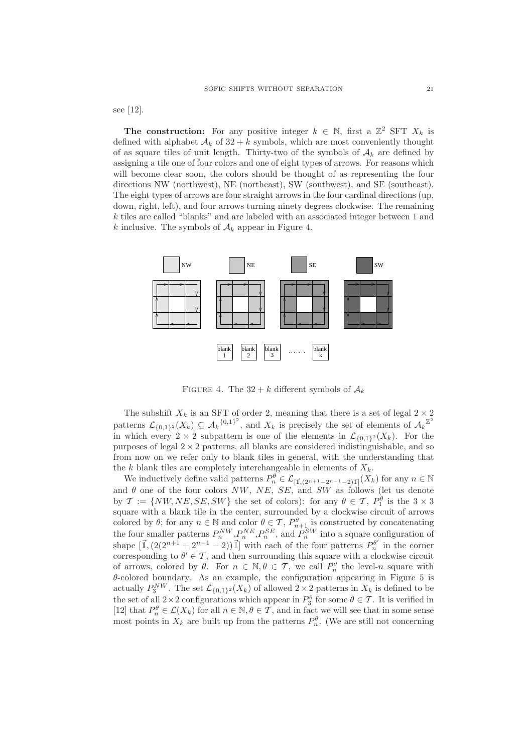see [12].

**The construction:** For any positive integer $k \in \mathbb{N}$, first a $\mathbb{Z}^2$ SFT $X_k$ is defined with alphabet $\mathcal{A}_k$ of $32 + k$ symbols, which are most conveniently thought of as square tiles of unit length. Thirty-two of the symbols of $\mathcal{A}_k$ are defined by assigning a tile one of four colors and one of eight types of arrows. For reasons which will become clear soon, the colors should be thought of as representing the four directions NW (northwest), NE (northeast), SW (southwest), and SE (southeast). The eight types of arrows are four straight arrows in the four cardinal directions (up, down, right, left), and four arrows turning ninety degrees clockwise. The remaining $k$ tiles are called "blanks" and are labeled with an associated integer between 1 and $k$ inclusive. The symbols of $\mathcal{A}_k$ appear in Figure 4.

FIGURE 4. The $32 + k$ different symbols of $\mathcal{A}_k$

The subshift $X_k$ is an SFT of order 2, meaning that there is a set of legal $2 \times 2$ patterns $\mathcal{L}_{\{0,1\}^2}(X_k) \subseteq \mathcal{A}_k^{\{0,1\}^2}$, and $X_k$ is precisely the set of elements of $\mathcal{A}_k^{\mathbb{Z}^2}$ in which every $2 \times 2$ subpattern is one of the elements in $\mathcal{L}_{\{0,1\}^2}(X_k)$. For the purposes of legal $2 \times 2$ patterns, all blanks are considered indistinguishable, and so from now on we refer only to blank tiles in general, with the understanding that the $k$ blank tiles are completely interchangeable in elements of $X_k$.

We inductively define valid patterns $P_n^\theta \in \mathcal{L}_{[\vec{1},(2^{n+1}+2^{n-1}-2)\vec{1}]}(X_k)$ for any $n \in \mathbb{N}$ and $\theta$ one of the four colors $NW$, $NE$, $SE$, and $SW$ as follows (let us denote by $\mathcal{T} := \{NW, NE, SE, SW\}$ the set of colors): for any $\theta \in \mathcal{T}$, $P_1^\theta$ is the $3 \times 3$ square with a blank tile in the center, surrounded by a clockwise circuit of arrows colored by $\theta$; for any $n \in \mathbb{N}$ and color $\theta \in \mathcal{T}$, $P_{n+1}^\theta$ is constructed by concatenating the four smaller patterns $P_n^{NW}$,$P_n^{NE}$,$P_n^{SE}$, and $P_n^{SW}$ into a square configuration of shape $[\vec{1}, (2(2^{n+1} + 2^{n-1} - 2))\vec{1}]$ with each of the four patterns $P_n^{\theta'}$ in the corner corresponding to $\theta' \in \mathcal{T}$, and then surrounding this square with a clockwise circuit of arrows, colored by $\theta$. For $n \in \mathbb{N}, \theta \in \mathcal{T}$, we call $P_n^\theta$ the level-$n$ square with $\theta$-colored boundary. As an example, the configuration appearing in Figure 5 is actually $P_3^{NW}$. The set $\mathcal{L}_{\{0,1\}^2}(X_k)$ of allowed $2 \times 2$ patterns in $X_k$ is defined to be the set of all $2 \times 2$ configurations which appear in $P_3^\theta$ for some $\theta \in \mathcal{T}$. It is verified in [12] that $P_n^\theta \in \mathcal{L}(X_k)$ for all $n \in \mathbb{N}, \theta \in \mathcal{T}$, and in fact we will see that in some sense most points in $X_k$ are built up from the patterns $P_n^\theta$. (We are still not concerning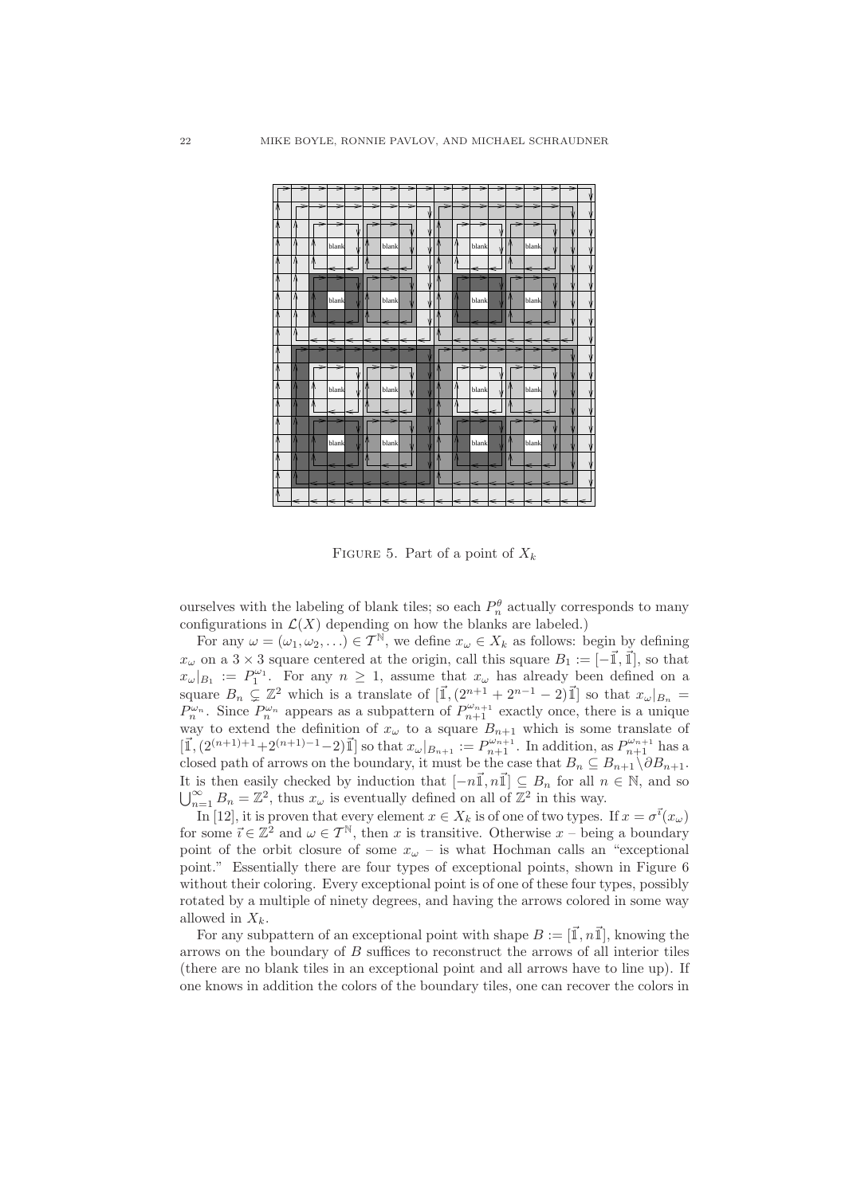Figure 5. Part of a point of $X_k$

ourselves with the labeling of blank tiles; so each $P_n^\theta$ actually corresponds to many configurations in $\mathcal{L}(X)$ depending on how the blanks are labeled.)

For any $\omega = (\omega_1, \omega_2, \ldots) \in \mathcal{T}^{\mathbb{N}}$, we define $x_\omega \in X_k$ as follows: begin by defining $x_\omega$ on a $3 \times 3$ square centered at the origin, call this square $B_1 := [-\vec{\mathbb{1}}, \vec{\mathbb{1}}]$, so that $x_\omega|_{B_1} := P_1^{\omega_1}$. For any $n \geq 1$, assume that $x_\omega$ has already been defined on a square $B_n \subsetneq \mathbb{Z}^2$ which is a translate of $[\vec{\mathbb{1}}, (2^{n+1} + 2^{n-1} - 2)\vec{\mathbb{1}}]$ so that $x_\omega|_{B_n} = P_n^{\omega_n}$. Since $P_n^{\omega_n}$ appears as a subpattern of $P_{n+1}^{\omega_{n+1}}$ exactly once, there is a unique way to extend the definition of $x_\omega$ to a square $B_{n+1}$ which is some translate of $[\vec{\mathbb{1}}, (2^{(n+1)+1} + 2^{(n+1)-1} - 2)\vec{\mathbb{1}}]$ so that $x_\omega|_{B_{n+1}} := P_{n+1}^{\omega_{n+1}}$. In addition, as $P_{n+1}^{\omega_{n+1}}$ has a closed path of arrows on the boundary, it must be the case that $B_n \subseteq B_{n+1} \setminus \partial B_{n+1}$. It is then easily checked by induction that $[-n\vec{\mathbb{1}}, n\vec{\mathbb{1}}] \subseteq B_n$ for all $n \in \mathbb{N}$, and so $\bigcup_{n=1}^\infty B_n = \mathbb{Z}^2$, thus $x_\omega$ is eventually defined on all of $\mathbb{Z}^2$ in this way.

In [12], it is proven that every element $x \in X_k$ is of one of two types. If $x = \sigma^{\vec{\imath}}(x_\omega)$ for some $\vec{\imath} \in \mathbb{Z}^2$ and $\omega \in \mathcal{T}^{\mathbb{N}}$, then $x$ is transitive. Otherwise $x$ – being a boundary point of the orbit closure of some $x_\omega$ – is what Hochman calls an "exceptional point." Essentially there are four types of exceptional points, shown in Figure 6 without their coloring. Every exceptional point is of one of these four types, possibly rotated by a multiple of ninety degrees, and having the arrows colored in some way allowed in $X_k$.

For any subpattern of an exceptional point with shape $B := [\vec{\mathbb{1}}, n\vec{\mathbb{1}}]$, knowing the arrows on the boundary of $B$ suffices to reconstruct the arrows of all interior tiles (there are no blank tiles in an exceptional point and all arrows have to line up). If one knows in addition the colors of the boundary tiles, one can recover the colors in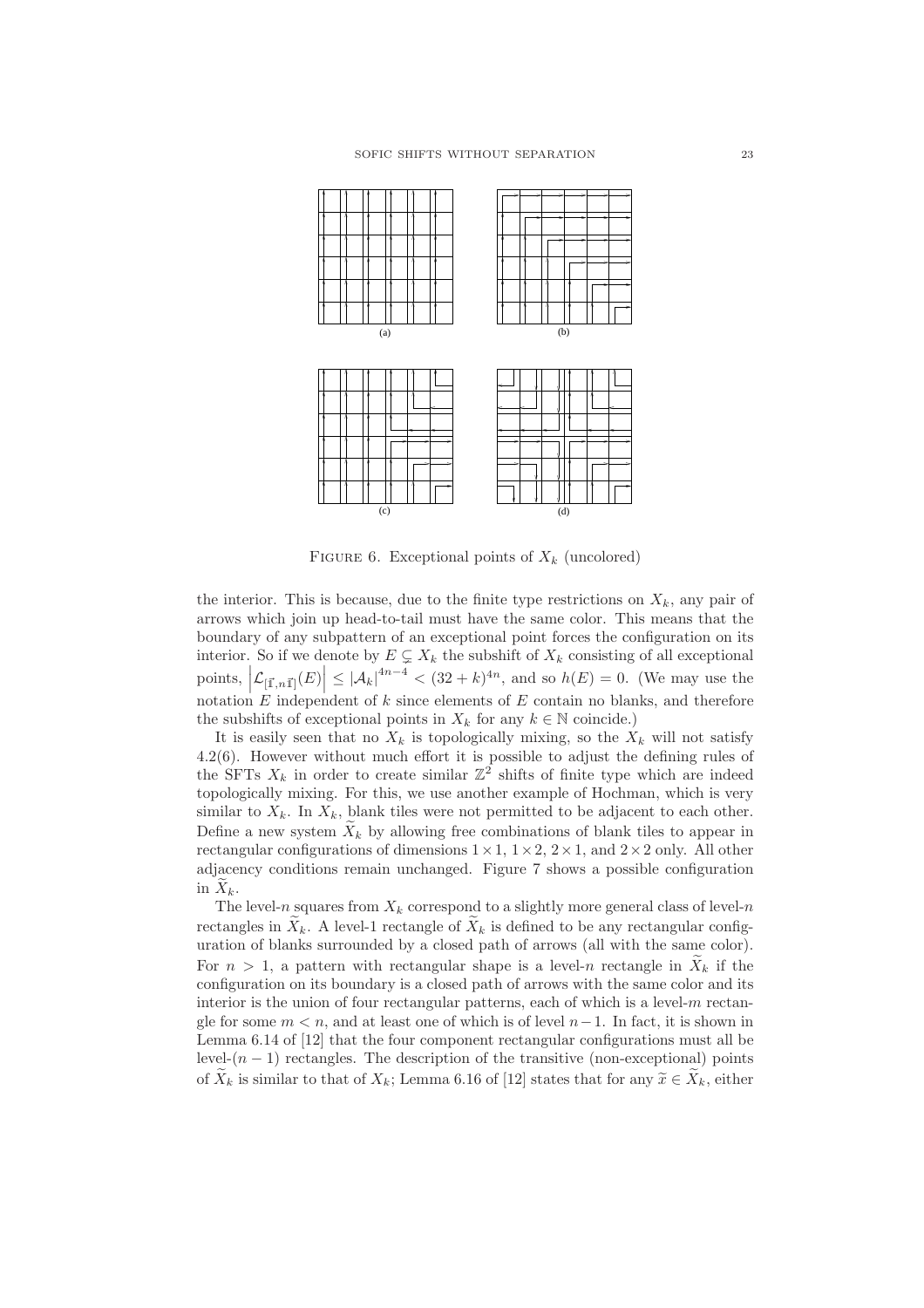FIGURE 6. Exceptional points of $X_k$ (uncolored)

the interior. This is because, due to the finite type restrictions on $X_k$, any pair of arrows which join up head-to-tail must have the same color. This means that the boundary of any subpattern of an exceptional point forces the configuration on its interior. So if we denote by $E \subsetneq X_k$ the subshift of $X_k$ consisting of all exceptional points, $\left|\mathcal{L}_{[\vec{1}, n\vec{1}]}(E)\right| \leq |\mathcal{A}_k|^{4n-4} < (32+k)^{4n}$, and so $h(E) = 0$. (We may use the notation $E$ independent of $k$ since elements of $E$ contain no blanks, and therefore the subshifts of exceptional points in $X_k$ for any $k \in \mathbb{N}$ coincide.)

It is easily seen that no $X_k$ is topologically mixing, so the $X_k$ will not satisfy 4.2(6). However without much effort it is possible to adjust the defining rules of the SFTs $X_k$ in order to create similar $\mathbb{Z}^2$ shifts of finite type which are indeed topologically mixing. For this, we use another example of Hochman, which is very similar to $X_k$. In $X_k$, blank tiles were not permitted to be adjacent to each other. Define a new system $\widetilde{X}_k$ by allowing free combinations of blank tiles to appear in rectangular configurations of dimensions $1 \times 1$, $1 \times 2$, $2 \times 1$, and $2 \times 2$ only. All other adjacency conditions remain unchanged. Figure 7 shows a possible configuration in $\widetilde{X}_k$.

The level-$n$ squares from $X_k$ correspond to a slightly more general class of level-$n$ rectangles in $\widetilde{X}_k$. A level-1 rectangle of $\widetilde{X}_k$ is defined to be any rectangular configuration of blanks surrounded by a closed path of arrows (all with the same color). For $n > 1$, a pattern with rectangular shape is a level-$n$ rectangle in $\widetilde{X}_k$ if the configuration on its boundary is a closed path of arrows with the same color and its interior is the union of four rectangular patterns, each of which is a level-$m$ rectangle for some $m < n$, and at least one of which is of level $n-1$. In fact, it is shown in Lemma 6.14 of [12] that the four component rectangular configurations must all be level-$(n-1)$ rectangles. The description of the transitive (non-exceptional) points of $\widetilde{X}_k$ is similar to that of $X_k$; Lemma 6.16 of [12] states that for any $\widetilde{x} \in \widetilde{X}_k$, either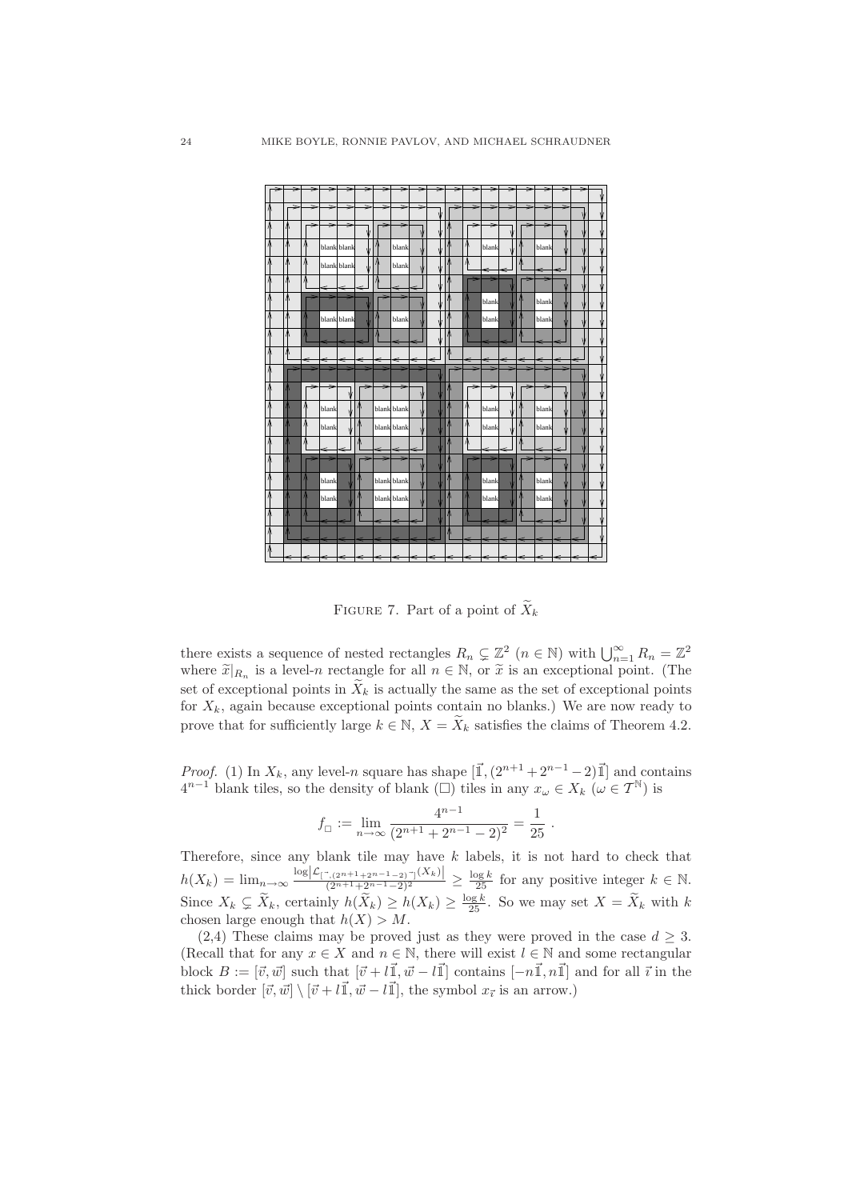FIGURE 7. Part of a point of $\widetilde{X}_k$

there exists a sequence of nested rectangles $R_n \subsetneq \mathbb{Z}^2$ $(n \in \mathbb{N})$ with $\bigcup_{n=1}^{\infty} R_n = \mathbb{Z}^2$ where $\widetilde{x}|_{R_n}$ is a level-$n$ rectangle for all $n \in \mathbb{N}$, or $\widetilde{x}$ is an exceptional point. (The set of exceptional points in $\widetilde{X}_k$ is actually the same as the set of exceptional points for $X_k$, again because exceptional points contain no blanks.) We are now ready to prove that for sufficiently large $k \in \mathbb{N}$, $X = \widetilde{X}_k$ satisfies the claims of Theorem 4.2.

*Proof.* (1) In $X_k$, any level-$n$ square has shape $[\vec{\mathbb{1}}, (2^{n+1} + 2^{n-1} - 2)\vec{\mathbb{1}}]$ and contains $4^{n-1}$ blank tiles, so the density of blank ($\square$) tiles in any $x_\omega \in X_k$ $(\omega \in \mathcal{T}^{\mathbb{N}})$ is

$$f_\square := \lim_{n\to\infty} \frac{4^{n-1}}{(2^{n+1} + 2^{n-1} - 2)^2} = \frac{1}{25} \ .$$

Therefore, since any blank tile may have $k$ labels, it is not hard to check that $h(X_k) = \lim_{n\to\infty} \frac{\log\left|\mathcal{L}_{[\vec{\mathbb{1}}, (2^{n+1}+2^{n-1}-2)\vec{\mathbb{1}}]}(X_k)\right|}{(2^{n+1}+2^{n-1}-2)^2} \geq \frac{\log k}{25}$ for any positive integer $k \in \mathbb{N}$. Since $X_k \subsetneq \widetilde{X}_k$, certainly $h(\widetilde{X}_k) \geq h(X_k) \geq \frac{\log k}{25}$. So we may set $X = \widetilde{X}_k$ with $k$ chosen large enough that $h(X) > M$.

(2,4) These claims may be proved just as they were proved in the case $d \geq 3$. (Recall that for any $x \in X$ and $n \in \mathbb{N}$, there will exist $l \in \mathbb{N}$ and some rectangular block $B := [\vec{v}, \vec{w}]$ such that $[\vec{v} + l\vec{\mathbb{1}}, \vec{w} - l\vec{\mathbb{1}}]$ contains $[-n\vec{\mathbb{1}}, n\vec{\mathbb{1}}]$ and for all $\vec{\imath}$ in the thick border $[\vec{v}, \vec{w}] \setminus [\vec{v} + l\vec{\mathbb{1}}, \vec{w} - l\vec{\mathbb{1}}]$, the symbol $x_{\vec{\imath}}$ is an arrow.)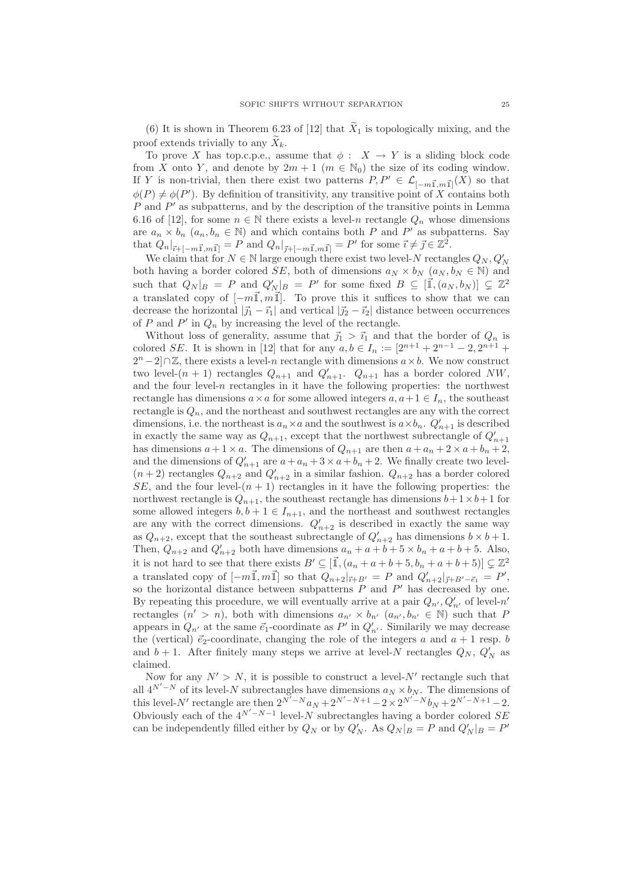(6) It is shown in Theorem 6.23 of [12] that $\widetilde{X}_1$ is topologically mixing, and the proof extends trivially to any $\widetilde{X}_k$.

To prove $X$ has top.c.p.e., assume that $\phi: X \to Y$ is a sliding block code from $X$ onto $Y$, and denote by $2m+1$ ($m \in \mathbb{N}_0$) the size of its coding window. If $Y$ is non-trivial, then there exist two patterns $P, P' \in \mathcal{L}_{[-m\vec{\mathbb{1}}, m\vec{\mathbb{1}}]}(X)$ so that $\phi(P) \neq \phi(P')$. By definition of transitivity, any transitive point of $X$ contains both $P$ and $P'$ as subpatterns, and by the description of the transitive points in Lemma 6.16 of [12], for some $n \in \mathbb{N}$ there exists a level-$n$ rectangle $Q_n$ whose dimensions are $a_n \times b_n$ ($a_n, b_n \in \mathbb{N}$) and which contains both $P$ and $P'$ as subpatterns. Say that $Q_n|_{\vec{\imath}+[-m\vec{\mathbb{1}}, m\vec{\mathbb{1}}]} = P$ and $Q_n|_{\vec{\jmath}+[-m\vec{\mathbb{1}}, m\vec{\mathbb{1}}]} = P'$ for some $\vec{\imath} \neq \vec{\jmath} \in \mathbb{Z}^2$.

We claim that for $N \in \mathbb{N}$ large enough there exist two level-$N$ rectangles $Q_N, Q'_N$ both having a border colored $SE$, both of dimensions $a_N \times b_N$ ($a_N, b_N \in \mathbb{N}$) and such that $Q_N|_B = P$ and $Q'_N|_B = P'$ for some fixed $B \subseteq [\vec{\mathbb{1}}, (a_N, b_N)] \subsetneq \mathbb{Z}^2$ a translated copy of $[-m\vec{\mathbb{1}}, m\vec{\mathbb{1}}]$. To prove this it suffices to show that we can decrease the horizontal $|\vec{\jmath}_1 - \vec{\imath}_1|$ and vertical $|\vec{\jmath}_2 - \vec{\imath}_2|$ distance between occurrences of $P$ and $P'$ in $Q_n$ by increasing the level of the rectangle.

Without loss of generality, assume that $\vec{\jmath}_1 > \vec{\imath}_1$ and that the border of $Q_n$ is colored $SE$. It is shown in [12] that for any $a, b \in I_n := [2^{n+1} + 2^{n-1} - 2, 2^{n+1} + 2^n - 2] \cap \mathbb{Z}$, there exists a level-$n$ rectangle with dimensions $a \times b$. We now construct two level-$(n+1)$ rectangles $Q_{n+1}$ and $Q'_{n+1}$. $Q_{n+1}$ has a border colored $NW$, and the four level-$n$ rectangles in it have the following properties: the northwest rectangle has dimensions $a \times a$ for some allowed integers $a, a+1 \in I_n$, the southeast rectangle is $Q_n$, and the northeast and southwest rectangles are any with the correct dimensions, i.e. the northeast is $a_n \times a$ and the southwest is $a \times b_n$. $Q'_{n+1}$ is described in exactly the same way as $Q_{n+1}$, except that the northwest subrectangle of $Q'_{n+1}$ has dimensions $a+1 \times a$. The dimensions of $Q_{n+1}$ are then $a + a_n + 2 \times a + b_n + 2$, and the dimensions of $Q'_{n+1}$ are $a + a_n + 3 \times a + b_n + 2$. We finally create two level-$(n+2)$ rectangles $Q_{n+2}$ and $Q'_{n+2}$ in a similar fashion. $Q_{n+2}$ has a border colored $SE$, and the four level-$(n+1)$ rectangles in it have the following properties: the northwest rectangle is $Q_{n+1}$, the southeast rectangle has dimensions $b+1 \times b+1$ for some allowed integers $b, b+1 \in I_{n+1}$, and the northeast and southwest rectangles are any with the correct dimensions. $Q'_{n+2}$ is described in exactly the same way as $Q_{n+2}$, except that the southeast subrectangle of $Q'_{n+2}$ has dimensions $b \times b+1$. Then, $Q_{n+2}$ and $Q'_{n+2}$ both have dimensions $a_n + a + b + 5 \times b_n + a + b + 5$. Also, it is not hard to see that there exists $B' \subseteq [\vec{\mathbb{1}}, (a_n + a + b + 5, b_n + a + b + 5)] \subsetneq \mathbb{Z}^2$ a translated copy of $[-m\vec{\mathbb{1}}, m\vec{\mathbb{1}}]$ so that $Q_{n+2}|_{\vec{\imath}+B'} = P$ and $Q'_{n+2}|_{\vec{\jmath}+B'-\vec{e}_1} = P'$, so the horizontal distance between subpatterns $P$ and $P'$ has decreased by one. By repeating this procedure, we will eventually arrive at a pair $Q_{n'}, Q'_{n'}$ of level-$n'$ rectangles ($n' > n$), both with dimensions $a_{n'} \times b_{n'}$ ($a_{n'}, b_{n'} \in \mathbb{N}$) such that $P$ appears in $Q_{n'}$ at the same $\vec{e}_1$-coordinate as $P'$ in $Q'_{n'}$. Similarily we may decrease the (vertical) $\vec{e}_2$-coordinate, changing the role of the integers $a$ and $a+1$ resp. $b$ and $b+1$. After finitely many steps we arrive at level-$N$ rectangles $Q_N$, $Q'_N$ as claimed.

Now for any $N' > N$, it is possible to construct a level-$N'$ rectangle such that all $4^{N'-N}$ of its level-$N$ subrectangles have dimensions $a_N \times b_N$. The dimensions of this level-$N'$ rectangle are then $2^{N'-N}a_N + 2^{N'-N+1} - 2 \times 2^{N'-N}b_N + 2^{N'-N+1} - 2$. Obviously each of the $4^{N'-N-1}$ level-$N$ subrectangles having a border colored $SE$ can be independently filled either by $Q_N$ or by $Q'_N$. As $Q_N|_B = P$ and $Q'_N|_B = P'$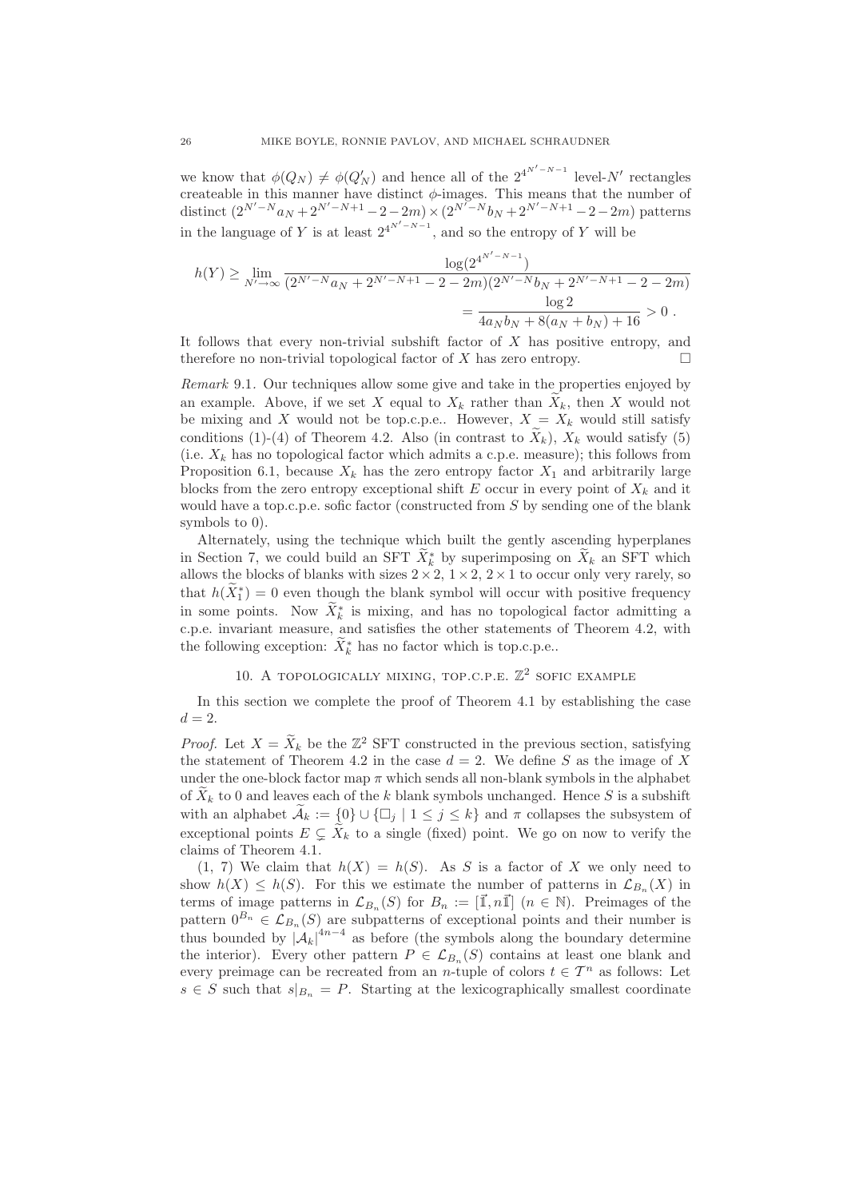we know that $\phi(Q_N) \neq \phi(Q'_N)$ and hence all of the $2^{4^{N'-N-1}}$ level-$N'$ rectangles createable in this manner have distinct $\phi$-images. This means that the number of distinct $(2^{N'-N}a_N + 2^{N'-N+1} - 2 - 2m) \times (2^{N'-N}b_N + 2^{N'-N+1} - 2 - 2m)$ patterns in the language of $Y$ is at least $2^{4^{N'-N-1}}$, and so the entropy of $Y$ will be

$$h(Y) \geq \lim_{N' \to \infty} \frac{\log(2^{4^{N'-N-1}})}{(2^{N'-N}a_N + 2^{N'-N+1} - 2 - 2m)(2^{N'-N}b_N + 2^{N'-N+1} - 2 - 2m)}$$
$$= \frac{\log 2}{4a_N b_N + 8(a_N + b_N) + 16} > 0 \ .$$

It follows that every non-trivial subshift factor of $X$ has positive entropy, and therefore no non-trivial topological factor of $X$ has zero entropy. $\square$

*Remark* 9.1. Our techniques allow some give and take in the properties enjoyed by an example. Above, if we set $X$ equal to $X_k$ rather than $\widetilde{X}_k$, then $X$ would not be mixing and $X$ would not be top.c.p.e.. However, $X = X_k$ would still satisfy conditions (1)-(4) of Theorem 4.2. Also (in contrast to $\widetilde{X}_k$), $X_k$ would satisfy (5) (i.e. $X_k$ has no topological factor which admits a c.p.e. measure); this follows from Proposition 6.1, because $X_k$ has the zero entropy factor $X_1$ and arbitrarily large blocks from the zero entropy exceptional shift $E$ occur in every point of $X_k$ and it would have a top.c.p.e. sofic factor (constructed from $S$ by sending one of the blank symbols to 0).

Alternately, using the technique which built the gently ascending hyperplanes in Section 7, we could build an SFT $\widetilde{X}_k^*$ by superimposing on $\widetilde{X}_k$ an SFT which allows the blocks of blanks with sizes $2\times 2$, $1\times 2$, $2\times 1$ to occur only very rarely, so that $h(\widetilde{X}_1^*) = 0$ even though the blank symbol will occur with positive frequency in some points. Now $\widetilde{X}_k^*$ is mixing, and has no topological factor admitting a c.p.e. invariant measure, and satisfies the other statements of Theorem 4.2, with the following exception: $\widetilde{X}_k^*$ has no factor which is top.c.p.e..

## 10. A topologically mixing, top.c.p.e. $\mathbb{Z}^2$ sofic example

In this section we complete the proof of Theorem 4.1 by establishing the case $d = 2$.

*Proof.* Let $X = \widetilde{X}_k$ be the $\mathbb{Z}^2$ SFT constructed in the previous section, satisfying the statement of Theorem 4.2 in the case $d = 2$. We define $S$ as the image of $X$ under the one-block factor map $\pi$ which sends all non-blank symbols in the alphabet of $\widetilde{X}_k$ to 0 and leaves each of the $k$ blank symbols unchanged. Hence $S$ is a subshift with an alphabet $\widetilde{\mathcal{A}}_k := \{0\} \cup \{\square_j \mid 1 \leq j \leq k\}$ and $\pi$ collapses the subsystem of exceptional points $E \subsetneq \widetilde{X}_k$ to a single (fixed) point. We go on now to verify the claims of Theorem 4.1.

(1, 7) We claim that $h(X) = h(S)$. As $S$ is a factor of $X$ we only need to show $h(X) \leq h(S)$. For this we estimate the number of patterns in $\mathcal{L}_{B_n}(X)$ in terms of image patterns in $\mathcal{L}_{B_n}(S)$ for $B_n := [\vec{1}, n\vec{1}]$ ($n \in \mathbb{N}$). Preimages of the pattern $0^{B_n} \in \mathcal{L}_{B_n}(S)$ are subpatterns of exceptional points and their number is thus bounded by $|\mathcal{A}_k|^{4n-4}$ as before (the symbols along the boundary determine the interior). Every other pattern $P \in \mathcal{L}_{B_n}(S)$ contains at least one blank and every preimage can be recreated from an $n$-tuple of colors $t \in \mathcal{T}^n$ as follows: Let $s \in S$ such that $s|_{B_n} = P$. Starting at the lexicographically smallest coordinate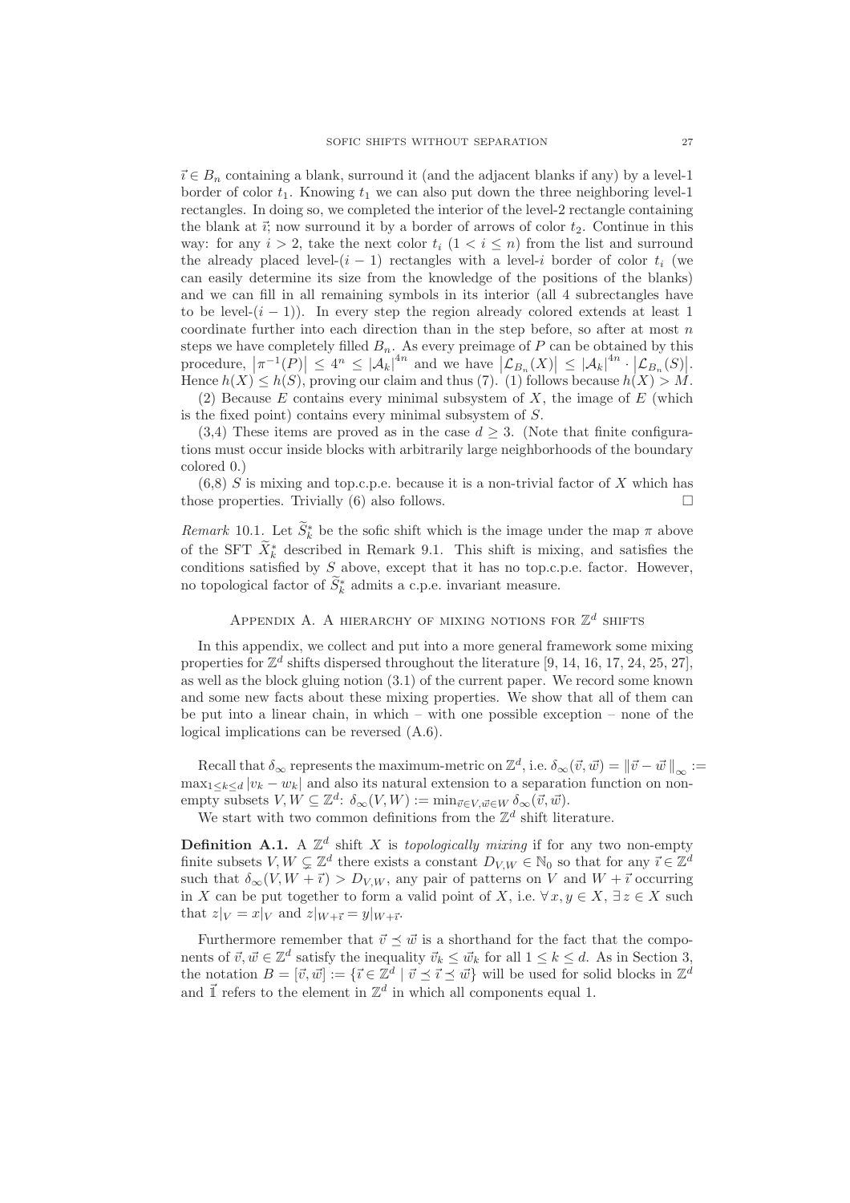$\vec{\imath} \in B_n$ containing a blank, surround it (and the adjacent blanks if any) by a level-1 border of color $t_1$. Knowing $t_1$ we can also put down the three neighboring level-1 rectangles. In doing so, we completed the interior of the level-2 rectangle containing the blank at $\vec{\imath}$; now surround it by a border of arrows of color $t_2$. Continue in this way: for any $i > 2$, take the next color $t_i$ ($1 < i \leq n$) from the list and surround the already placed level-$(i-1)$ rectangles with a level-$i$ border of color $t_i$ (we can easily determine its size from the knowledge of the positions of the blanks) and we can fill in all remaining symbols in its interior (all 4 subrectangles have to be level-$(i-1)$). In every step the region already colored extends at least 1 coordinate further into each direction than in the step before, so after at most $n$ steps we have completely filled $B_n$. As every preimage of $P$ can be obtained by this procedure, $\left|\pi^{-1}(P)\right| \leq 4^n \leq |\mathcal{A}_k|^{4n}$ and we have $\left|\mathcal{L}_{B_n}(X)\right| \leq |\mathcal{A}_k|^{4n} \cdot \left|\mathcal{L}_{B_n}(S)\right|$. Hence $h(X) \leq h(S)$, proving our claim and thus (7). (1) follows because $h(X) > M$.

(2) Because $E$ contains every minimal subsystem of $X$, the image of $E$ (which is the fixed point) contains every minimal subsystem of $S$.

(3,4) These items are proved as in the case $d \geq 3$. (Note that finite configurations must occur inside blocks with arbitrarily large neighborhoods of the boundary colored 0.)

(6,8) $S$ is mixing and top.c.p.e. because it is a non-trivial factor of $X$ which has those properties. Trivially (6) also follows. □

*Remark* 10.1. Let $\widetilde{S}^*_k$ be the sofic shift which is the image under the map $\pi$ above of the SFT $\widetilde{X}^*_k$ described in Remark 9.1. This shift is mixing, and satisfies the conditions satisfied by $S$ above, except that it has no top.c.p.e. factor. However, no topological factor of $\widetilde{S}^*_k$ admits a c.p.e. invariant measure.

## Appendix A. A hierarchy of mixing notions for $\mathbb{Z}^d$ shifts

In this appendix, we collect and put into a more general framework some mixing properties for $\mathbb{Z}^d$ shifts dispersed throughout the literature [9, 14, 16, 17, 24, 25, 27], as well as the block gluing notion (3.1) of the current paper. We record some known and some new facts about these mixing properties. We show that all of them can be put into a linear chain, in which – with one possible exception – none of the logical implications can be reversed (A.6).

Recall that $\delta_\infty$ represents the maximum-metric on $\mathbb{Z}^d$, i.e. $\delta_\infty(\vec{v}, \vec{w}) = \|\vec{v} - \vec{w}\,\|_\infty := \max_{1 \leq k \leq d} |v_k - w_k|$ and also its natural extension to a separation function on non-empty subsets $V, W \subseteq \mathbb{Z}^d$: $\delta_\infty(V, W) := \min_{\vec{v} \in V, \vec{w} \in W} \delta_\infty(\vec{v}, \vec{w})$.

We start with two common definitions from the $\mathbb{Z}^d$ shift literature.

**Definition A.1.** A $\mathbb{Z}^d$ shift $X$ is *topologically mixing* if for any two non-empty finite subsets $V, W \subsetneq \mathbb{Z}^d$ there exists a constant $D_{V,W} \in \mathbb{N}_0$ so that for any $\vec{\imath} \in \mathbb{Z}^d$ such that $\delta_\infty(V, W + \vec{\imath}) > D_{V,W}$, any pair of patterns on $V$ and $W + \vec{\imath}$ occurring in $X$ can be put together to form a valid point of $X$, i.e. $\forall\, x, y \in X$, $\exists\, z \in X$ such that $z|_V = x|_V$ and $z|_{W+\vec{\imath}} = y|_{W+\vec{\imath}}$.

Furthermore remember that $\vec{v} \preceq \vec{w}$ is a shorthand for the fact that the components of $\vec{v}, \vec{w} \in \mathbb{Z}^d$ satisfy the inequality $\vec{v}_k \leq \vec{w}_k$ for all $1 \leq k \leq d$. As in Section 3, the notation $B = [\vec{v}, \vec{w}] := \{\vec{\imath} \in \mathbb{Z}^d \mid \vec{v} \preceq \vec{\imath} \preceq \vec{w}\}$ will be used for solid blocks in $\mathbb{Z}^d$ and $\vec{\mathbb{1}}$ refers to the element in $\mathbb{Z}^d$ in which all components equal 1.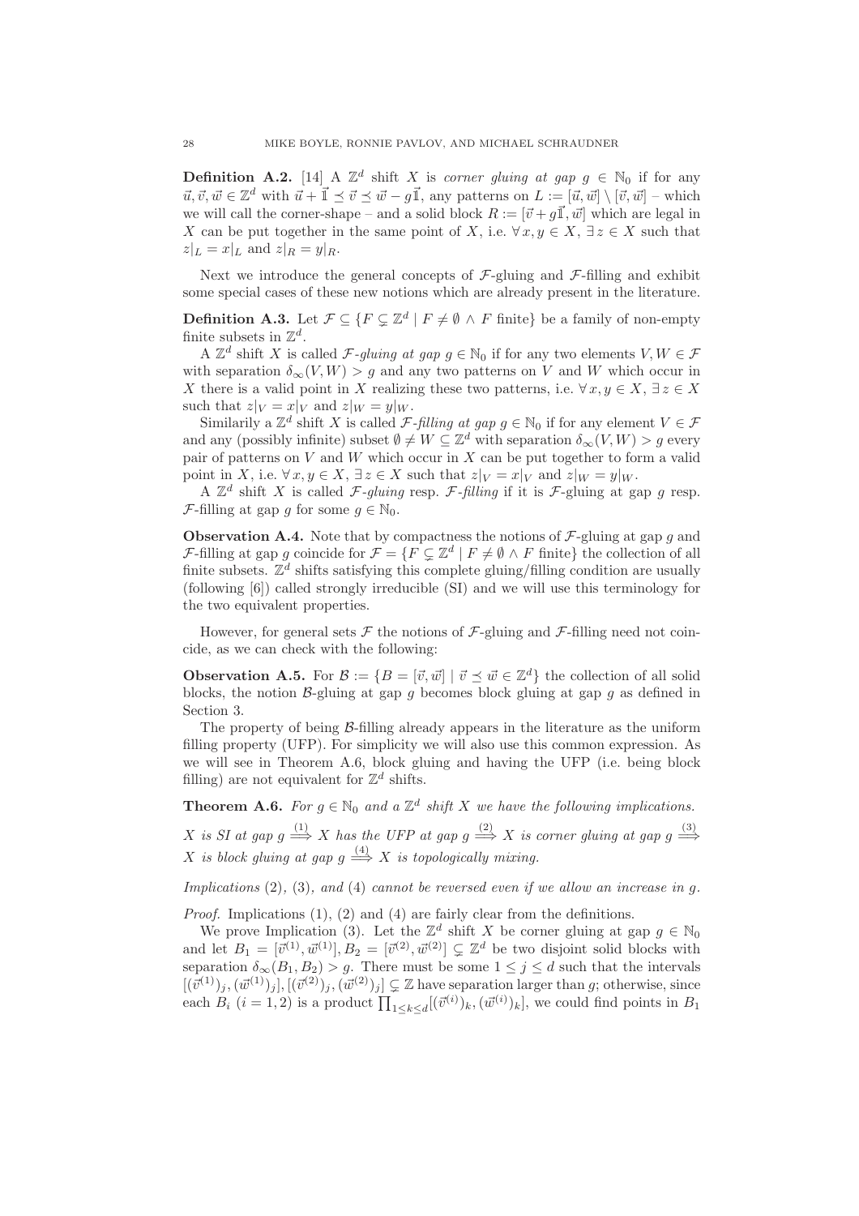**Definition A.2.** [14] A $\mathbb{Z}^d$ shift $X$ is *corner gluing at gap* $g \in \mathbb{N}_0$ if for any $\vec{u}, \vec{v}, \vec{w} \in \mathbb{Z}^d$ with $\vec{u} + \vec{\mathbb{1}} \preceq \vec{v} \preceq \vec{w} - g\vec{\mathbb{1}}$, any patterns on $L := [\vec{u}, \vec{w}] \setminus [\vec{v}, \vec{w}]$ – which we will call the corner-shape – and a solid block $R := [\vec{v} + g\vec{\mathbb{1}}, \vec{w}]$ which are legal in $X$ can be put together in the same point of $X$, i.e. $\forall\, x, y \in X$, $\exists\, z \in X$ such that $z|_L = x|_L$ and $z|_R = y|_R$.

Next we introduce the general concepts of $\mathcal{F}$-gluing and $\mathcal{F}$-filling and exhibit some special cases of these new notions which are already present in the literature.

**Definition A.3.** Let $\mathcal{F} \subseteq \{F \subsetneq \mathbb{Z}^d \mid F \neq \emptyset \wedge F \text{ finite}\}$ be a family of non-empty finite subsets in $\mathbb{Z}^d$.

A $\mathbb{Z}^d$ shift $X$ is called $\mathcal{F}$*-gluing at gap* $g \in \mathbb{N}_0$ if for any two elements $V, W \in \mathcal{F}$ with separation $\delta_\infty(V, W) > g$ and any two patterns on $V$ and $W$ which occur in $X$ there is a valid point in $X$ realizing these two patterns, i.e. $\forall\, x, y \in X$, $\exists\, z \in X$ such that $z|_V = x|_V$ and $z|_W = y|_W$.

Similarily a $\mathbb{Z}^d$ shift $X$ is called $\mathcal{F}$*-filling at gap* $g \in \mathbb{N}_0$ if for any element $V \in \mathcal{F}$ and any (possibly infinite) subset $\emptyset \neq W \subseteq \mathbb{Z}^d$ with separation $\delta_\infty(V, W) > g$ every pair of patterns on $V$ and $W$ which occur in $X$ can be put together to form a valid point in $X$, i.e. $\forall\, x, y \in X$, $\exists\, z \in X$ such that $z|_V = x|_V$ and $z|_W = y|_W$.

A $\mathbb{Z}^d$ shift $X$ is called $\mathcal{F}$*-gluing* resp. $\mathcal{F}$*-filling* if it is $\mathcal{F}$-gluing at gap $g$ resp. $\mathcal{F}$-filling at gap $g$ for some $g \in \mathbb{N}_0$.

**Observation A.4.** Note that by compactness the notions of $\mathcal{F}$-gluing at gap $g$ and $\mathcal{F}$-filling at gap $g$ coincide for $\mathcal{F} = \{F \subsetneq \mathbb{Z}^d \mid F \neq \emptyset \wedge F \text{ finite}\}$ the collection of all finite subsets. $\mathbb{Z}^d$ shifts satisfying this complete gluing/filling condition are usually (following [6]) called strongly irreducible (SI) and we will use this terminology for the two equivalent properties.

However, for general sets $\mathcal{F}$ the notions of $\mathcal{F}$-gluing and $\mathcal{F}$-filling need not coincide, as we can check with the following:

**Observation A.5.** For $\mathcal{B} := \{B = [\vec{v}, \vec{w}] \mid \vec{v} \preceq \vec{w} \in \mathbb{Z}^d\}$ the collection of all solid blocks, the notion $\mathcal{B}$-gluing at gap $g$ becomes block gluing at gap $g$ as defined in Section 3.

The property of being $\mathcal{B}$-filling already appears in the literature as the uniform filling property (UFP). For simplicity we will also use this common expression. As we will see in Theorem A.6, block gluing and having the UFP (i.e. being block filling) are not equivalent for $\mathbb{Z}^d$ shifts.

**Theorem A.6.** *For $g \in \mathbb{N}_0$ and a $\mathbb{Z}^d$ shift $X$ we have the following implications.*

*$X$ is SI at gap $g \overset{(1)}{\Longrightarrow} X$ has the UFP at gap $g \overset{(2)}{\Longrightarrow} X$ is corner gluing at gap $g \overset{(3)}{\Longrightarrow}$ $X$ is block gluing at gap $g \overset{(4)}{\Longrightarrow} X$ is topologically mixing.*

*Implications (2), (3), and (4) cannot be reversed even if we allow an increase in $g$.*

*Proof.* Implications (1), (2) and (4) are fairly clear from the definitions.

We prove Implication (3). Let the $\mathbb{Z}^d$ shift $X$ be corner gluing at gap $g \in \mathbb{N}_0$ and let $B_1 = [\vec{v}^{(1)}, \vec{w}^{(1)}], B_2 = [\vec{v}^{(2)}, \vec{w}^{(2)}] \subsetneq \mathbb{Z}^d$ be two disjoint solid blocks with separation $\delta_\infty(B_1, B_2) > g$. There must be some $1 \leq j \leq d$ such that the intervals $[(\vec{v}^{(1)})_j, (\vec{w}^{(1)})_j], [(\vec{v}^{(2)})_j, (\vec{w}^{(2)})_j] \subsetneq \mathbb{Z}$ have separation larger than $g$; otherwise, since each $B_i$ $(i = 1, 2)$ is a product $\prod_{1 \leq k \leq d} [(\vec{v}^{(i)})_k, (\vec{w}^{(i)})_k]$, we could find points in $B_1$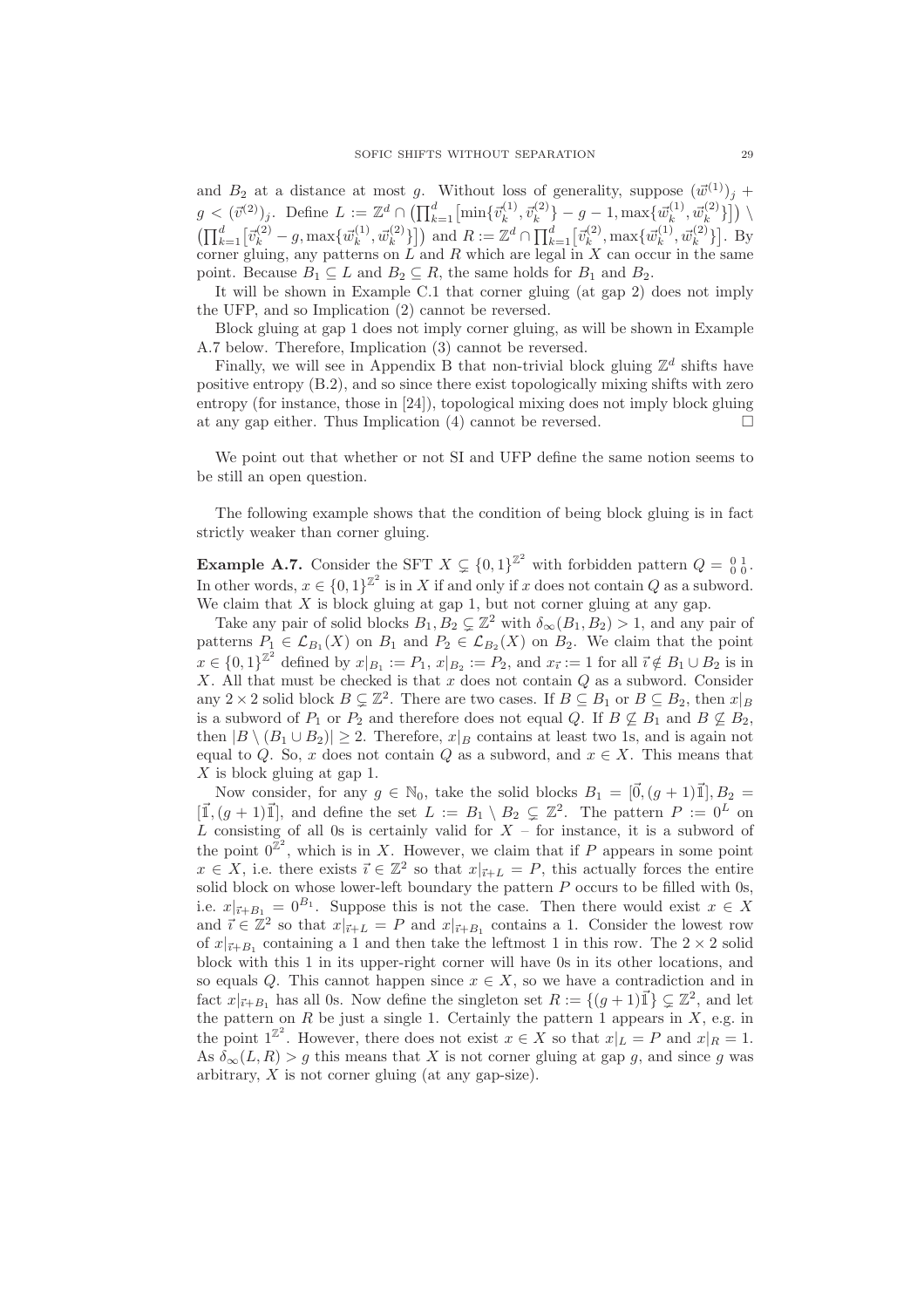and $B_2$ at a distance at most $g$. Without loss of generality, suppose $(\vec{w}^{(1)})_j + g < (\vec{v}^{(2)})_j$. Define $L := \mathbb{Z}^d \cap \left(\prod_{k=1}^d \left[\min\{\vec{v}_k^{(1)}, \vec{v}_k^{(2)}\} - g - 1, \max\{\vec{w}_k^{(1)}, \vec{w}_k^{(2)}\}\right]\right) \setminus \left(\prod_{k=1}^d \left[\vec{v}_k^{(2)} - g, \max\{\vec{w}_k^{(1)}, \vec{w}_k^{(2)}\}\right]\right)$ and $R := \mathbb{Z}^d \cap \prod_{k=1}^d \left[\vec{v}_k^{(2)}, \max\{\vec{w}_k^{(1)}, \vec{w}_k^{(2)}\}\right]$. By corner gluing, any patterns on $L$ and $R$ which are legal in $X$ can occur in the same point. Because $B_1 \subseteq L$ and $B_2 \subseteq R$, the same holds for $B_1$ and $B_2$.

It will be shown in Example C.1 that corner gluing (at gap 2) does not imply the UFP, and so Implication (2) cannot be reversed.

Block gluing at gap 1 does not imply corner gluing, as will be shown in Example A.7 below. Therefore, Implication (3) cannot be reversed.

Finally, we will see in Appendix B that non-trivial block gluing $\mathbb{Z}^d$ shifts have positive entropy (B.2), and so since there exist topologically mixing shifts with zero entropy (for instance, those in [24]), topological mixing does not imply block gluing at any gap either. Thus Implication (4) cannot be reversed. $\square$

We point out that whether or not SI and UFP define the same notion seems to be still an open question.

The following example shows that the condition of being block gluing is in fact strictly weaker than corner gluing.

**Example A.7.** Consider the SFT $X \subsetneq \{0,1\}^{\mathbb{Z}^2}$ with forbidden pattern $Q = \begin{smallmatrix} 0 & 1 \\ 0 & 0 \end{smallmatrix}$. In other words, $x \in \{0,1\}^{\mathbb{Z}^2}$ is in $X$ if and only if $x$ does not contain $Q$ as a subword. We claim that $X$ is block gluing at gap 1, but not corner gluing at any gap.

Take any pair of solid blocks $B_1, B_2 \subsetneq \mathbb{Z}^2$ with $\delta_\infty(B_1, B_2) > 1$, and any pair of patterns $P_1 \in \mathcal{L}_{B_1}(X)$ on $B_1$ and $P_2 \in \mathcal{L}_{B_2}(X)$ on $B_2$. We claim that the point $x \in \{0,1\}^{\mathbb{Z}^2}$ defined by $x|_{B_1} := P_1$, $x|_{B_2} := P_2$, and $x_{\vec{\imath}} := 1$ for all $\vec{\imath} \notin B_1 \cup B_2$ is in $X$. All that must be checked is that $x$ does not contain $Q$ as a subword. Consider any $2 \times 2$ solid block $B \subsetneq \mathbb{Z}^2$. There are two cases. If $B \subseteq B_1$ or $B \subseteq B_2$, then $x|_B$ is a subword of $P_1$ or $P_2$ and therefore does not equal $Q$. If $B \not\subseteq B_1$ and $B \not\subseteq B_2$, then $|B \setminus (B_1 \cup B_2)| \geq 2$. Therefore, $x|_B$ contains at least two 1s, and is again not equal to $Q$. So, $x$ does not contain $Q$ as a subword, and $x \in X$. This means that $X$ is block gluing at gap 1.

Now consider, for any $g \in \mathbb{N}_0$, take the solid blocks $B_1 = [\vec{0}, (g+1)\vec{\mathbb{1}}], B_2 = [\vec{\mathbb{1}}, (g+1)\vec{\mathbb{1}}]$, and define the set $L := B_1 \setminus B_2 \subsetneq \mathbb{Z}^2$. The pattern $P := 0^L$ on $L$ consisting of all 0s is certainly valid for $X$ – for instance, it is a subword of the point $0^{\mathbb{Z}^2}$, which is in $X$. However, we claim that if $P$ appears in some point $x \in X$, i.e. there exists $\vec{\imath} \in \mathbb{Z}^2$ so that $x|_{\vec{\imath}+L} = P$, this actually forces the entire solid block on whose lower-left boundary the pattern $P$ occurs to be filled with 0s, i.e. $x|_{\vec{\imath}+B_1} = 0^{B_1}$. Suppose this is not the case. Then there would exist $x \in X$ and $\vec{\imath} \in \mathbb{Z}^2$ so that $x|_{\vec{\imath}+L} = P$ and $x|_{\vec{\imath}+B_1}$ contains a 1. Consider the lowest row of $x|_{\vec{\imath}+B_1}$ containing a 1 and then take the leftmost 1 in this row. The $2 \times 2$ solid block with this 1 in its upper-right corner will have 0s in its other locations, and so equals $Q$. This cannot happen since $x \in X$, so we have a contradiction and in fact $x|_{\vec{\imath}+B_1}$ has all 0s. Now define the singleton set $R := \{(g+1)\vec{\mathbb{1}}\} \subsetneq \mathbb{Z}^2$, and let the pattern on $R$ be just a single 1. Certainly the pattern 1 appears in $X$, e.g. in the point $1^{\mathbb{Z}^2}$. However, there does not exist $x \in X$ so that $x|_L = P$ and $x|_R = 1$. As $\delta_\infty(L, R) > g$ this means that $X$ is not corner gluing at gap $g$, and since $g$ was arbitrary, $X$ is not corner gluing (at any gap-size).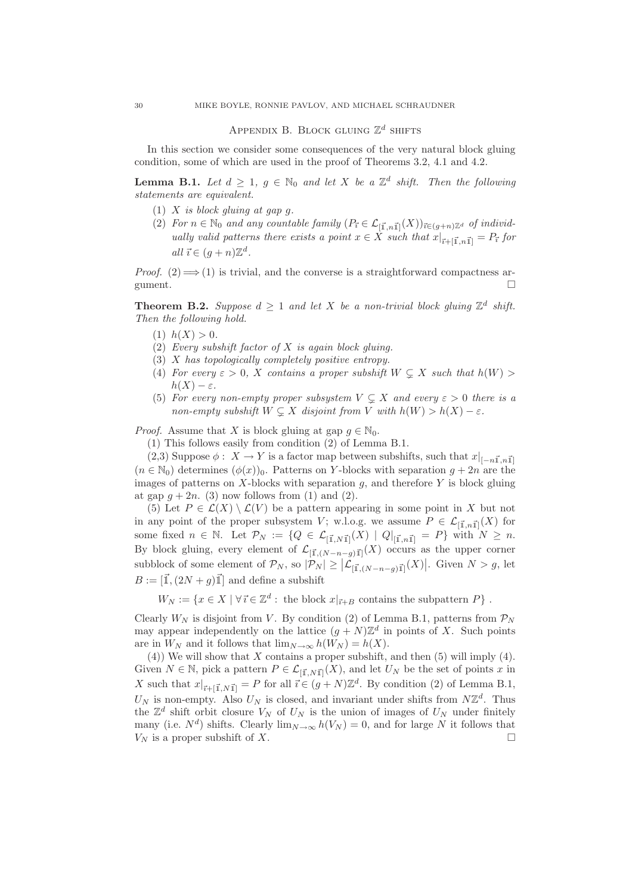## Appendix B. Block gluing $\mathbb{Z}^d$ shifts

In this section we consider some consequences of the very natural block gluing condition, some of which are used in the proof of Theorems 3.2, 4.1 and 4.2.

**Lemma B.1.** *Let $d \geq 1$, $g \in \mathbb{N}_0$ and let $X$ be a $\mathbb{Z}^d$ shift. Then the following statements are equivalent.*

1. *$X$ is block gluing at gap $g$.*
2. *For $n \in \mathbb{N}_0$ and any countable family $(P_{\vec{\imath}} \in \mathcal{L}_{[\vec{\mathbb{1}},n\vec{\mathbb{1}}]}(X))_{\vec{\imath} \in (g+n)\mathbb{Z}^d}$ of individually valid patterns there exists a point $x \in X$ such that $x|_{\vec{\imath}+[\vec{\mathbb{1}},n\vec{\mathbb{1}}]} = P_{\vec{\imath}}$ for all $\vec{\imath} \in (g+n)\mathbb{Z}^d$.*

*Proof.* $(2) \Longrightarrow (1)$ is trivial, and the converse is a straightforward compactness argument. $\square$

**Theorem B.2.** *Suppose $d \geq 1$ and let $X$ be a non-trivial block gluing $\mathbb{Z}^d$ shift. Then the following hold.*

1. *$h(X) > 0$.*
2. *Every subshift factor of $X$ is again block gluing.*
3. *$X$ has topologically completely positive entropy.*
4. *For every $\varepsilon > 0$, $X$ contains a proper subshift $W \subsetneq X$ such that $h(W) > h(X) - \varepsilon$.*
5. *For every non-empty proper subsystem $V \subsetneq X$ and every $\varepsilon > 0$ there is a non-empty subshift $W \subsetneq X$ disjoint from $V$ with $h(W) > h(X) - \varepsilon$.*

*Proof.* Assume that $X$ is block gluing at gap $g \in \mathbb{N}_0$.

(1) This follows easily from condition (2) of Lemma B.1.

(2,3) Suppose $\phi: X \to Y$ is a factor map between subshifts, such that $x|_{[-n\vec{\mathbb{1}},n\vec{\mathbb{1}}]}$ ($n \in \mathbb{N}_0$) determines $(\phi(x))_0$. Patterns on $Y$-blocks with separation $g + 2n$ are the images of patterns on $X$-blocks with separation $g$, and therefore $Y$ is block gluing at gap $g + 2n$. (3) now follows from (1) and (2).

(5) Let $P \in \mathcal{L}(X) \setminus \mathcal{L}(V)$ be a pattern appearing in some point in $X$ but not in any point of the proper subsystem $V$; w.l.o.g. we assume $P \in \mathcal{L}_{[\vec{\mathbb{1}},n\vec{\mathbb{1}}]}(X)$ for some fixed $n \in \mathbb{N}$. Let $\mathcal{P}_N := \{Q \in \mathcal{L}_{[\vec{\mathbb{1}},N\vec{\mathbb{1}}]}(X) \mid Q|_{[\vec{\mathbb{1}},n\vec{\mathbb{1}}]} = P\}$ with $N \geq n$. By block gluing, every element of $\mathcal{L}_{[\vec{\mathbb{1}},(N-n-g)\vec{\mathbb{1}}]}(X)$ occurs as the upper corner subblock of some element of $\mathcal{P}_N$, so $|\mathcal{P}_N| \geq \left|\mathcal{L}_{[\vec{\mathbb{1}},(N-n-g)\vec{\mathbb{1}}]}(X)\right|$. Given $N > g$, let $B := [\vec{\mathbb{1}},(2N+g)\vec{\mathbb{1}}]$ and define a subshift

$$W_N := \{x \in X \mid \forall\, \vec{\imath} \in \mathbb{Z}^d: \text{ the block } x|_{\vec{\imath}+B} \text{ contains the subpattern } P\}\,.$$

Clearly $W_N$ is disjoint from $V$. By condition (2) of Lemma B.1, patterns from $\mathcal{P}_N$ may appear independently on the lattice $(g+N)\mathbb{Z}^d$ in points of $X$. Such points are in $W_N$ and it follows that $\lim_{N\to\infty} h(W_N) = h(X)$.

(4)) We will show that $X$ contains a proper subshift, and then (5) will imply (4). Given $N \in \mathbb{N}$, pick a pattern $P \in \mathcal{L}_{[\vec{\mathbb{1}},N\vec{\mathbb{1}}]}(X)$, and let $U_N$ be the set of points $x$ in $X$ such that $x|_{\vec{\imath}+[\vec{\mathbb{1}},N\vec{\mathbb{1}}]} = P$ for all $\vec{\imath} \in (g+N)\mathbb{Z}^d$. By condition (2) of Lemma B.1, $U_N$ is non-empty. Also $U_N$ is closed, and invariant under shifts from $N\mathbb{Z}^d$. Thus the $\mathbb{Z}^d$ shift orbit closure $V_N$ of $U_N$ is the union of images of $U_N$ under finitely many (i.e. $N^d$) shifts. Clearly $\lim_{N\to\infty} h(V_N) = 0$, and for large $N$ it follows that $V_N$ is a proper subshift of $X$. $\square$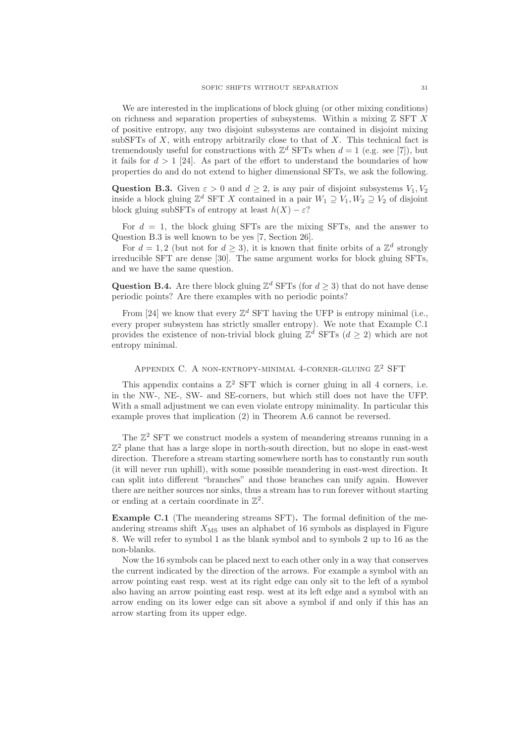We are interested in the implications of block gluing (or other mixing conditions) on richness and separation properties of subsystems. Within a mixing $\mathbb{Z}$ SFT $X$ of positive entropy, any two disjoint subsystems are contained in disjoint mixing subSFTs of $X$, with entropy arbitrarily close to that of $X$. This technical fact is tremendously useful for constructions with $\mathbb{Z}^d$ SFTs when $d = 1$ (e.g. see [7]), but it fails for $d > 1$ [24]. As part of the effort to understand the boundaries of how properties do and do not extend to higher dimensional SFTs, we ask the following.

**Question B.3.** Given $\varepsilon > 0$ and $d \geq 2$, is any pair of disjoint subsystems $V_1, V_2$ inside a block gluing $\mathbb{Z}^d$ SFT $X$ contained in a pair $W_1 \supseteq V_1, W_2 \supseteq V_2$ of disjoint block gluing subSFTs of entropy at least $h(X) - \varepsilon$?

For $d = 1$, the block gluing SFTs are the mixing SFTs, and the answer to Question B.3 is well known to be yes [7, Section 26].

For $d = 1, 2$ (but not for $d \geq 3$), it is known that finite orbits of a $\mathbb{Z}^d$ strongly irreducible SFT are dense [30]. The same argument works for block gluing SFTs, and we have the same question.

**Question B.4.** Are there block gluing $\mathbb{Z}^d$ SFTs (for $d \geq 3$) that do not have dense periodic points? Are there examples with no periodic points?

From [24] we know that every $\mathbb{Z}^d$ SFT having the UFP is entropy minimal (i.e., every proper subsystem has strictly smaller entropy). We note that Example C.1 provides the existence of non-trivial block gluing $\mathbb{Z}^d$ SFTs ($d \geq 2$) which are not entropy minimal.

## Appendix C. A non-entropy-minimal 4-corner-gluing $\mathbb{Z}^2$ SFT

This appendix contains a $\mathbb{Z}^2$ SFT which is corner gluing in all 4 corners, i.e. in the NW-, NE-, SW- and SE-corners, but which still does not have the UFP. With a small adjustment we can even violate entropy minimality. In particular this example proves that implication (2) in Theorem A.6 cannot be reversed.

The $\mathbb{Z}^2$ SFT we construct models a system of meandering streams running in a $\mathbb{Z}^2$ plane that has a large slope in north-south direction, but no slope in east-west direction. Therefore a stream starting somewhere north has to constantly run south (it will never run uphill), with some possible meandering in east-west direction. It can split into different "branches" and those branches can unify again. However there are neither sources nor sinks, thus a stream has to run forever without starting or ending at a certain coordinate in $\mathbb{Z}^2$.

**Example C.1** (The meandering streams SFT)**.** The formal definition of the meandering streams shift $X_{\text{MS}}$ uses an alphabet of 16 symbols as displayed in Figure 8. We will refer to symbol 1 as the blank symbol and to symbols 2 up to 16 as the non-blanks.

Now the 16 symbols can be placed next to each other only in a way that conserves the current indicated by the direction of the arrows. For example a symbol with an arrow pointing east resp. west at its right edge can only sit to the left of a symbol also having an arrow pointing east resp. west at its left edge and a symbol with an arrow ending on its lower edge can sit above a symbol if and only if this has an arrow starting from its upper edge.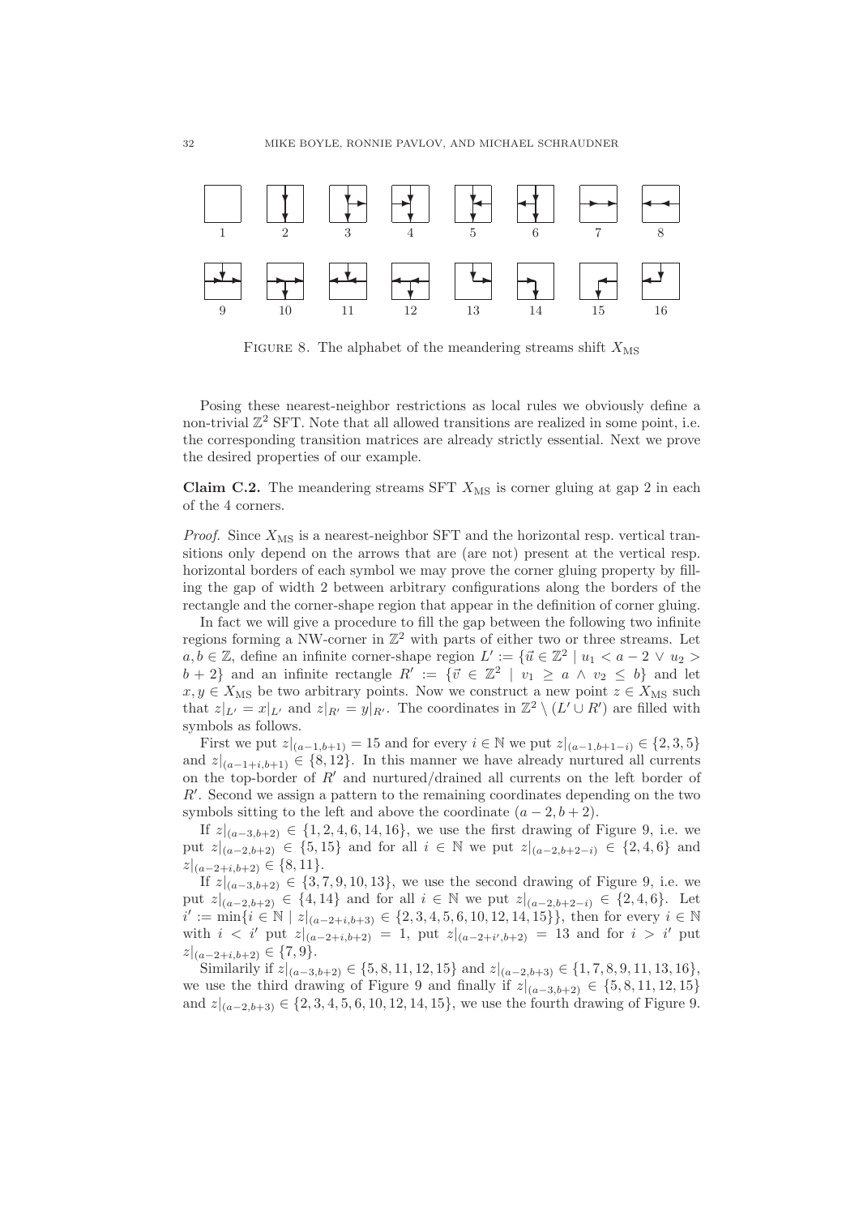FIGURE 8. The alphabet of the meandering streams shift $X_{\mathrm{MS}}$

Posing these nearest-neighbor restrictions as local rules we obviously define a non-trivial $\mathbb{Z}^2$ SFT. Note that all allowed transitions are realized in some point, i.e. the corresponding transition matrices are already strictly essential. Next we prove the desired properties of our example.

**Claim C.2.** The meandering streams SFT $X_{\mathrm{MS}}$ is corner gluing at gap 2 in each of the 4 corners.

*Proof.* Since $X_{\mathrm{MS}}$ is a nearest-neighbor SFT and the horizontal resp. vertical transitions only depend on the arrows that are (are not) present at the vertical resp. horizontal borders of each symbol we may prove the corner gluing property by filling the gap of width 2 between arbitrary configurations along the borders of the rectangle and the corner-shape region that appear in the definition of corner gluing.

In fact we will give a procedure to fill the gap between the following two infinite regions forming a NW-corner in $\mathbb{Z}^2$ with parts of either two or three streams. Let $a, b \in \mathbb{Z}$, define an infinite corner-shape region $L' := \{\vec{u} \in \mathbb{Z}^2 \mid u_1 < a-2 \vee u_2 > b+2\}$ and an infinite rectangle $R' := \{\vec{v} \in \mathbb{Z}^2 \mid v_1 \geq a \wedge v_2 \leq b\}$ and let $x, y \in X_{\mathrm{MS}}$ be two arbitrary points. Now we construct a new point $z \in X_{\mathrm{MS}}$ such that $z|_{L'} = x|_{L'}$ and $z|_{R'} = y|_{R'}$. The coordinates in $\mathbb{Z}^2 \setminus (L' \cup R')$ are filled with symbols as follows.

First we put $z|_{(a-1,b+1)} = 15$ and for every $i \in \mathbb{N}$ we put $z|_{(a-1,b+1-i)} \in \{2,3,5\}$ and $z|_{(a-1+i,b+1)} \in \{8,12\}$. In this manner we have already nurtured all currents on the top-border of $R'$ and nurtured/drained all currents on the left border of $R'$. Second we assign a pattern to the remaining coordinates depending on the two symbols sitting to the left and above the coordinate $(a-2, b+2)$.

If $z|_{(a-3,b+2)} \in \{1,2,4,6,14,16\}$, we use the first drawing of Figure 9, i.e. we put $z|_{(a-2,b+2)} \in \{5,15\}$ and for all $i \in \mathbb{N}$ we put $z|_{(a-2,b+2-i)} \in \{2,4,6\}$ and $z|_{(a-2+i,b+2)} \in \{8,11\}$.

If $z|_{(a-3,b+2)} \in \{3,7,9,10,13\}$, we use the second drawing of Figure 9, i.e. we put $z|_{(a-2,b+2)} \in \{4,14\}$ and for all $i \in \mathbb{N}$ we put $z|_{(a-2,b+2-i)} \in \{2,4,6\}$. Let $i' := \min\{i \in \mathbb{N} \mid z|_{(a-2+i,b+3)} \in \{2,3,4,5,6,10,12,14,15\}\}$, then for every $i \in \mathbb{N}$ with $i < i'$ put $z|_{(a-2+i,b+2)} = 1$, put $z|_{(a-2+i',b+2)} = 13$ and for $i > i'$ put $z|_{(a-2+i,b+2)} \in \{7,9\}$.

Similarily if $z|_{(a-3,b+2)} \in \{5,8,11,12,15\}$ and $z|_{(a-2,b+3)} \in \{1,7,8,9,11,13,16\}$, we use the third drawing of Figure 9 and finally if $z|_{(a-3,b+2)} \in \{5,8,11,12,15\}$ and $z|_{(a-2,b+3)} \in \{2,3,4,5,6,10,12,14,15\}$, we use the fourth drawing of Figure 9.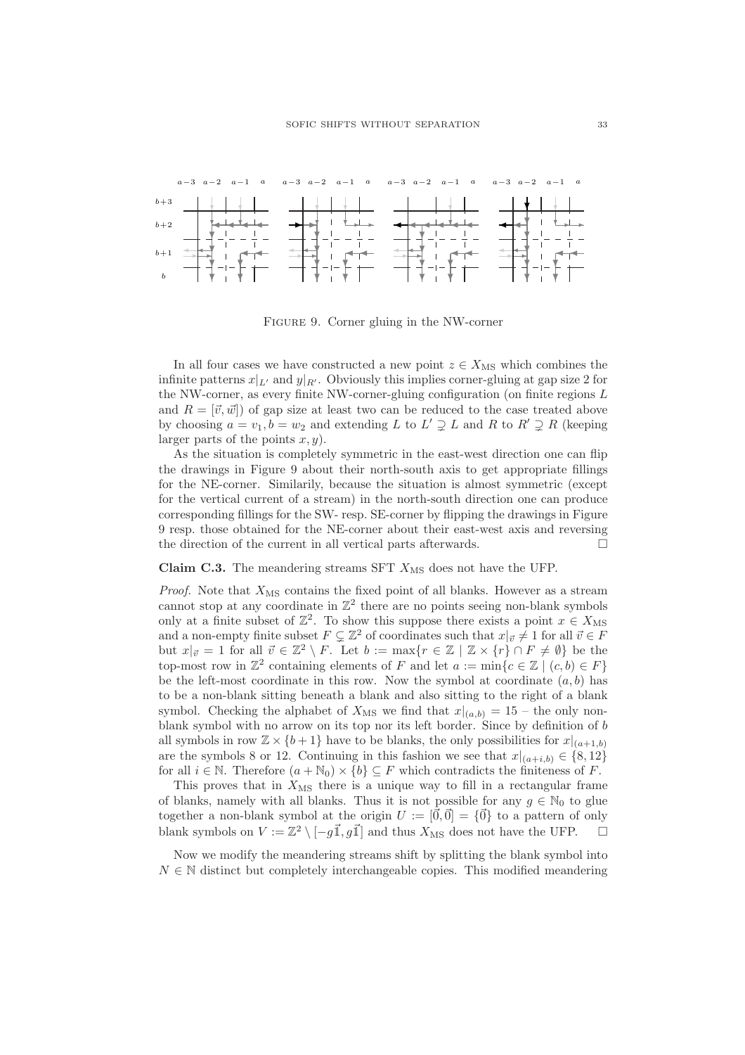FIGURE 9. Corner gluing in the NW-corner

In all four cases we have constructed a new point $z \in X_{\mathrm{MS}}$ which combines the infinite patterns $x|_{L'}$ and $y|_{R'}$. Obviously this implies corner-gluing at gap size 2 for the NW-corner, as every finite NW-corner-gluing configuration (on finite regions $L$ and $R = [\vec{v}, \vec{w}]$) of gap size at least two can be reduced to the case treated above by choosing $a = v_1, b = w_2$ and extending $L$ to $L' \supsetneq L$ and $R$ to $R' \supsetneq R$ (keeping larger parts of the points $x, y$).

As the situation is completely symmetric in the east-west direction one can flip the drawings in Figure 9 about their north-south axis to get appropriate fillings for the NE-corner. Similarily, because the situation is almost symmetric (except for the vertical current of a stream) in the north-south direction one can produce corresponding fillings for the SW- resp. SE-corner by flipping the drawings in Figure 9 resp. those obtained for the NE-corner about their east-west axis and reversing the direction of the current in all vertical parts afterwards. $\square$

**Claim C.3.** The meandering streams SFT $X_{\mathrm{MS}}$ does not have the UFP.

*Proof.* Note that $X_{\mathrm{MS}}$ contains the fixed point of all blanks. However as a stream cannot stop at any coordinate in $\mathbb{Z}^2$ there are no points seeing non-blank symbols only at a finite subset of $\mathbb{Z}^2$. To show this suppose there exists a point $x \in X_{\mathrm{MS}}$ and a non-empty finite subset $F \subsetneq \mathbb{Z}^2$ of coordinates such that $x|_{\vec{v}} \neq 1$ for all $\vec{v} \in F$ but $x|_{\vec{v}} = 1$ for all $\vec{v} \in \mathbb{Z}^2 \setminus F$. Let $b := \max\{r \in \mathbb{Z} \mid \mathbb{Z} \times \{r\} \cap F \neq \emptyset\}$ be the top-most row in $\mathbb{Z}^2$ containing elements of $F$ and let $a := \min\{c \in \mathbb{Z} \mid (c, b) \in F\}$ be the left-most coordinate in this row. Now the symbol at coordinate $(a, b)$ has to be a non-blank sitting beneath a blank and also sitting to the right of a blank symbol. Checking the alphabet of $X_{\mathrm{MS}}$ we find that $x|_{(a,b)} = 15$ – the only non-blank symbol with no arrow on its top nor its left border. Since by definition of $b$ all symbols in row $\mathbb{Z} \times \{b+1\}$ have to be blanks, the only possibilities for $x|_{(a+1,b)}$ are the symbols 8 or 12. Continuing in this fashion we see that $x|_{(a+i,b)} \in \{8, 12\}$ for all $i \in \mathbb{N}$. Therefore $(a + \mathbb{N}_0) \times \{b\} \subseteq F$ which contradicts the finiteness of $F$.

This proves that in $X_{\mathrm{MS}}$ there is a unique way to fill in a rectangular frame of blanks, namely with all blanks. Thus it is not possible for any $g \in \mathbb{N}_0$ to glue together a non-blank symbol at the origin $U := [\vec{0}, \vec{0}] = \{\vec{0}\}$ to a pattern of only blank symbols on $V := \mathbb{Z}^2 \setminus [-g\vec{\mathbb{1}}, g\vec{\mathbb{1}}]$ and thus $X_{\mathrm{MS}}$ does not have the UFP. $\square$

Now we modify the meandering streams shift by splitting the blank symbol into $N \in \mathbb{N}$ distinct but completely interchangeable copies. This modified meandering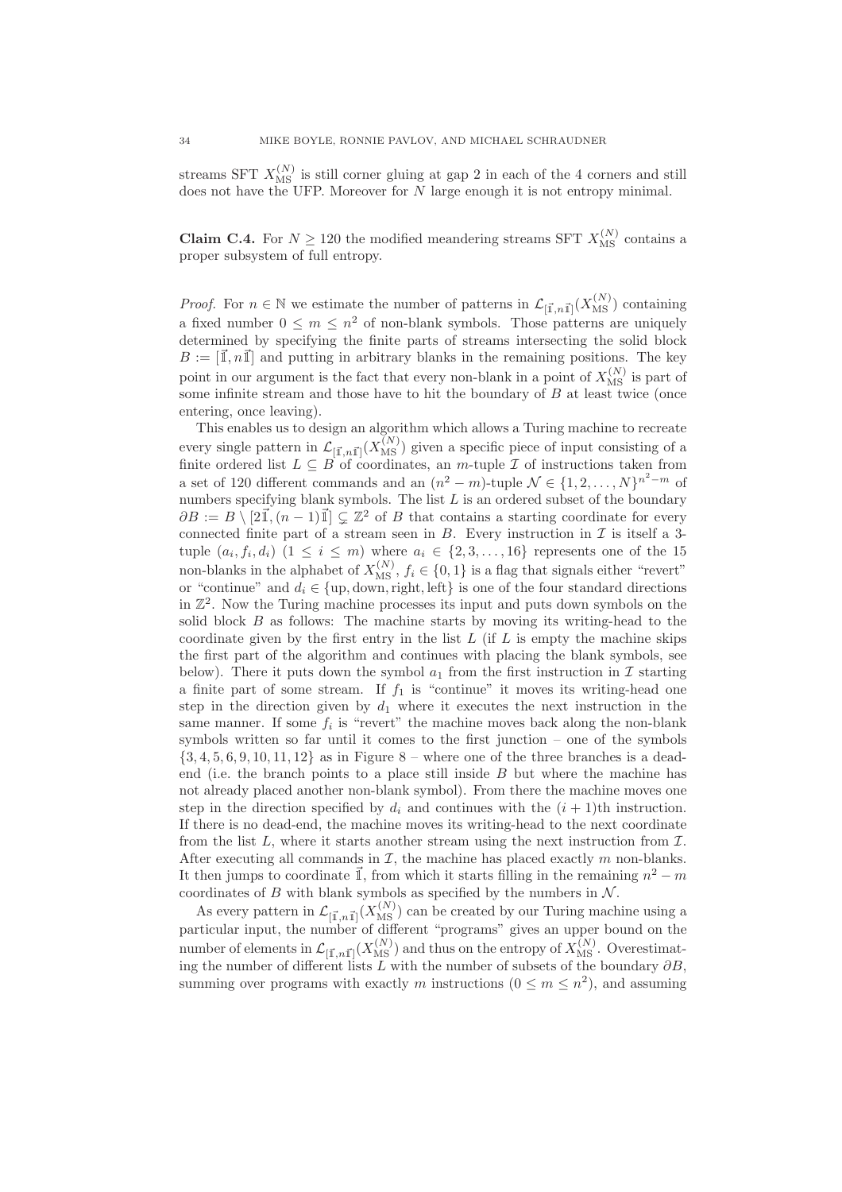streams SFT $X_{\mathrm{MS}}^{(N)}$ is still corner gluing at gap 2 in each of the 4 corners and still does not have the UFP. Moreover for $N$ large enough it is not entropy minimal.

**Claim C.4.** For $N \geq 120$ the modified meandering streams SFT $X_{\mathrm{MS}}^{(N)}$ contains a proper subsystem of full entropy.

*Proof.* For $n \in \mathbb{N}$ we estimate the number of patterns in $\mathcal{L}_{[\vec{\mathbb{1}},n\vec{\mathbb{1}}]}(X_{\mathrm{MS}}^{(N)})$ containing a fixed number $0 \leq m \leq n^2$ of non-blank symbols. Those patterns are uniquely determined by specifying the finite parts of streams intersecting the solid block $B := [\vec{\mathbb{1}}, n\vec{\mathbb{1}}]$ and putting in arbitrary blanks in the remaining positions. The key point in our argument is the fact that every non-blank in a point of $X_{\mathrm{MS}}^{(N)}$ is part of some infinite stream and those have to hit the boundary of $B$ at least twice (once entering, once leaving).

This enables us to design an algorithm which allows a Turing machine to recreate every single pattern in $\mathcal{L}_{[\vec{\mathbb{1}},n\vec{\mathbb{1}}]}(X_{\mathrm{MS}}^{(N)})$ given a specific piece of input consisting of a finite ordered list $L \subseteq B$ of coordinates, an $m$-tuple $\mathcal{I}$ of instructions taken from a set of 120 different commands and an $(n^2-m)$-tuple $\mathcal{N} \in \{1, 2, \ldots, N\}^{n^2-m}$ of numbers specifying blank symbols. The list $L$ is an ordered subset of the boundary $\partial B := B \setminus [2\vec{\mathbb{1}}, (n-1)\vec{\mathbb{1}}] \subsetneq \mathbb{Z}^2$ of $B$ that contains a starting coordinate for every connected finite part of a stream seen in $B$. Every instruction in $\mathcal{I}$ is itself a 3-tuple $(a_i, f_i, d_i)$ $(1 \leq i \leq m)$ where $a_i \in \{2, 3, \ldots, 16\}$ represents one of the 15 non-blanks in the alphabet of $X_{\mathrm{MS}}^{(N)}$, $f_i \in \{0, 1\}$ is a flag that signals either "revert" or "continue" and $d_i \in \{\mathrm{up}, \mathrm{down}, \mathrm{right}, \mathrm{left}\}$ is one of the four standard directions in $\mathbb{Z}^2$. Now the Turing machine processes its input and puts down symbols on the solid block $B$ as follows: The machine starts by moving its writing-head to the coordinate given by the first entry in the list $L$ (if $L$ is empty the machine skips the first part of the algorithm and continues with placing the blank symbols, see below). There it puts down the symbol $a_1$ from the first instruction in $\mathcal{I}$ starting a finite part of some stream. If $f_1$ is "continue" it moves its writing-head one step in the direction given by $d_1$ where it executes the next instruction in the same manner. If some $f_i$ is "revert" the machine moves back along the non-blank symbols written so far until it comes to the first junction – one of the symbols $\{3, 4, 5, 6, 9, 10, 11, 12\}$ as in Figure 8 – where one of the three branches is a dead-end (i.e. the branch points to a place still inside $B$ but where the machine has not already placed another non-blank symbol). From there the machine moves one step in the direction specified by $d_i$ and continues with the $(i+1)$th instruction. If there is no dead-end, the machine moves its writing-head to the next coordinate from the list $L$, where it starts another stream using the next instruction from $\mathcal{I}$. After executing all commands in $\mathcal{I}$, the machine has placed exactly $m$ non-blanks. It then jumps to coordinate $\vec{\mathbb{1}}$, from which it starts filling in the remaining $n^2 - m$ coordinates of $B$ with blank symbols as specified by the numbers in $\mathcal{N}$.

As every pattern in $\mathcal{L}_{[\vec{\mathbb{1}},n\vec{\mathbb{1}}]}(X_{\mathrm{MS}}^{(N)})$ can be created by our Turing machine using a particular input, the number of different "programs" gives an upper bound on the number of elements in $\mathcal{L}_{[\vec{\mathbb{1}},n\vec{\mathbb{1}}]}(X_{\mathrm{MS}}^{(N)})$ and thus on the entropy of $X_{\mathrm{MS}}^{(N)}$. Overestimating the number of different lists $L$ with the number of subsets of the boundary $\partial B$, summing over programs with exactly $m$ instructions $(0 \leq m \leq n^2)$, and assuming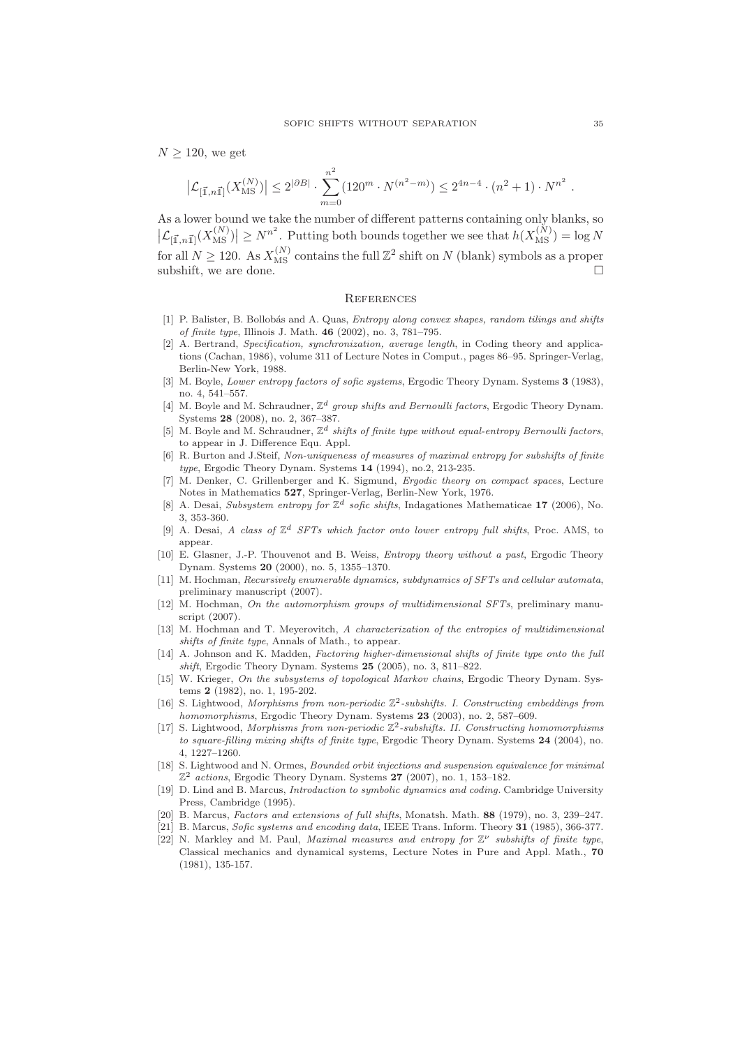$N \geq 120$, we get

$$\left|\mathcal{L}_{[\vec{1},n\vec{1}]}(X_{\mathrm{MS}}^{(N)})\right| \leq 2^{|\partial B|} \cdot \sum_{m=0}^{n^2} (120^m \cdot N^{(n^2-m)}) \leq 2^{4n-4} \cdot (n^2+1) \cdot N^{n^2} .$$

As a lower bound we take the number of different patterns containing only blanks, so $\left|\mathcal{L}_{[\vec{1},n\vec{1}]}(X_{\mathrm{MS}}^{(N)})\right| \geq N^{n^2}$. Putting both bounds together we see that $h(X_{\mathrm{MS}}^{(N)}) = \log N$ for all $N \geq 120$. As $X_{\mathrm{MS}}^{(N)}$ contains the full $\mathbb{Z}^2$ shift on $N$ (blank) symbols as a proper subshift, we are done. □

## References

[1] P. Balister, B. Bollobás and A. Quas, *Entropy along convex shapes, random tilings and shifts of finite type*, Illinois J. Math. **46** (2002), no. 3, 781–795.

[2] A. Bertrand, *Specification, synchronization, average length*, in Coding theory and applications (Cachan, 1986), volume 311 of Lecture Notes in Comput., pages 86–95. Springer-Verlag, Berlin-New York, 1988.

[3] M. Boyle, *Lower entropy factors of sofic systems*, Ergodic Theory Dynam. Systems **3** (1983), no. 4, 541–557.

[4] M. Boyle and M. Schraudner, *$\mathbb{Z}^d$ group shifts and Bernoulli factors*, Ergodic Theory Dynam. Systems **28** (2008), no. 2, 367–387.

[5] M. Boyle and M. Schraudner, *$\mathbb{Z}^d$ shifts of finite type without equal-entropy Bernoulli factors*, to appear in J. Difference Equ. Appl.

[6] R. Burton and J.Steif, *Non-uniqueness of measures of maximal entropy for subshifts of finite type*, Ergodic Theory Dynam. Systems **14** (1994), no.2, 213-235.

[7] M. Denker, C. Grillenberger and K. Sigmund, *Ergodic theory on compact spaces*, Lecture Notes in Mathematics **527**, Springer-Verlag, Berlin-New York, 1976.

[8] A. Desai, *Subsystem entropy for $\mathbb{Z}^d$ sofic shifts*, Indagationes Mathematicae **17** (2006), No. 3, 353-360.

[9] A. Desai, *A class of $\mathbb{Z}^d$ SFTs which factor onto lower entropy full shifts*, Proc. AMS, to appear.

[10] E. Glasner, J.-P. Thouvenot and B. Weiss, *Entropy theory without a past*, Ergodic Theory Dynam. Systems **20** (2000), no. 5, 1355–1370.

[11] M. Hochman, *Recursively enumerable dynamics, subdynamics of SFTs and cellular automata*, preliminary manuscript (2007).

[12] M. Hochman, *On the automorphism groups of multidimensional SFTs*, preliminary manuscript (2007).

[13] M. Hochman and T. Meyerovitch, *A characterization of the entropies of multidimensional shifts of finite type*, Annals of Math., to appear.

[14] A. Johnson and K. Madden, *Factoring higher-dimensional shifts of finite type onto the full shift*, Ergodic Theory Dynam. Systems **25** (2005), no. 3, 811–822.

[15] W. Krieger, *On the subsystems of topological Markov chains*, Ergodic Theory Dynam. Systems **2** (1982), no. 1, 195-202.

[16] S. Lightwood, *Morphisms from non-periodic $\mathbb{Z}^2$-subshifts. I. Constructing embeddings from homomorphisms*, Ergodic Theory Dynam. Systems **23** (2003), no. 2, 587–609.

[17] S. Lightwood, *Morphisms from non-periodic $\mathbb{Z}^2$-subshifts. II. Constructing homomorphisms to square-filling mixing shifts of finite type*, Ergodic Theory Dynam. Systems **24** (2004), no. 4, 1227–1260.

[18] S. Lightwood and N. Ormes, *Bounded orbit injections and suspension equivalence for minimal $\mathbb{Z}^2$ actions*, Ergodic Theory Dynam. Systems **27** (2007), no. 1, 153–182.

[19] D. Lind and B. Marcus, *Introduction to symbolic dynamics and coding.* Cambridge University Press, Cambridge (1995).

[20] B. Marcus, *Factors and extensions of full shifts*, Monatsh. Math. **88** (1979), no. 3, 239–247.

[21] B. Marcus, *Sofic systems and encoding data*, IEEE Trans. Inform. Theory **31** (1985), 366-377.

[22] N. Markley and M. Paul, *Maximal measures and entropy for $\mathbb{Z}^\nu$ subshifts of finite type*, Classical mechanics and dynamical systems, Lecture Notes in Pure and Appl. Math., **70** (1981), 135-157.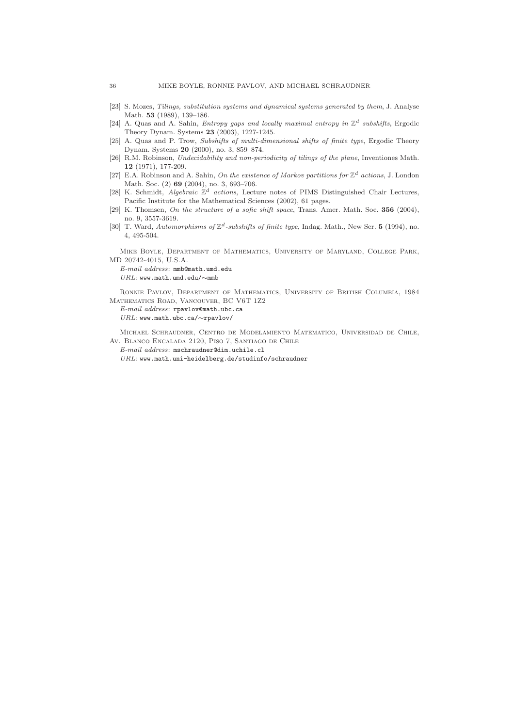[23] S. Mozes, *Tilings, substitution systems and dynamical systems generated by them*, J. Analyse Math. **53** (1989), 139–186.

[24] A. Quas and A. Sahin, *Entropy gaps and locally maximal entropy in $\mathbb{Z}^d$ subshifts*, Ergodic Theory Dynam. Systems **23** (2003), 1227-1245.

[25] A. Quas and P. Trow, *Subshifts of multi-dimensional shifts of finite type*, Ergodic Theory Dynam. Systems **20** (2000), no. 3, 859–874.

[26] R.M. Robinson, *Undecidability and non-periodicity of tilings of the plane*, Inventiones Math. **12** (1971), 177-209.

[27] E.A. Robinson and A. Sahin, *On the existence of Markov partitions for $\mathbb{Z}^d$ actions*, J. London Math. Soc. (2) **69** (2004), no. 3, 693–706.

[28] K. Schmidt, *Algebraic $\mathbb{Z}^d$ actions*, Lecture notes of PIMS Distinguished Chair Lectures, Pacific Institute for the Mathematical Sciences (2002), 61 pages.

[29] K. Thomsen, *On the structure of a sofic shift space*, Trans. Amer. Math. Soc. **356** (2004), no. 9, 3557-3619.

[30] T. Ward, *Automorphisms of $\mathbb{Z}^d$-subshifts of finite type*, Indag. Math., New Ser. **5** (1994), no. 4, 495-504.

Mike Boyle, Department of Mathematics, University of Maryland, College Park, MD 20742-4015, U.S.A.

*E-mail address*: mmb@math.umd.edu

*URL*: www.math.umd.edu/∼mmb

Ronnie Pavlov, Department of Mathematics, University of British Columbia, 1984 Mathematics Road, Vancouver, BC V6T 1Z2

*E-mail address*: rpavlov@math.ubc.ca

*URL*: www.math.ubc.ca/∼rpavlov/

Michael Schraudner, Centro de Modelamiento Matematico, Universidad de Chile, Av. Blanco Encalada 2120, Piso 7, Santiago de Chile

*E-mail address*: mschraudner@dim.uchile.cl

*URL*: www.math.uni-heidelberg.de/studinfo/schraudner